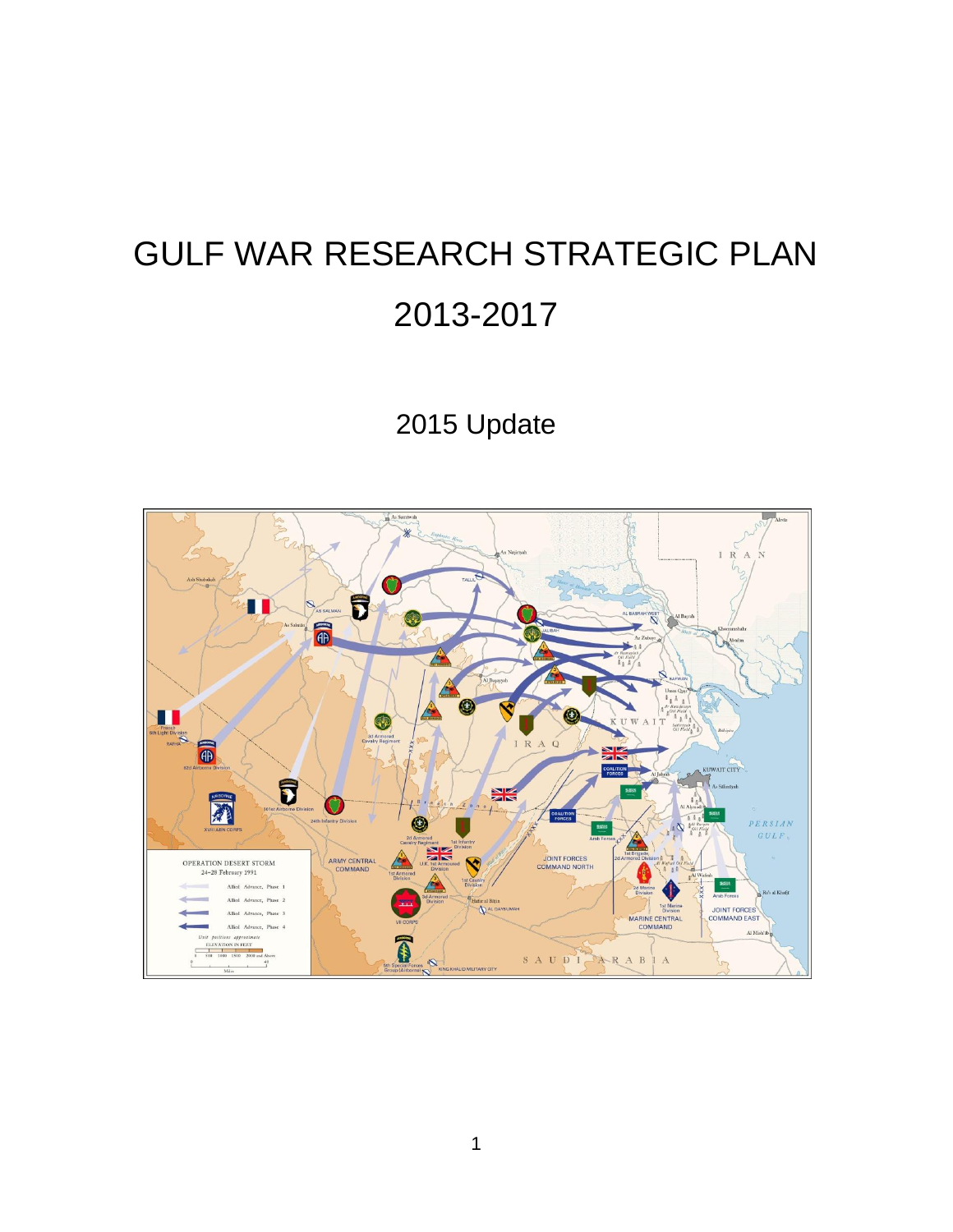# GULF WAR RESEARCH STRATEGIC PLAN 2013-2017

## 2015 Update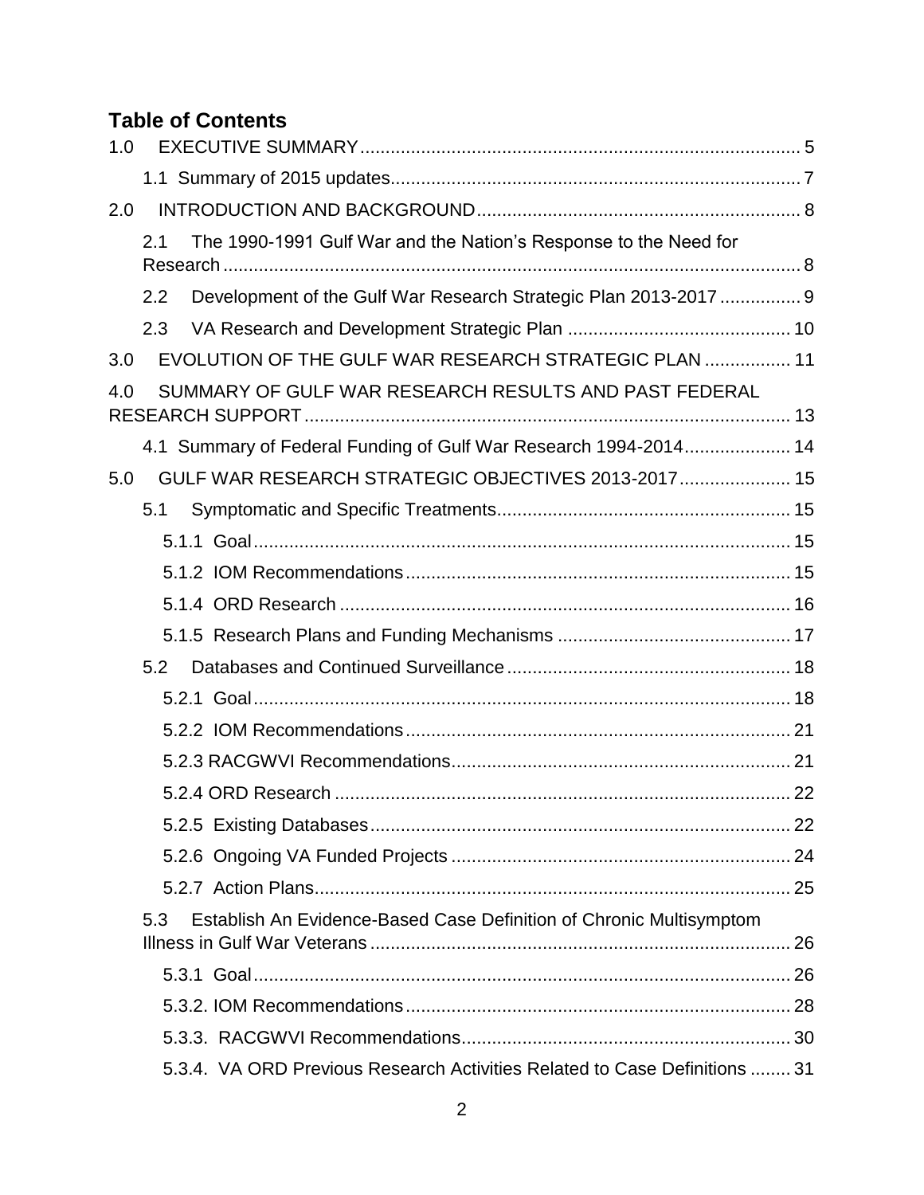## Table of Contents

1.0 EXECUTIVE SUMMARY ..... 5

- 1.1 Summary of 2015 updates ..... 7

2.0 INTRODUCTION AND BACKGROUND ..... 8

- 2.1 The 1990-1991 Gulf War and the Nation's Response to the Need for Research ..... 8
- 2.2 Development of the Gulf War Research Strategic Plan 2013-2017 ..... 9
- 2.3 VA Research and Development Strategic Plan ..... 10

3.0 EVOLUTION OF THE GULF WAR RESEARCH STRATEGIC PLAN ..... 11

4.0 SUMMARY OF GULF WAR RESEARCH RESULTS AND PAST FEDERAL RESEARCH SUPPORT ..... 13

- 4.1 Summary of Federal Funding of Gulf War Research 1994-2014 ..... 14

5.0 GULF WAR RESEARCH STRATEGIC OBJECTIVES 2013-2017 ..... 15

- 5.1 Symptomatic and Specific Treatments ..... 15
  - 5.1.1 Goal ..... 15
  - 5.1.2 IOM Recommendations ..... 15
  - 5.1.4 ORD Research ..... 16
  - 5.1.5 Research Plans and Funding Mechanisms ..... 17
- 5.2 Databases and Continued Surveillance ..... 18
  - 5.2.1 Goal ..... 18
  - 5.2.2 IOM Recommendations ..... 21
  - 5.2.3 RACGWVI Recommendations ..... 21
  - 5.2.4 ORD Research ..... 22
  - 5.2.5 Existing Databases ..... 22
  - 5.2.6 Ongoing VA Funded Projects ..... 24
  - 5.2.7 Action Plans ..... 25
- 5.3 Establish An Evidence-Based Case Definition of Chronic Multisymptom Illness in Gulf War Veterans ..... 26
  - 5.3.1 Goal ..... 26
  - 5.3.2. IOM Recommendations ..... 28
  - 5.3.3. RACGWVI Recommendations ..... 30
  - 5.3.4. VA ORD Previous Research Activities Related to Case Definitions ..... 31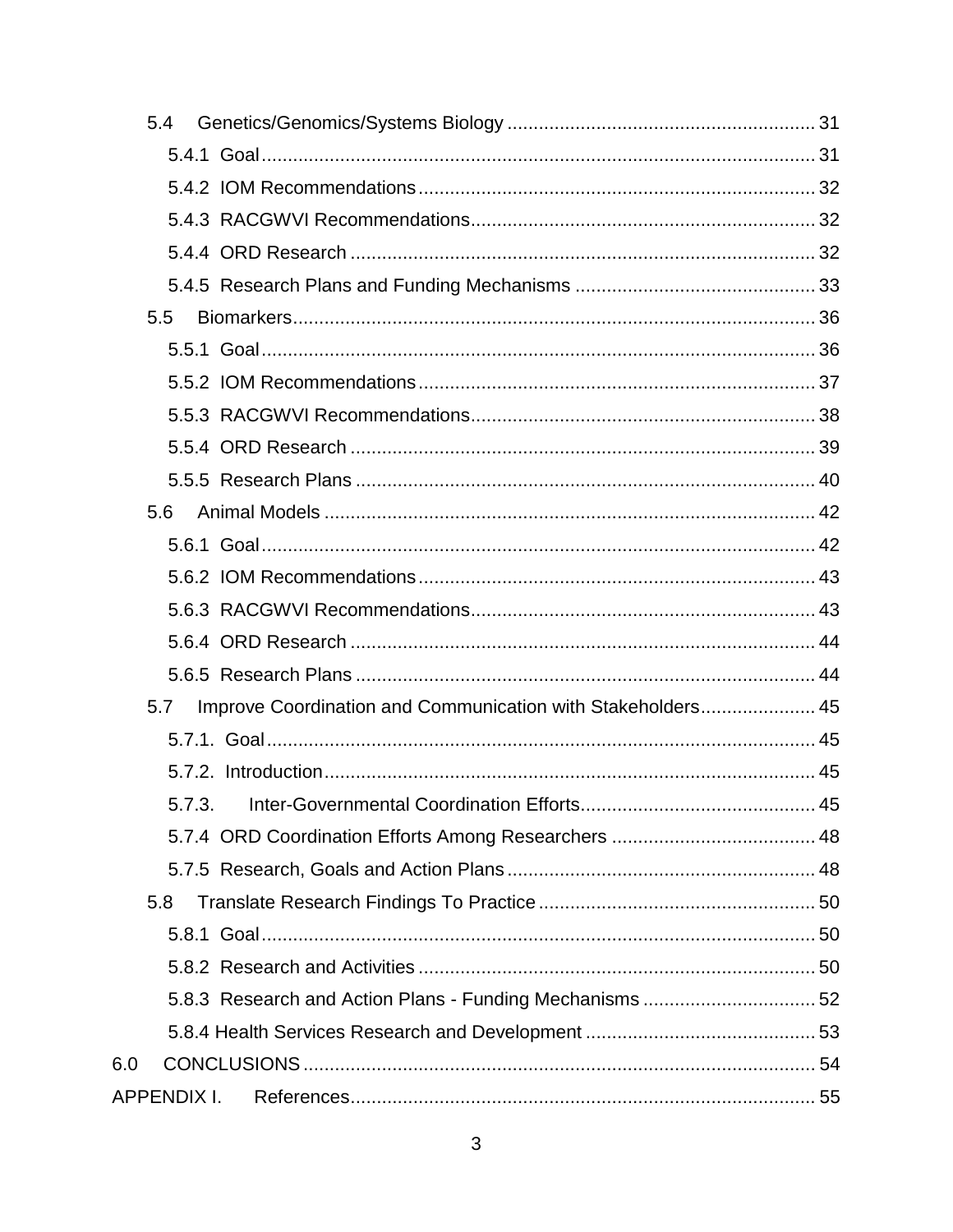- 5.4 Genetics/Genomics/Systems Biology .......... 31
  - 5.4.1 Goal .......... 31
  - 5.4.2 IOM Recommendations .......... 32
  - 5.4.3 RACGWVI Recommendations .......... 32
  - 5.4.4 ORD Research .......... 32
  - 5.4.5 Research Plans and Funding Mechanisms .......... 33
- 5.5 Biomarkers .......... 36
  - 5.5.1 Goal .......... 36
  - 5.5.2 IOM Recommendations .......... 37
  - 5.5.3 RACGWVI Recommendations .......... 38
  - 5.5.4 ORD Research .......... 39
  - 5.5.5 Research Plans .......... 40
- 5.6 Animal Models .......... 42
  - 5.6.1 Goal .......... 42
  - 5.6.2 IOM Recommendations .......... 43
  - 5.6.3 RACGWVI Recommendations .......... 43
  - 5.6.4 ORD Research .......... 44
  - 5.6.5 Research Plans .......... 44
- 5.7 Improve Coordination and Communication with Stakeholders .......... 45
  - 5.7.1. Goal .......... 45
  - 5.7.2. Introduction .......... 45
  - 5.7.3. Inter-Governmental Coordination Efforts .......... 45
  - 5.7.4 ORD Coordination Efforts Among Researchers .......... 48
  - 5.7.5 Research, Goals and Action Plans .......... 48
- 5.8 Translate Research Findings To Practice .......... 50
  - 5.8.1 Goal .......... 50
  - 5.8.2 Research and Activities .......... 50
  - 5.8.3 Research and Action Plans - Funding Mechanisms .......... 52
  - 5.8.4 Health Services Research and Development .......... 53

6.0 CONCLUSIONS .......... 54

APPENDIX I. References .......... 55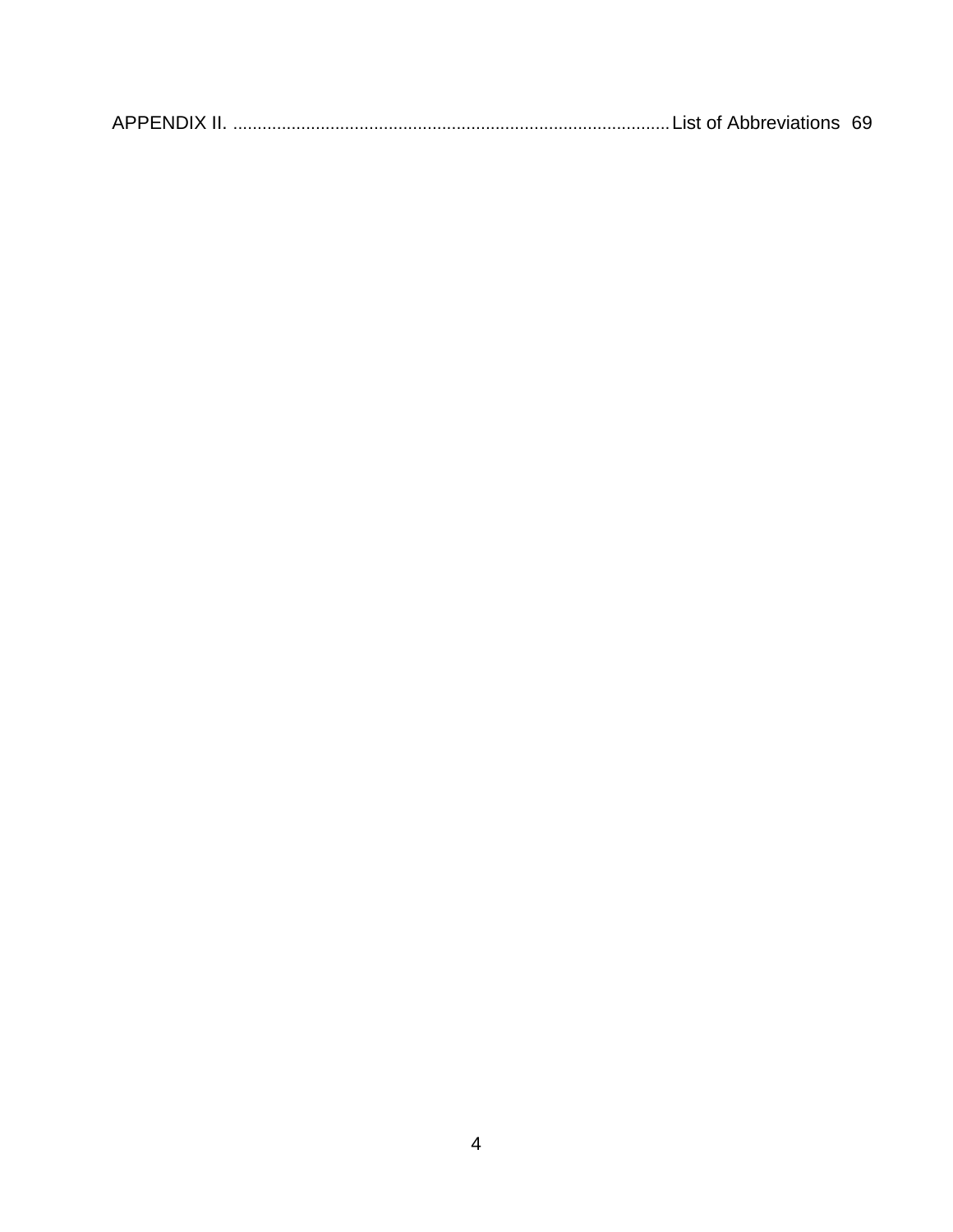APPENDIX II. ......................................................................................... List of Abbreviations 69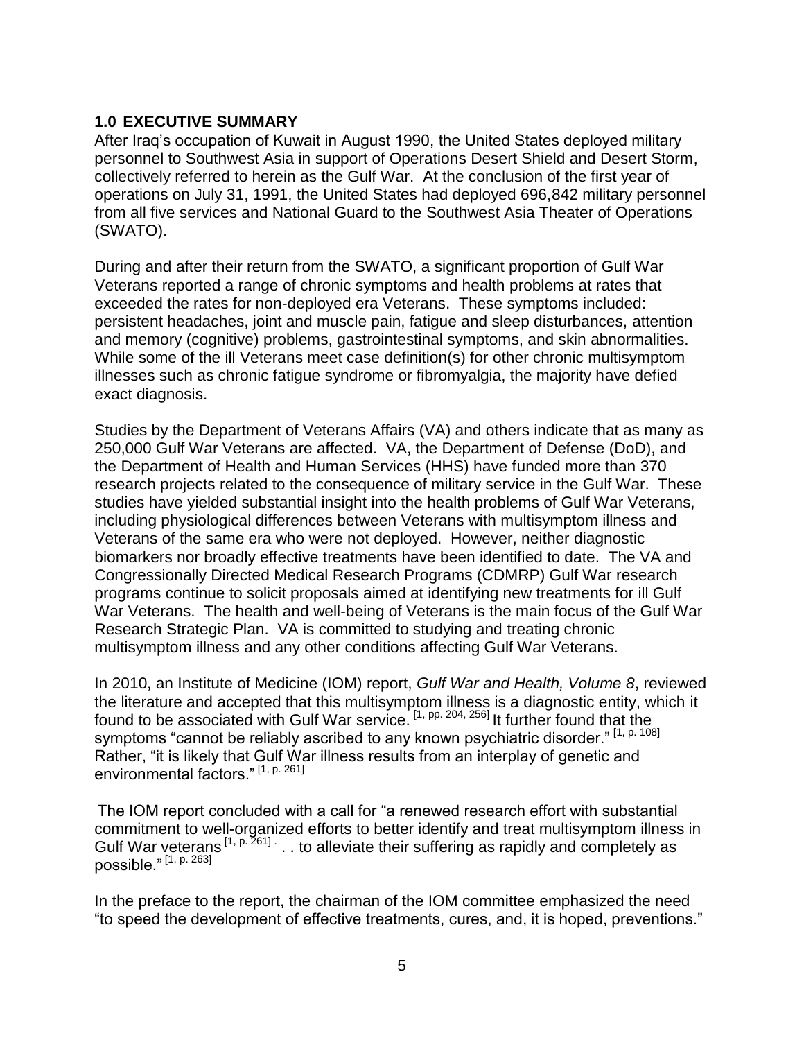## 1.0 EXECUTIVE SUMMARY

After Iraq's occupation of Kuwait in August 1990, the United States deployed military personnel to Southwest Asia in support of Operations Desert Shield and Desert Storm, collectively referred to herein as the Gulf War. At the conclusion of the first year of operations on July 31, 1991, the United States had deployed 696,842 military personnel from all five services and National Guard to the Southwest Asia Theater of Operations (SWATO).

During and after their return from the SWATO, a significant proportion of Gulf War Veterans reported a range of chronic symptoms and health problems at rates that exceeded the rates for non-deployed era Veterans. These symptoms included: persistent headaches, joint and muscle pain, fatigue and sleep disturbances, attention and memory (cognitive) problems, gastrointestinal symptoms, and skin abnormalities. While some of the ill Veterans meet case definition(s) for other chronic multisymptom illnesses such as chronic fatigue syndrome or fibromyalgia, the majority have defied exact diagnosis.

Studies by the Department of Veterans Affairs (VA) and others indicate that as many as 250,000 Gulf War Veterans are affected. VA, the Department of Defense (DoD), and the Department of Health and Human Services (HHS) have funded more than 370 research projects related to the consequence of military service in the Gulf War. These studies have yielded substantial insight into the health problems of Gulf War Veterans, including physiological differences between Veterans with multisymptom illness and Veterans of the same era who were not deployed. However, neither diagnostic biomarkers nor broadly effective treatments have been identified to date. The VA and Congressionally Directed Medical Research Programs (CDMRP) Gulf War research programs continue to solicit proposals aimed at identifying new treatments for ill Gulf War Veterans. The health and well-being of Veterans is the main focus of the Gulf War Research Strategic Plan. VA is committed to studying and treating chronic multisymptom illness and any other conditions affecting Gulf War Veterans.

In 2010, an Institute of Medicine (IOM) report, *Gulf War and Health, Volume 8*, reviewed the literature and accepted that this multisymptom illness is a diagnostic entity, which it found to be associated with Gulf War service. [1, pp. 204, 256] It further found that the symptoms "cannot be reliably ascribed to any known psychiatric disorder." [1, p. 108] Rather, "it is likely that Gulf War illness results from an interplay of genetic and environmental factors." [1, p. 261]

The IOM report concluded with a call for "a renewed research effort with substantial commitment to well-organized efforts to better identify and treat multisymptom illness in Gulf War veterans [1, p. 261] . . . to alleviate their suffering as rapidly and completely as possible." [1, p. 263]

In the preface to the report, the chairman of the IOM committee emphasized the need "to speed the development of effective treatments, cures, and, it is hoped, preventions."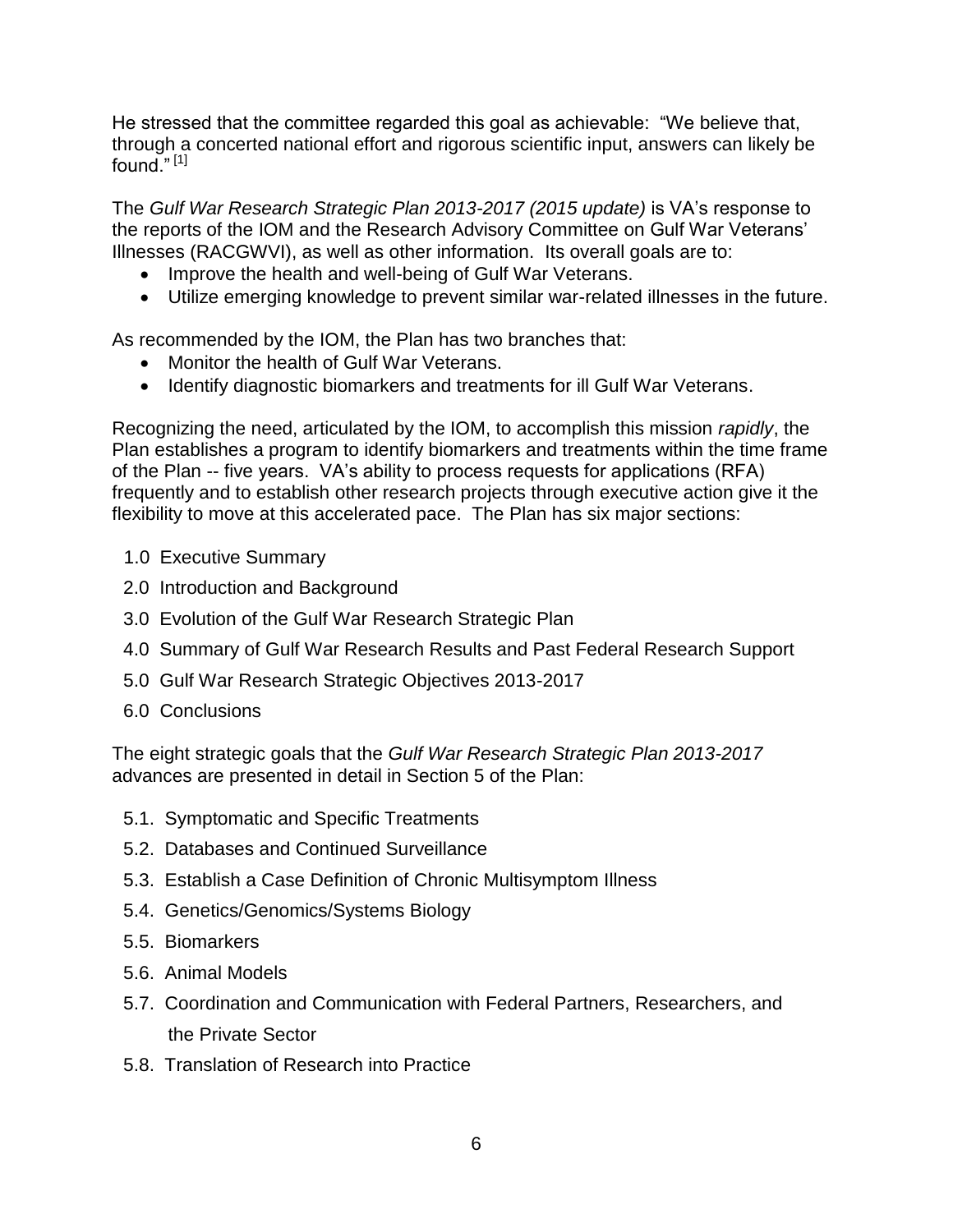He stressed that the committee regarded this goal as achievable: "We believe that, through a concerted national effort and rigorous scientific input, answers can likely be found." [1]

The *Gulf War Research Strategic Plan 2013-2017 (2015 update)* is VA's response to the reports of the IOM and the Research Advisory Committee on Gulf War Veterans' Illnesses (RACGWVI), as well as other information. Its overall goals are to:

- Improve the health and well-being of Gulf War Veterans.
- Utilize emerging knowledge to prevent similar war-related illnesses in the future.

As recommended by the IOM, the Plan has two branches that:

- Monitor the health of Gulf War Veterans.
- Identify diagnostic biomarkers and treatments for ill Gulf War Veterans.

Recognizing the need, articulated by the IOM, to accomplish this mission *rapidly*, the Plan establishes a program to identify biomarkers and treatments within the time frame of the Plan -- five years. VA's ability to process requests for applications (RFA) frequently and to establish other research projects through executive action give it the flexibility to move at this accelerated pace. The Plan has six major sections:

1.0 Executive Summary

2.0 Introduction and Background

3.0 Evolution of the Gulf War Research Strategic Plan

4.0 Summary of Gulf War Research Results and Past Federal Research Support

5.0 Gulf War Research Strategic Objectives 2013-2017

6.0 Conclusions

The eight strategic goals that the *Gulf War Research Strategic Plan 2013-2017* advances are presented in detail in Section 5 of the Plan:

5.1. Symptomatic and Specific Treatments

5.2. Databases and Continued Surveillance

5.3. Establish a Case Definition of Chronic Multisymptom Illness

5.4. Genetics/Genomics/Systems Biology

5.5. Biomarkers

5.6. Animal Models

5.7. Coordination and Communication with Federal Partners, Researchers, and the Private Sector

5.8. Translation of Research into Practice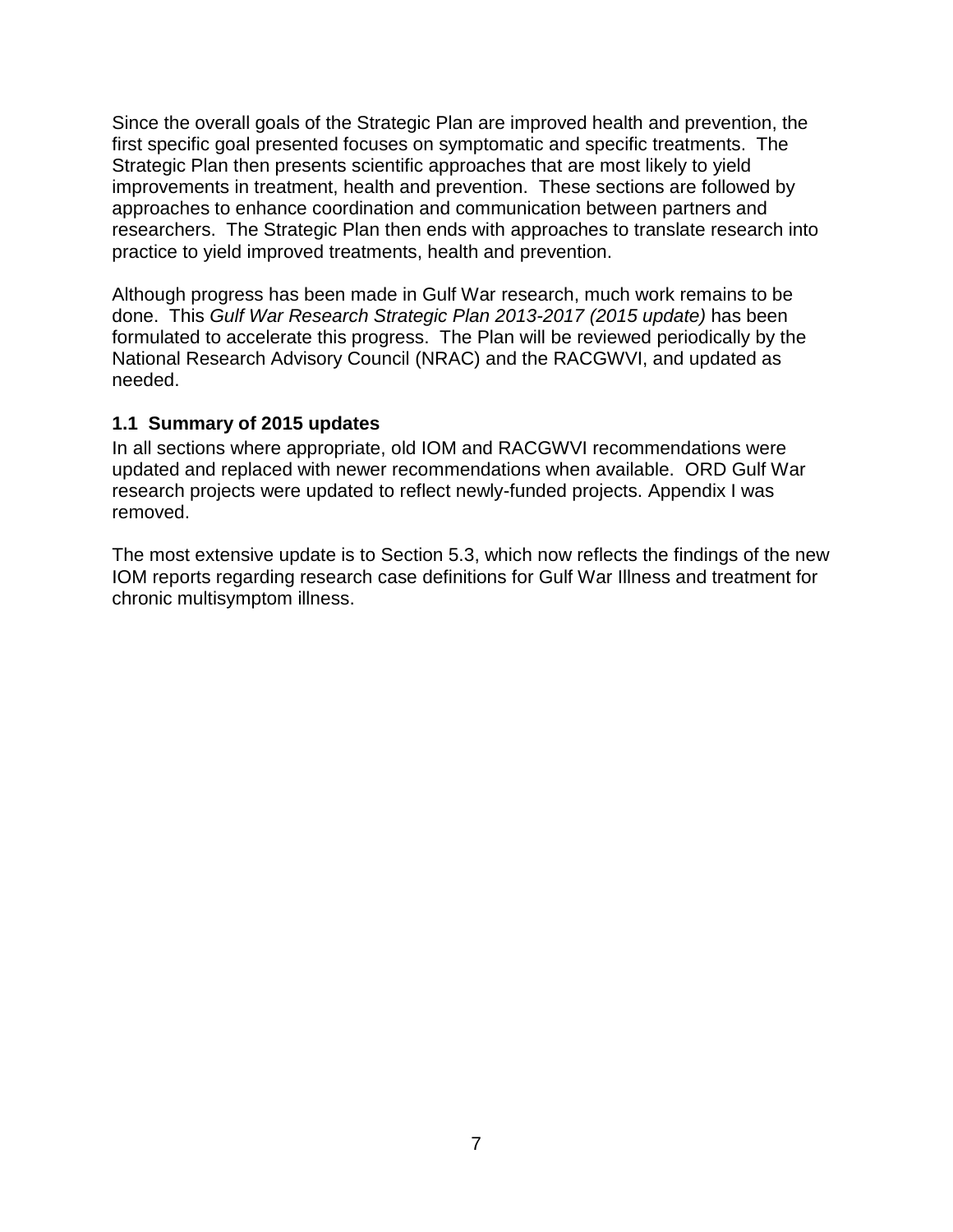Since the overall goals of the Strategic Plan are improved health and prevention, the first specific goal presented focuses on symptomatic and specific treatments. The Strategic Plan then presents scientific approaches that are most likely to yield improvements in treatment, health and prevention. These sections are followed by approaches to enhance coordination and communication between partners and researchers. The Strategic Plan then ends with approaches to translate research into practice to yield improved treatments, health and prevention.

Although progress has been made in Gulf War research, much work remains to be done. This *Gulf War Research Strategic Plan 2013-2017 (2015 update)* has been formulated to accelerate this progress. The Plan will be reviewed periodically by the National Research Advisory Council (NRAC) and the RACGWVI, and updated as needed.

### 1.1 Summary of 2015 updates

In all sections where appropriate, old IOM and RACGWVI recommendations were updated and replaced with newer recommendations when available. ORD Gulf War research projects were updated to reflect newly-funded projects. Appendix I was removed.

The most extensive update is to Section 5.3, which now reflects the findings of the new IOM reports regarding research case definitions for Gulf War Illness and treatment for chronic multisymptom illness.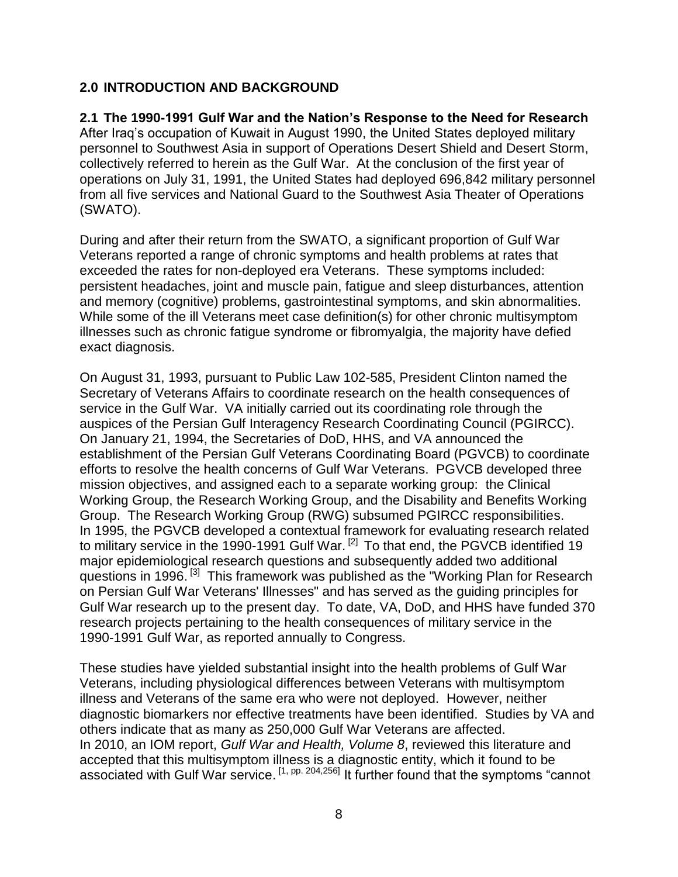## 2.0 INTRODUCTION AND BACKGROUND

### 2.1 The 1990-1991 Gulf War and the Nation's Response to the Need for Research

After Iraq's occupation of Kuwait in August 1990, the United States deployed military personnel to Southwest Asia in support of Operations Desert Shield and Desert Storm, collectively referred to herein as the Gulf War. At the conclusion of the first year of operations on July 31, 1991, the United States had deployed 696,842 military personnel from all five services and National Guard to the Southwest Asia Theater of Operations (SWATO).

During and after their return from the SWATO, a significant proportion of Gulf War Veterans reported a range of chronic symptoms and health problems at rates that exceeded the rates for non-deployed era Veterans. These symptoms included: persistent headaches, joint and muscle pain, fatigue and sleep disturbances, attention and memory (cognitive) problems, gastrointestinal symptoms, and skin abnormalities. While some of the ill Veterans meet case definition(s) for other chronic multisymptom illnesses such as chronic fatigue syndrome or fibromyalgia, the majority have defied exact diagnosis.

On August 31, 1993, pursuant to Public Law 102-585, President Clinton named the Secretary of Veterans Affairs to coordinate research on the health consequences of service in the Gulf War. VA initially carried out its coordinating role through the auspices of the Persian Gulf Interagency Research Coordinating Council (PGIRCC). On January 21, 1994, the Secretaries of DoD, HHS, and VA announced the establishment of the Persian Gulf Veterans Coordinating Board (PGVCB) to coordinate efforts to resolve the health concerns of Gulf War Veterans. PGVCB developed three mission objectives, and assigned each to a separate working group: the Clinical Working Group, the Research Working Group, and the Disability and Benefits Working Group. The Research Working Group (RWG) subsumed PGIRCC responsibilities. In 1995, the PGVCB developed a contextual framework for evaluating research related to military service in the 1990-1991 Gulf War.[2] To that end, the PGVCB identified 19 major epidemiological research questions and subsequently added two additional questions in 1996.[3] This framework was published as the "Working Plan for Research on Persian Gulf War Veterans' Illnesses" and has served as the guiding principles for Gulf War research up to the present day. To date, VA, DoD, and HHS have funded 370 research projects pertaining to the health consequences of military service in the 1990-1991 Gulf War, as reported annually to Congress.

These studies have yielded substantial insight into the health problems of Gulf War Veterans, including physiological differences between Veterans with multisymptom illness and Veterans of the same era who were not deployed. However, neither diagnostic biomarkers nor effective treatments have been identified. Studies by VA and others indicate that as many as 250,000 Gulf War Veterans are affected. In 2010, an IOM report, *Gulf War and Health, Volume 8*, reviewed this literature and accepted that this multisymptom illness is a diagnostic entity, which it found to be associated with Gulf War service.[1, pp. 204,256] It further found that the symptoms "cannot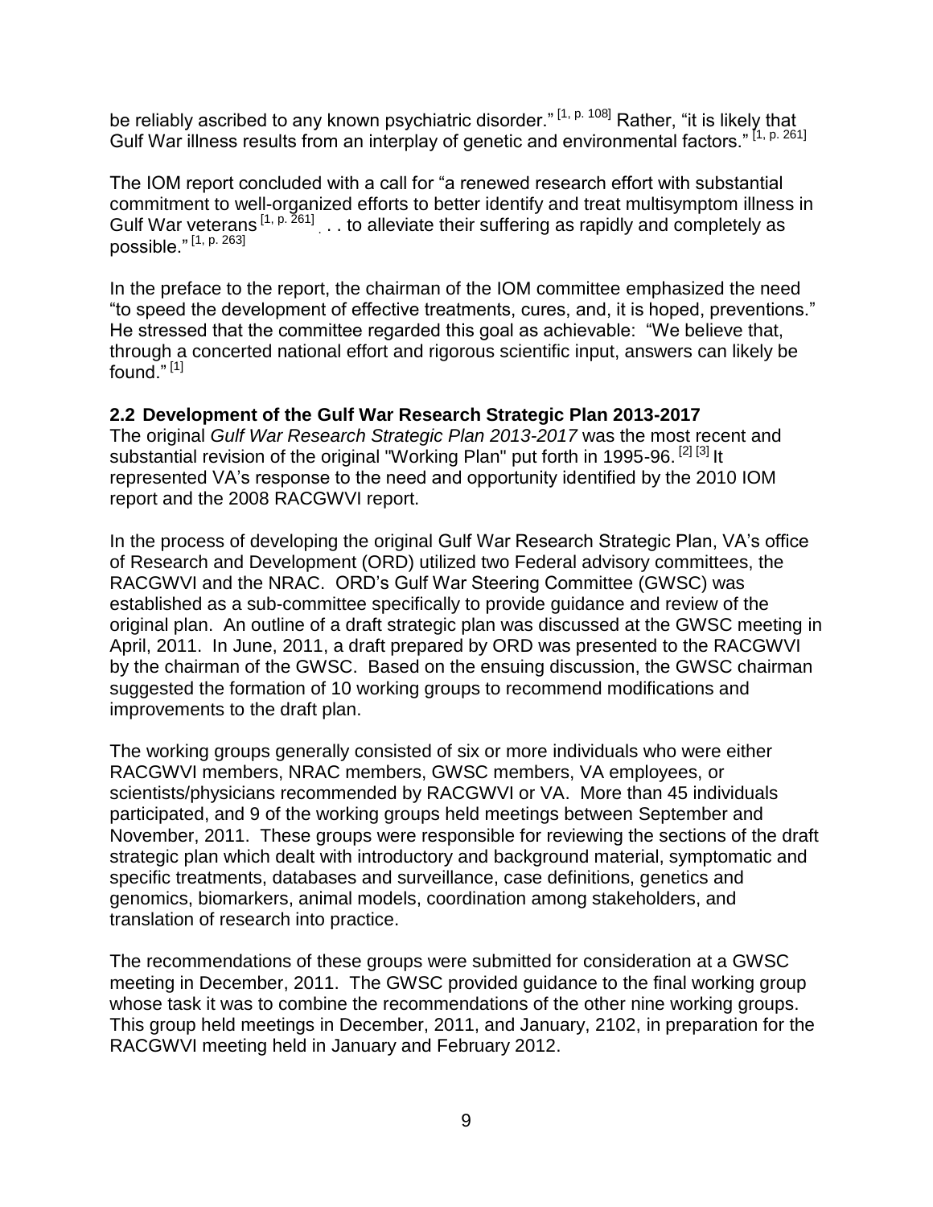be reliably ascribed to any known psychiatric disorder." [1, p. 108] Rather, "it is likely that Gulf War illness results from an interplay of genetic and environmental factors." [1, p. 261]

The IOM report concluded with a call for "a renewed research effort with substantial commitment to well-organized efforts to better identify and treat multisymptom illness in Gulf War veterans [1, p. 261] . . . to alleviate their suffering as rapidly and completely as possible." [1, p. 263]

In the preface to the report, the chairman of the IOM committee emphasized the need "to speed the development of effective treatments, cures, and, it is hoped, preventions." He stressed that the committee regarded this goal as achievable: "We believe that, through a concerted national effort and rigorous scientific input, answers can likely be found." [1]

### 2.2 Development of the Gulf War Research Strategic Plan 2013-2017

The original *Gulf War Research Strategic Plan 2013-2017* was the most recent and substantial revision of the original "Working Plan" put forth in 1995-96. [2] [3] It represented VA's response to the need and opportunity identified by the 2010 IOM report and the 2008 RACGWVI report.

In the process of developing the original Gulf War Research Strategic Plan, VA's office of Research and Development (ORD) utilized two Federal advisory committees, the RACGWVI and the NRAC. ORD's Gulf War Steering Committee (GWSC) was established as a sub-committee specifically to provide guidance and review of the original plan. An outline of a draft strategic plan was discussed at the GWSC meeting in April, 2011. In June, 2011, a draft prepared by ORD was presented to the RACGWVI by the chairman of the GWSC. Based on the ensuing discussion, the GWSC chairman suggested the formation of 10 working groups to recommend modifications and improvements to the draft plan.

The working groups generally consisted of six or more individuals who were either RACGWVI members, NRAC members, GWSC members, VA employees, or scientists/physicians recommended by RACGWVI or VA. More than 45 individuals participated, and 9 of the working groups held meetings between September and November, 2011. These groups were responsible for reviewing the sections of the draft strategic plan which dealt with introductory and background material, symptomatic and specific treatments, databases and surveillance, case definitions, genetics and genomics, biomarkers, animal models, coordination among stakeholders, and translation of research into practice.

The recommendations of these groups were submitted for consideration at a GWSC meeting in December, 2011. The GWSC provided guidance to the final working group whose task it was to combine the recommendations of the other nine working groups. This group held meetings in December, 2011, and January, 2102, in preparation for the RACGWVI meeting held in January and February 2012.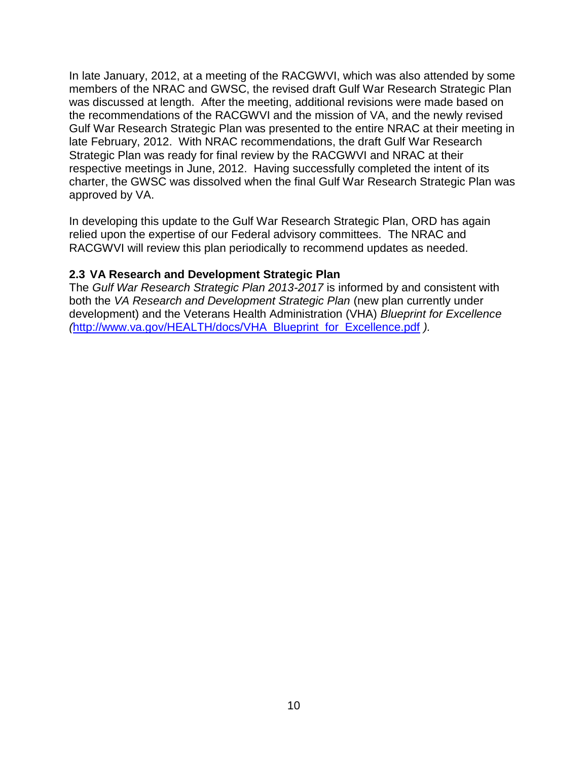In late January, 2012, at a meeting of the RACGWVI, which was also attended by some members of the NRAC and GWSC, the revised draft Gulf War Research Strategic Plan was discussed at length. After the meeting, additional revisions were made based on the recommendations of the RACGWVI and the mission of VA, and the newly revised Gulf War Research Strategic Plan was presented to the entire NRAC at their meeting in late February, 2012. With NRAC recommendations, the draft Gulf War Research Strategic Plan was ready for final review by the RACGWVI and NRAC at their respective meetings in June, 2012. Having successfully completed the intent of its charter, the GWSC was dissolved when the final Gulf War Research Strategic Plan was approved by VA.

In developing this update to the Gulf War Research Strategic Plan, ORD has again relied upon the expertise of our Federal advisory committees. The NRAC and RACGWVI will review this plan periodically to recommend updates as needed.

### 2.3 VA Research and Development Strategic Plan

The *Gulf War Research Strategic Plan 2013-2017* is informed by and consistent with both the *VA Research and Development Strategic Plan* (new plan currently under development) and the Veterans Health Administration (VHA) *Blueprint for Excellence (*[http://www.va.gov/HEALTH/docs/VHA_Blueprint_for_Excellence.pdf](http://www.va.gov/HEALTH/docs/VHA_Blueprint_for_Excellence.pdf) *).*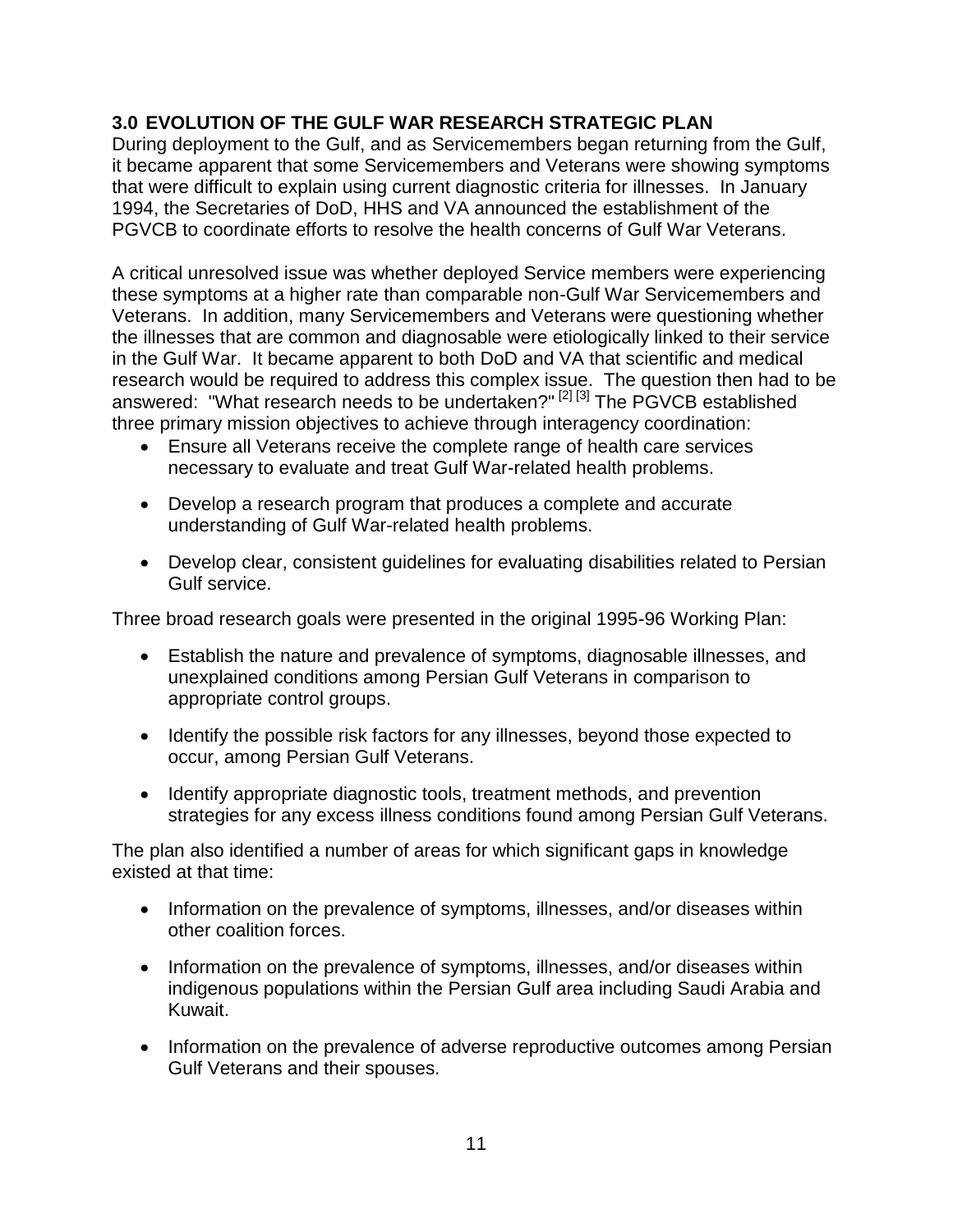## 3.0 EVOLUTION OF THE GULF WAR RESEARCH STRATEGIC PLAN

During deployment to the Gulf, and as Servicemembers began returning from the Gulf, it became apparent that some Servicemembers and Veterans were showing symptoms that were difficult to explain using current diagnostic criteria for illnesses. In January 1994, the Secretaries of DoD, HHS and VA announced the establishment of the PGVCB to coordinate efforts to resolve the health concerns of Gulf War Veterans.

A critical unresolved issue was whether deployed Service members were experiencing these symptoms at a higher rate than comparable non-Gulf War Servicemembers and Veterans. In addition, many Servicemembers and Veterans were questioning whether the illnesses that are common and diagnosable were etiologically linked to their service in the Gulf War. It became apparent to both DoD and VA that scientific and medical research would be required to address this complex issue. The question then had to be answered: "What research needs to be undertaken?" [2] [3] The PGVCB established three primary mission objectives to achieve through interagency coordination:

- Ensure all Veterans receive the complete range of health care services necessary to evaluate and treat Gulf War-related health problems.
- Develop a research program that produces a complete and accurate understanding of Gulf War-related health problems.
- Develop clear, consistent guidelines for evaluating disabilities related to Persian Gulf service.

Three broad research goals were presented in the original 1995-96 Working Plan:

- Establish the nature and prevalence of symptoms, diagnosable illnesses, and unexplained conditions among Persian Gulf Veterans in comparison to appropriate control groups.
- Identify the possible risk factors for any illnesses, beyond those expected to occur, among Persian Gulf Veterans.
- Identify appropriate diagnostic tools, treatment methods, and prevention strategies for any excess illness conditions found among Persian Gulf Veterans.

The plan also identified a number of areas for which significant gaps in knowledge existed at that time:

- Information on the prevalence of symptoms, illnesses, and/or diseases within other coalition forces.
- Information on the prevalence of symptoms, illnesses, and/or diseases within indigenous populations within the Persian Gulf area including Saudi Arabia and Kuwait.
- Information on the prevalence of adverse reproductive outcomes among Persian Gulf Veterans and their spouses.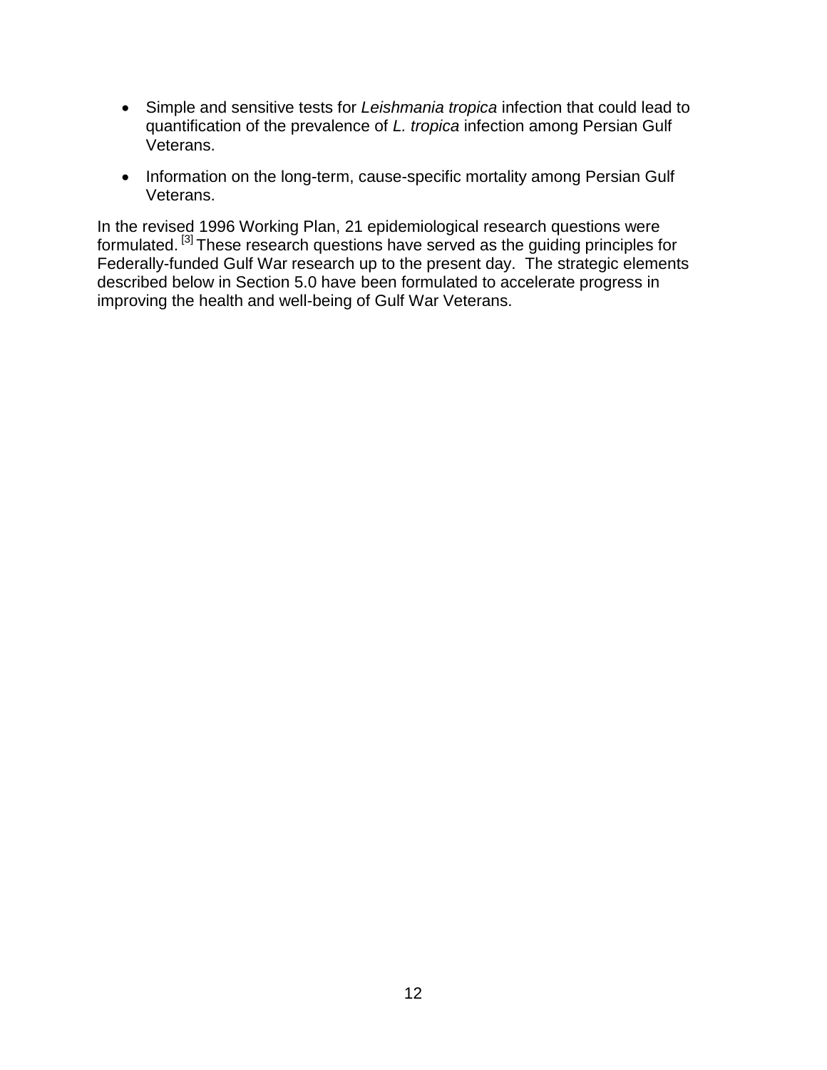- Simple and sensitive tests for *Leishmania tropica* infection that could lead to quantification of the prevalence of *L. tropica* infection among Persian Gulf Veterans.
- Information on the long-term, cause-specific mortality among Persian Gulf Veterans.

In the revised 1996 Working Plan, 21 epidemiological research questions were formulated.[3] These research questions have served as the guiding principles for Federally-funded Gulf War research up to the present day. The strategic elements described below in Section 5.0 have been formulated to accelerate progress in improving the health and well-being of Gulf War Veterans.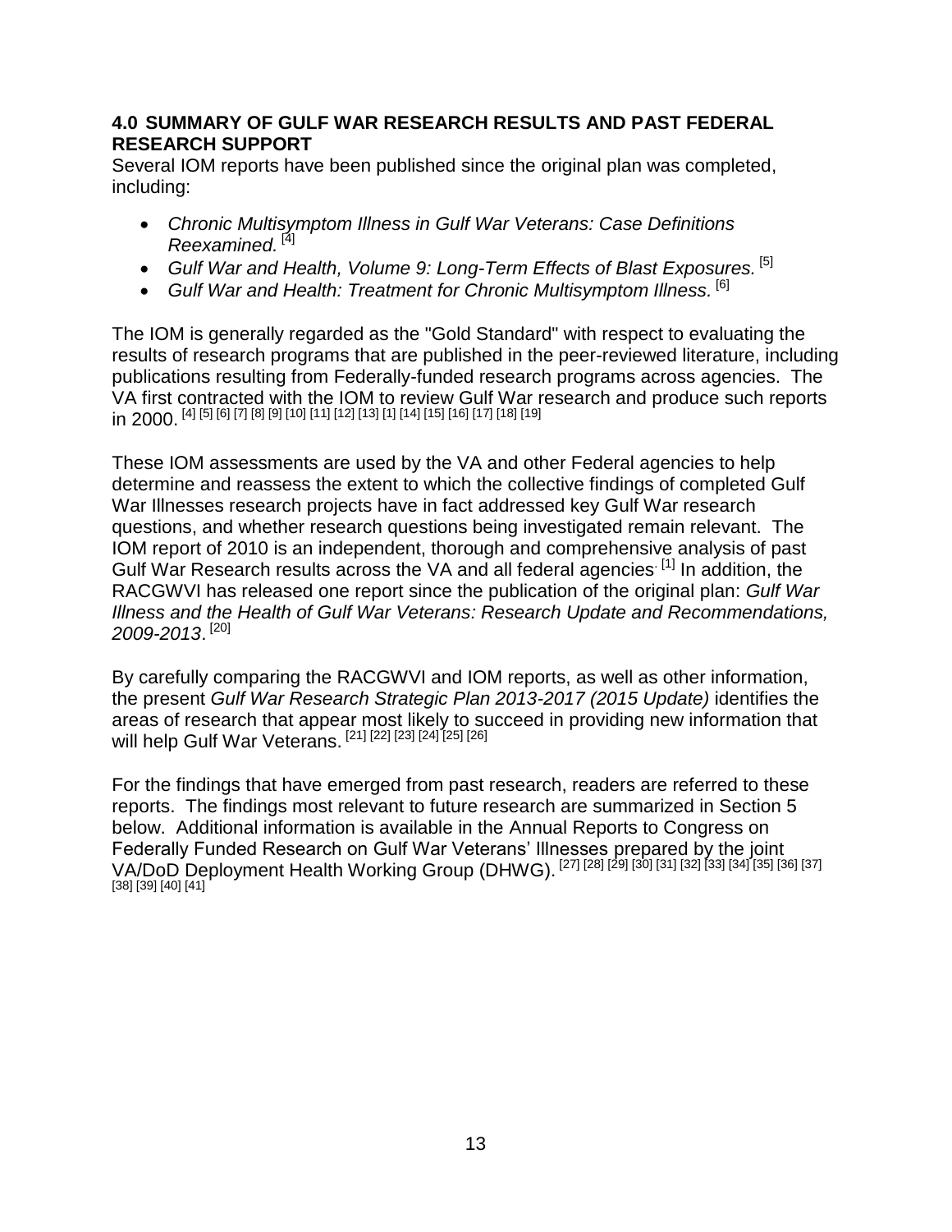## 4.0 SUMMARY OF GULF WAR RESEARCH RESULTS AND PAST FEDERAL RESEARCH SUPPORT

Several IOM reports have been published since the original plan was completed, including:

- *Chronic Multisymptom Illness in Gulf War Veterans: Case Definitions Reexamined.* [4]
- *Gulf War and Health, Volume 9: Long-Term Effects of Blast Exposures.* [5]
- *Gulf War and Health: Treatment for Chronic Multisymptom Illness.* [6]

The IOM is generally regarded as the "Gold Standard" with respect to evaluating the results of research programs that are published in the peer-reviewed literature, including publications resulting from Federally-funded research programs across agencies. The VA first contracted with the IOM to review Gulf War research and produce such reports in 2000. [4] [5] [6] [7] [8] [9] [10] [11] [12] [13] [1] [14] [15] [16] [17] [18] [19]

These IOM assessments are used by the VA and other Federal agencies to help determine and reassess the extent to which the collective findings of completed Gulf War Illnesses research projects have in fact addressed key Gulf War research questions, and whether research questions being investigated remain relevant. The IOM report of 2010 is an independent, thorough and comprehensive analysis of past Gulf War Research results across the VA and all federal agencies. [1] In addition, the RACGWVI has released one report since the publication of the original plan: *Gulf War Illness and the Health of Gulf War Veterans: Research Update and Recommendations, 2009-2013*. [20]

By carefully comparing the RACGWVI and IOM reports, as well as other information, the present *Gulf War Research Strategic Plan 2013-2017 (2015 Update)* identifies the areas of research that appear most likely to succeed in providing new information that will help Gulf War Veterans. [21] [22] [23] [24] [25] [26]

For the findings that have emerged from past research, readers are referred to these reports. The findings most relevant to future research are summarized in Section 5 below. Additional information is available in the Annual Reports to Congress on Federally Funded Research on Gulf War Veterans' Illnesses prepared by the joint VA/DoD Deployment Health Working Group (DHWG). [27] [28] [29] [30] [31] [32] [33] [34] [35] [36] [37] [38] [39] [40] [41]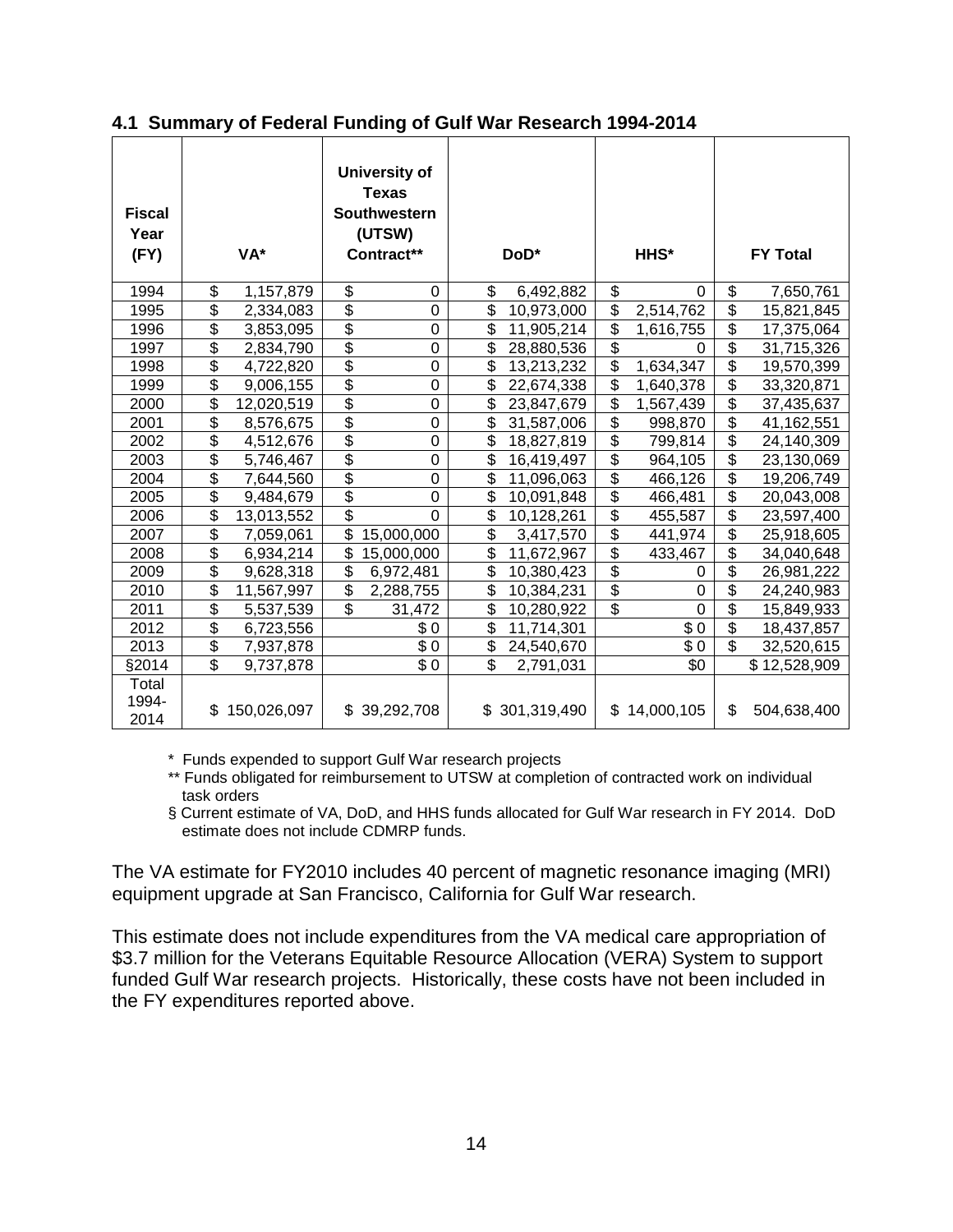### 4.1 Summary of Federal Funding of Gulf War Research 1994-2014

| Fiscal Year (FY) | VA* | University of Texas Southwestern (UTSW) Contract** | DoD* | HHS* | FY Total |
|---|---|---|---|---|---|
| 1994 | $ 1,157,879 | $ 0 | $ 6,492,882 | $ 0 | $ 7,650,761 |
| 1995 | $ 2,334,083 | $ 0 | $ 10,973,000 | $ 2,514,762 | $ 15,821,845 |
| 1996 | $ 3,853,095 | $ 0 | $ 11,905,214 | $ 1,616,755 | $ 17,375,064 |
| 1997 | $ 2,834,790 | $ 0 | $ 28,880,536 | $ 0 | $ 31,715,326 |
| 1998 | $ 4,722,820 | $ 0 | $ 13,213,232 | $ 1,634,347 | $ 19,570,399 |
| 1999 | $ 9,006,155 | $ 0 | $ 22,674,338 | $ 1,640,378 | $ 33,320,871 |
| 2000 | $ 12,020,519 | $ 0 | $ 23,847,679 | $ 1,567,439 | $ 37,435,637 |
| 2001 | $ 8,576,675 | $ 0 | $ 31,587,006 | $ 998,870 | $ 41,162,551 |
| 2002 | $ 4,512,676 | $ 0 | $ 18,827,819 | $ 799,814 | $ 24,140,309 |
| 2003 | $ 5,746,467 | $ 0 | $ 16,419,497 | $ 964,105 | $ 23,130,069 |
| 2004 | $ 7,644,560 | $ 0 | $ 11,096,063 | $ 466,126 | $ 19,206,749 |
| 2005 | $ 9,484,679 | $ 0 | $ 10,091,848 | $ 466,481 | $ 20,043,008 |
| 2006 | $ 13,013,552 | $ 0 | $ 10,128,261 | $ 455,587 | $ 23,597,400 |
| 2007 | $ 7,059,061 | $ 15,000,000 | $ 3,417,570 | $ 441,974 | $ 25,918,605 |
| 2008 | $ 6,934,214 | $ 15,000,000 | $ 11,672,967 | $ 433,467 | $ 34,040,648 |
| 2009 | $ 9,628,318 | $ 6,972,481 | $ 10,380,423 | $ 0 | $ 26,981,222 |
| 2010 | $ 11,567,997 | $ 2,288,755 | $ 10,384,231 | $ 0 | $ 24,240,983 |
| 2011 | $ 5,537,539 | $ 31,472 | $ 10,280,922 | $ 0 | $ 15,849,933 |
| 2012 | $ 6,723,556 | $ 0 | $ 11,714,301 | $ 0 | $ 18,437,857 |
| 2013 | $ 7,937,878 | $ 0 | $ 24,540,670 | $ 0 | $ 32,520,615 |
| §2014 | $ 9,737,878 | $ 0 | $ 2,791,031 | $0 | $ 12,528,909 |
| Total 1994-2014 | $ 150,026,097 | $ 39,292,708 | $ 301,319,490 | $ 14,000,105 | $ 504,638,400 |

\* Funds expended to support Gulf War research projects

\** Funds obligated for reimbursement to UTSW at completion of contracted work on individual task orders

§ Current estimate of VA, DoD, and HHS funds allocated for Gulf War research in FY 2014. DoD estimate does not include CDMRP funds.

The VA estimate for FY2010 includes 40 percent of magnetic resonance imaging (MRI) equipment upgrade at San Francisco, California for Gulf War research.

This estimate does not include expenditures from the VA medical care appropriation of $3.7 million for the Veterans Equitable Resource Allocation (VERA) System to support funded Gulf War research projects. Historically, these costs have not been included in the FY expenditures reported above.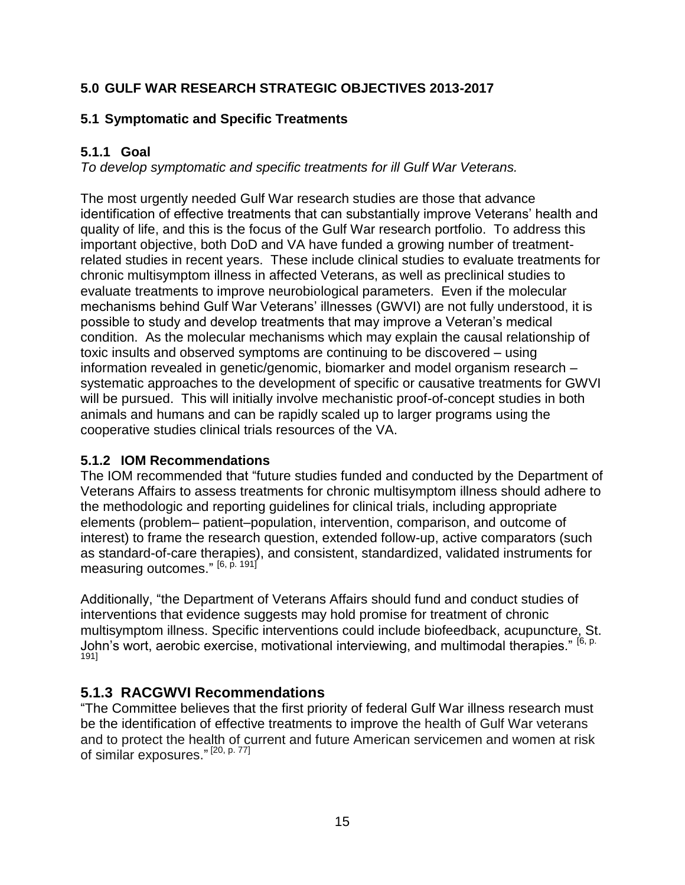## 5.0 GULF WAR RESEARCH STRATEGIC OBJECTIVES 2013-2017

### 5.1 Symptomatic and Specific Treatments

#### 5.1.1 Goal

*To develop symptomatic and specific treatments for ill Gulf War Veterans.*

The most urgently needed Gulf War research studies are those that advance identification of effective treatments that can substantially improve Veterans' health and quality of life, and this is the focus of the Gulf War research portfolio. To address this important objective, both DoD and VA have funded a growing number of treatment-related studies in recent years. These include clinical studies to evaluate treatments for chronic multisymptom illness in affected Veterans, as well as preclinical studies to evaluate treatments to improve neurobiological parameters. Even if the molecular mechanisms behind Gulf War Veterans' illnesses (GWVI) are not fully understood, it is possible to study and develop treatments that may improve a Veteran's medical condition. As the molecular mechanisms which may explain the causal relationship of toxic insults and observed symptoms are continuing to be discovered – using information revealed in genetic/genomic, biomarker and model organism research – systematic approaches to the development of specific or causative treatments for GWVI will be pursued. This will initially involve mechanistic proof-of-concept studies in both animals and humans and can be rapidly scaled up to larger programs using the cooperative studies clinical trials resources of the VA.

#### 5.1.2 IOM Recommendations

The IOM recommended that "future studies funded and conducted by the Department of Veterans Affairs to assess treatments for chronic multisymptom illness should adhere to the methodologic and reporting guidelines for clinical trials, including appropriate elements (problem– patient–population, intervention, comparison, and outcome of interest) to frame the research question, extended follow-up, active comparators (such as standard-of-care therapies), and consistent, standardized, validated instruments for measuring outcomes." [6, p. 191]

Additionally, "the Department of Veterans Affairs should fund and conduct studies of interventions that evidence suggests may hold promise for treatment of chronic multisymptom illness. Specific interventions could include biofeedback, acupuncture, St. John's wort, aerobic exercise, motivational interviewing, and multimodal therapies." [6, p. 191]

#### 5.1.3 RACGWVI Recommendations

"The Committee believes that the first priority of federal Gulf War illness research must be the identification of effective treatments to improve the health of Gulf War veterans and to protect the health of current and future American servicemen and women at risk of similar exposures." [20, p. 77]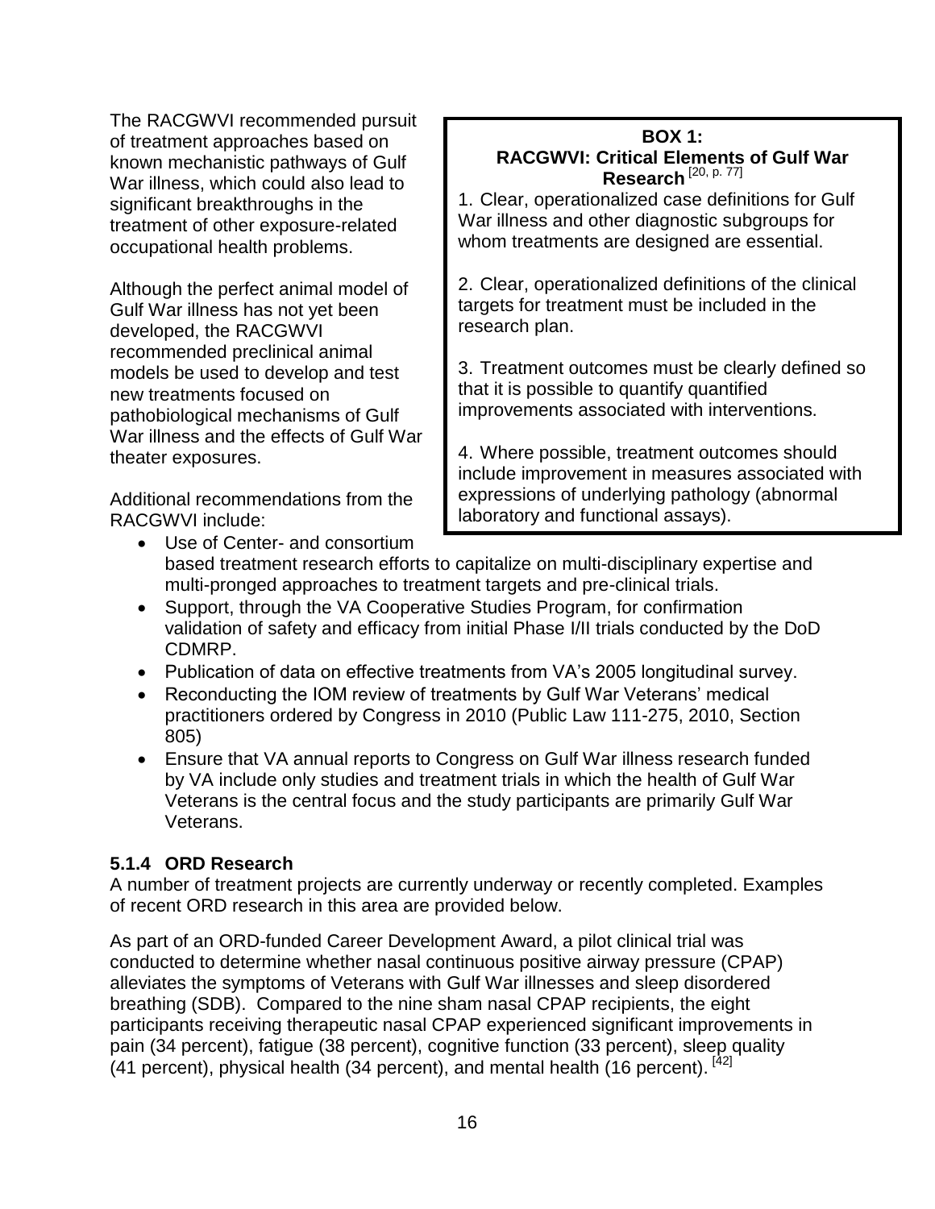The RACGWVI recommended pursuit of treatment approaches based on known mechanistic pathways of Gulf War illness, which could also lead to significant breakthroughs in the treatment of other exposure-related occupational health problems.

Although the perfect animal model of Gulf War illness has not yet been developed, the RACGWVI recommended preclinical animal models be used to develop and test new treatments focused on pathobiological mechanisms of Gulf War illness and the effects of Gulf War theater exposures.

> **BOX 1:**
> **RACGWVI: Critical Elements of Gulf War Research** [20, p. 77]
>
> 1. Clear, operationalized case definitions for Gulf War illness and other diagnostic subgroups for whom treatments are designed are essential.
>
> 2. Clear, operationalized definitions of the clinical targets for treatment must be included in the research plan.
>
> 3. Treatment outcomes must be clearly defined so that it is possible to quantify quantified improvements associated with interventions.
>
> 4. Where possible, treatment outcomes should include improvement in measures associated with expressions of underlying pathology (abnormal laboratory and functional assays).

Additional recommendations from the RACGWVI include:

- Use of Center- and consortium based treatment research efforts to capitalize on multi-disciplinary expertise and multi-pronged approaches to treatment targets and pre-clinical trials.
- Support, through the VA Cooperative Studies Program, for confirmation validation of safety and efficacy from initial Phase I/II trials conducted by the DoD CDMRP.
- Publication of data on effective treatments from VA's 2005 longitudinal survey.
- Reconducting the IOM review of treatments by Gulf War Veterans' medical practitioners ordered by Congress in 2010 (Public Law 111-275, 2010, Section 805)
- Ensure that VA annual reports to Congress on Gulf War illness research funded by VA include only studies and treatment trials in which the health of Gulf War Veterans is the central focus and the study participants are primarily Gulf War Veterans.

### 5.1.4 ORD Research

A number of treatment projects are currently underway or recently completed. Examples of recent ORD research in this area are provided below.

As part of an ORD-funded Career Development Award, a pilot clinical trial was conducted to determine whether nasal continuous positive airway pressure (CPAP) alleviates the symptoms of Veterans with Gulf War illnesses and sleep disordered breathing (SDB). Compared to the nine sham nasal CPAP recipients, the eight participants receiving therapeutic nasal CPAP experienced significant improvements in pain (34 percent), fatigue (38 percent), cognitive function (33 percent), sleep quality (41 percent), physical health (34 percent), and mental health (16 percent). [42]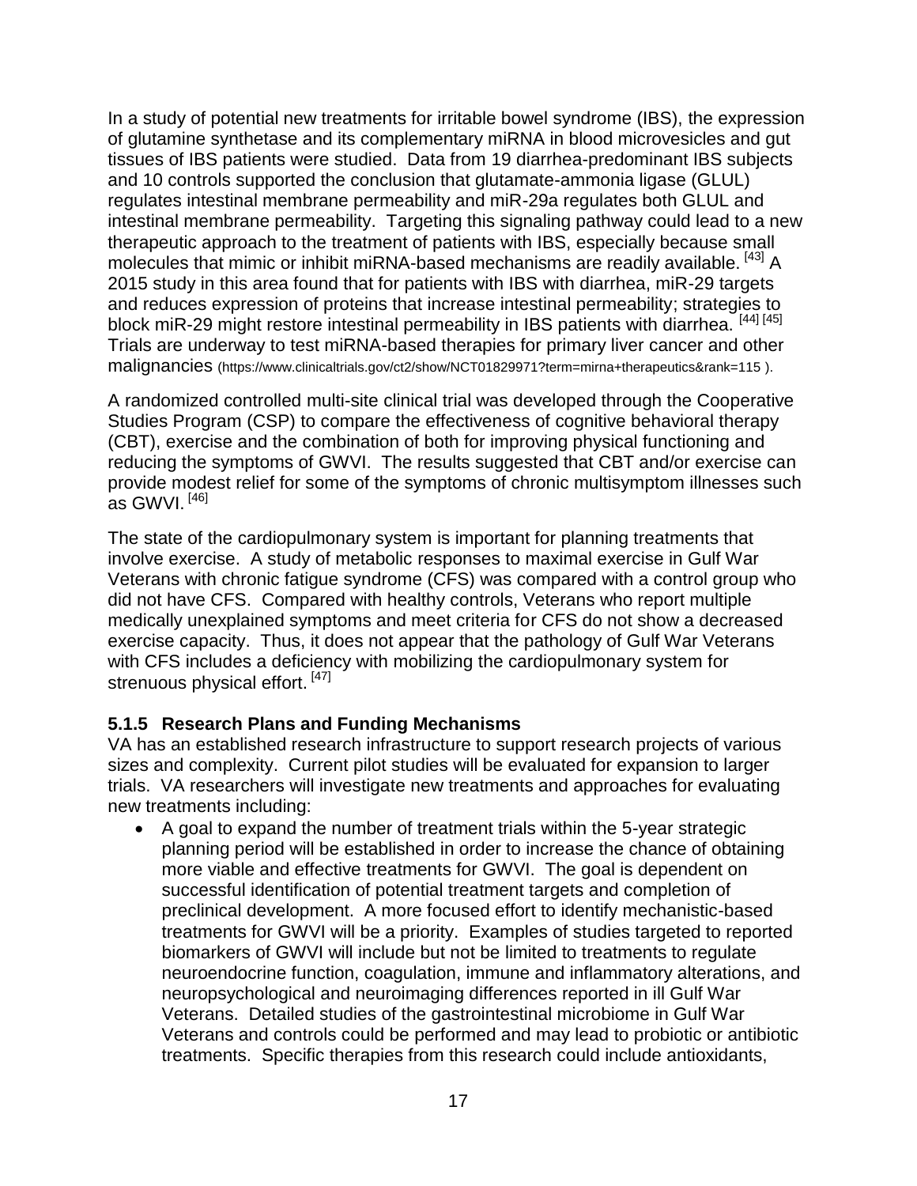In a study of potential new treatments for irritable bowel syndrome (IBS), the expression of glutamine synthetase and its complementary miRNA in blood microvesicles and gut tissues of IBS patients were studied. Data from 19 diarrhea-predominant IBS subjects and 10 controls supported the conclusion that glutamate-ammonia ligase (GLUL) regulates intestinal membrane permeability and miR-29a regulates both GLUL and intestinal membrane permeability. Targeting this signaling pathway could lead to a new therapeutic approach to the treatment of patients with IBS, especially because small molecules that mimic or inhibit miRNA-based mechanisms are readily available. [43] A 2015 study in this area found that for patients with IBS with diarrhea, miR-29 targets and reduces expression of proteins that increase intestinal permeability; strategies to block miR-29 might restore intestinal permeability in IBS patients with diarrhea. [44] [45] Trials are underway to test miRNA-based therapies for primary liver cancer and other malignancies (https://www.clinicaltrials.gov/ct2/show/NCT01829971?term=mirna+therapeutics&rank=115 ).

A randomized controlled multi-site clinical trial was developed through the Cooperative Studies Program (CSP) to compare the effectiveness of cognitive behavioral therapy (CBT), exercise and the combination of both for improving physical functioning and reducing the symptoms of GWVI. The results suggested that CBT and/or exercise can provide modest relief for some of the symptoms of chronic multisymptom illnesses such as GWVI. [46]

The state of the cardiopulmonary system is important for planning treatments that involve exercise. A study of metabolic responses to maximal exercise in Gulf War Veterans with chronic fatigue syndrome (CFS) was compared with a control group who did not have CFS. Compared with healthy controls, Veterans who report multiple medically unexplained symptoms and meet criteria for CFS do not show a decreased exercise capacity. Thus, it does not appear that the pathology of Gulf War Veterans with CFS includes a deficiency with mobilizing the cardiopulmonary system for strenuous physical effort. [47]

### 5.1.5 Research Plans and Funding Mechanisms

VA has an established research infrastructure to support research projects of various sizes and complexity. Current pilot studies will be evaluated for expansion to larger trials. VA researchers will investigate new treatments and approaches for evaluating new treatments including:

- A goal to expand the number of treatment trials within the 5-year strategic planning period will be established in order to increase the chance of obtaining more viable and effective treatments for GWVI. The goal is dependent on successful identification of potential treatment targets and completion of preclinical development. A more focused effort to identify mechanistic-based treatments for GWVI will be a priority. Examples of studies targeted to reported biomarkers of GWVI will include but not be limited to treatments to regulate neuroendocrine function, coagulation, immune and inflammatory alterations, and neuropsychological and neuroimaging differences reported in ill Gulf War Veterans. Detailed studies of the gastrointestinal microbiome in Gulf War Veterans and controls could be performed and may lead to probiotic or antibiotic treatments. Specific therapies from this research could include antioxidants,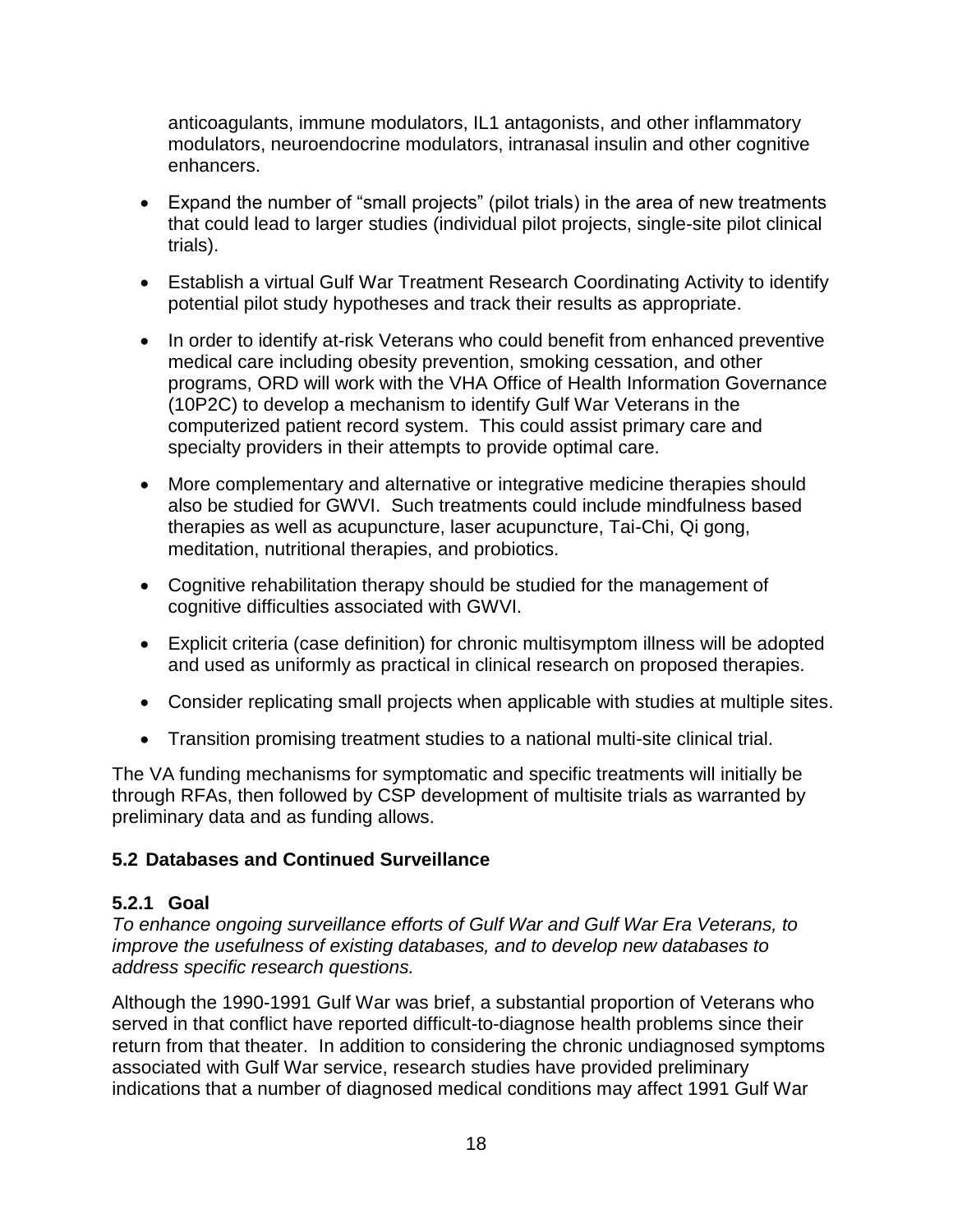anticoagulants, immune modulators, IL1 antagonists, and other inflammatory modulators, neuroendocrine modulators, intranasal insulin and other cognitive enhancers.

- Expand the number of "small projects" (pilot trials) in the area of new treatments that could lead to larger studies (individual pilot projects, single-site pilot clinical trials).
- Establish a virtual Gulf War Treatment Research Coordinating Activity to identify potential pilot study hypotheses and track their results as appropriate.
- In order to identify at-risk Veterans who could benefit from enhanced preventive medical care including obesity prevention, smoking cessation, and other programs, ORD will work with the VHA Office of Health Information Governance (10P2C) to develop a mechanism to identify Gulf War Veterans in the computerized patient record system. This could assist primary care and specialty providers in their attempts to provide optimal care.
- More complementary and alternative or integrative medicine therapies should also be studied for GWVI. Such treatments could include mindfulness based therapies as well as acupuncture, laser acupuncture, Tai-Chi, Qi gong, meditation, nutritional therapies, and probiotics.
- Cognitive rehabilitation therapy should be studied for the management of cognitive difficulties associated with GWVI.
- Explicit criteria (case definition) for chronic multisymptom illness will be adopted and used as uniformly as practical in clinical research on proposed therapies.
- Consider replicating small projects when applicable with studies at multiple sites.
- Transition promising treatment studies to a national multi-site clinical trial.

The VA funding mechanisms for symptomatic and specific treatments will initially be through RFAs, then followed by CSP development of multisite trials as warranted by preliminary data and as funding allows.

## 5.2 Databases and Continued Surveillance

### 5.2.1 Goal

*To enhance ongoing surveillance efforts of Gulf War and Gulf War Era Veterans, to improve the usefulness of existing databases, and to develop new databases to address specific research questions.*

Although the 1990-1991 Gulf War was brief, a substantial proportion of Veterans who served in that conflict have reported difficult-to-diagnose health problems since their return from that theater. In addition to considering the chronic undiagnosed symptoms associated with Gulf War service, research studies have provided preliminary indications that a number of diagnosed medical conditions may affect 1991 Gulf War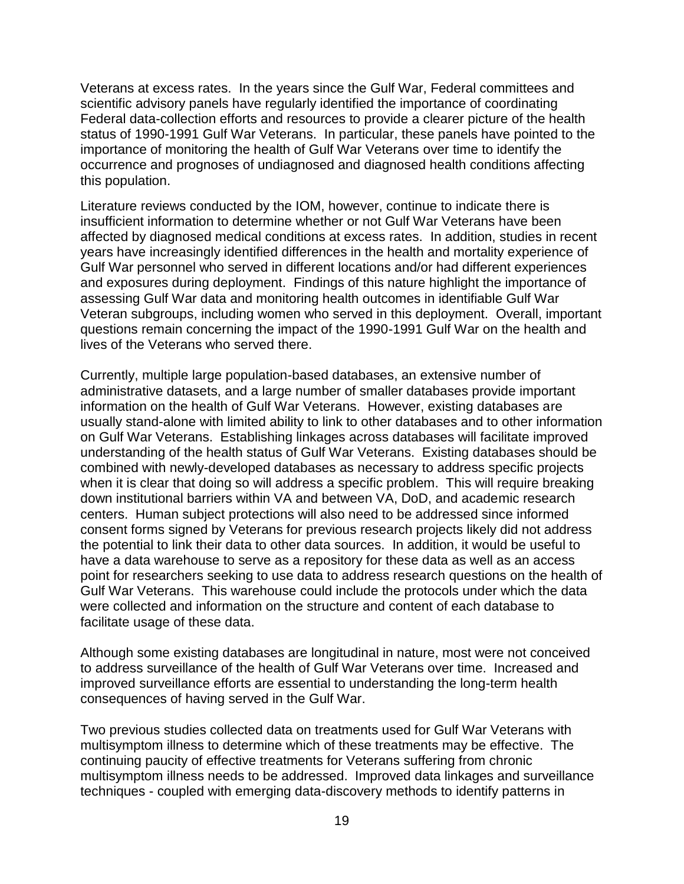Veterans at excess rates. In the years since the Gulf War, Federal committees and scientific advisory panels have regularly identified the importance of coordinating Federal data-collection efforts and resources to provide a clearer picture of the health status of 1990-1991 Gulf War Veterans. In particular, these panels have pointed to the importance of monitoring the health of Gulf War Veterans over time to identify the occurrence and prognoses of undiagnosed and diagnosed health conditions affecting this population.

Literature reviews conducted by the IOM, however, continue to indicate there is insufficient information to determine whether or not Gulf War Veterans have been affected by diagnosed medical conditions at excess rates. In addition, studies in recent years have increasingly identified differences in the health and mortality experience of Gulf War personnel who served in different locations and/or had different experiences and exposures during deployment. Findings of this nature highlight the importance of assessing Gulf War data and monitoring health outcomes in identifiable Gulf War Veteran subgroups, including women who served in this deployment. Overall, important questions remain concerning the impact of the 1990-1991 Gulf War on the health and lives of the Veterans who served there.

Currently, multiple large population-based databases, an extensive number of administrative datasets, and a large number of smaller databases provide important information on the health of Gulf War Veterans. However, existing databases are usually stand-alone with limited ability to link to other databases and to other information on Gulf War Veterans. Establishing linkages across databases will facilitate improved understanding of the health status of Gulf War Veterans. Existing databases should be combined with newly-developed databases as necessary to address specific projects when it is clear that doing so will address a specific problem. This will require breaking down institutional barriers within VA and between VA, DoD, and academic research centers. Human subject protections will also need to be addressed since informed consent forms signed by Veterans for previous research projects likely did not address the potential to link their data to other data sources. In addition, it would be useful to have a data warehouse to serve as a repository for these data as well as an access point for researchers seeking to use data to address research questions on the health of Gulf War Veterans. This warehouse could include the protocols under which the data were collected and information on the structure and content of each database to facilitate usage of these data.

Although some existing databases are longitudinal in nature, most were not conceived to address surveillance of the health of Gulf War Veterans over time. Increased and improved surveillance efforts are essential to understanding the long-term health consequences of having served in the Gulf War.

Two previous studies collected data on treatments used for Gulf War Veterans with multisymptom illness to determine which of these treatments may be effective. The continuing paucity of effective treatments for Veterans suffering from chronic multisymptom illness needs to be addressed. Improved data linkages and surveillance techniques - coupled with emerging data-discovery methods to identify patterns in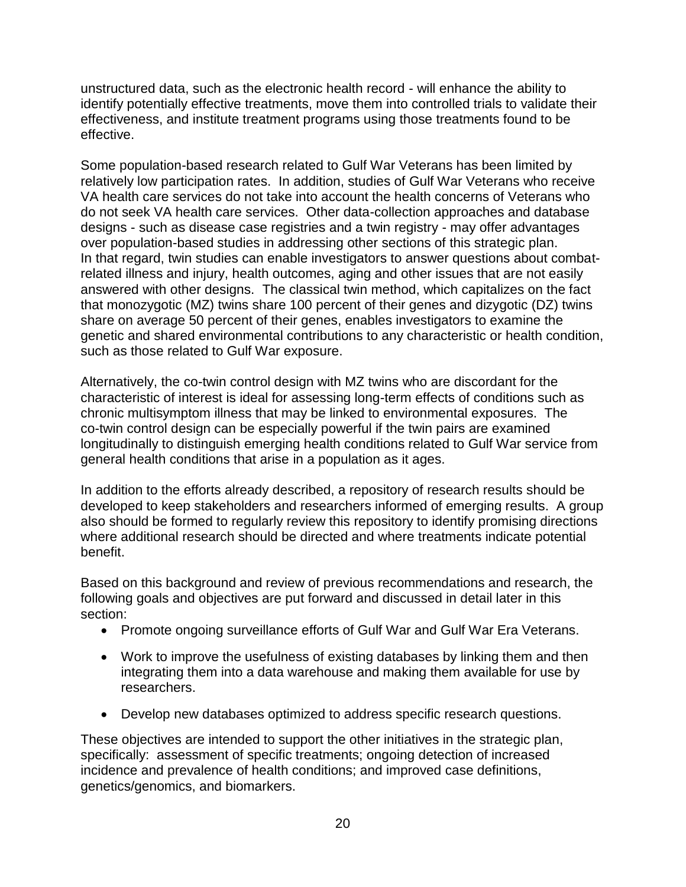unstructured data, such as the electronic health record - will enhance the ability to identify potentially effective treatments, move them into controlled trials to validate their effectiveness, and institute treatment programs using those treatments found to be effective.

Some population-based research related to Gulf War Veterans has been limited by relatively low participation rates. In addition, studies of Gulf War Veterans who receive VA health care services do not take into account the health concerns of Veterans who do not seek VA health care services. Other data-collection approaches and database designs - such as disease case registries and a twin registry - may offer advantages over population-based studies in addressing other sections of this strategic plan. In that regard, twin studies can enable investigators to answer questions about combat-related illness and injury, health outcomes, aging and other issues that are not easily answered with other designs. The classical twin method, which capitalizes on the fact that monozygotic (MZ) twins share 100 percent of their genes and dizygotic (DZ) twins share on average 50 percent of their genes, enables investigators to examine the genetic and shared environmental contributions to any characteristic or health condition, such as those related to Gulf War exposure.

Alternatively, the co-twin control design with MZ twins who are discordant for the characteristic of interest is ideal for assessing long-term effects of conditions such as chronic multisymptom illness that may be linked to environmental exposures. The co-twin control design can be especially powerful if the twin pairs are examined longitudinally to distinguish emerging health conditions related to Gulf War service from general health conditions that arise in a population as it ages.

In addition to the efforts already described, a repository of research results should be developed to keep stakeholders and researchers informed of emerging results. A group also should be formed to regularly review this repository to identify promising directions where additional research should be directed and where treatments indicate potential benefit.

Based on this background and review of previous recommendations and research, the following goals and objectives are put forward and discussed in detail later in this section:

- Promote ongoing surveillance efforts of Gulf War and Gulf War Era Veterans.
- Work to improve the usefulness of existing databases by linking them and then integrating them into a data warehouse and making them available for use by researchers.
- Develop new databases optimized to address specific research questions.

These objectives are intended to support the other initiatives in the strategic plan, specifically: assessment of specific treatments; ongoing detection of increased incidence and prevalence of health conditions; and improved case definitions, genetics/genomics, and biomarkers.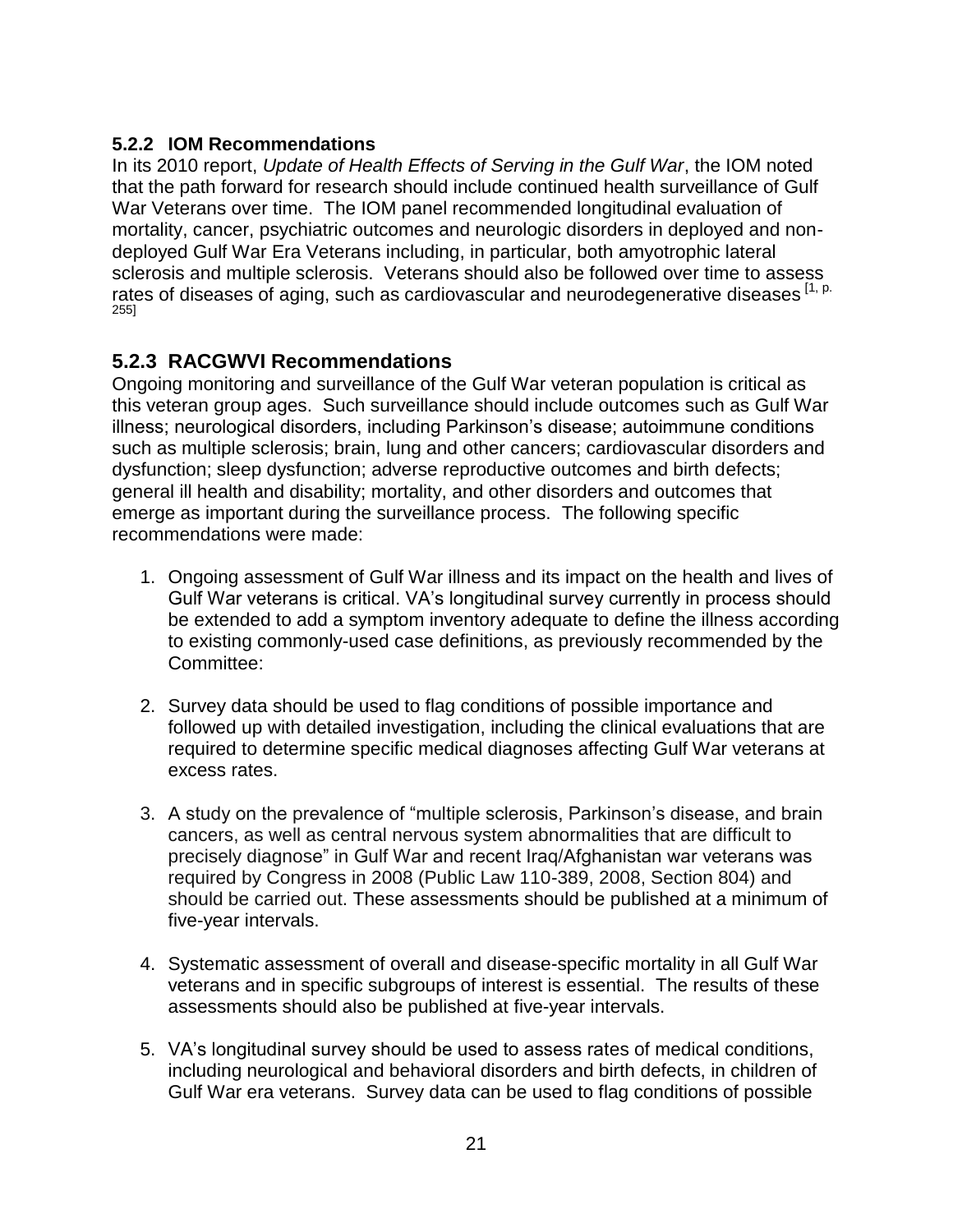### 5.2.2 IOM Recommendations

In its 2010 report, *Update of Health Effects of Serving in the Gulf War*, the IOM noted that the path forward for research should include continued health surveillance of Gulf War Veterans over time. The IOM panel recommended longitudinal evaluation of mortality, cancer, psychiatric outcomes and neurologic disorders in deployed and non-deployed Gulf War Era Veterans including, in particular, both amyotrophic lateral sclerosis and multiple sclerosis. Veterans should also be followed over time to assess rates of diseases of aging, such as cardiovascular and neurodegenerative diseases [1, p. 255]

## 5.2.3 RACGWVI Recommendations

Ongoing monitoring and surveillance of the Gulf War veteran population is critical as this veteran group ages. Such surveillance should include outcomes such as Gulf War illness; neurological disorders, including Parkinson's disease; autoimmune conditions such as multiple sclerosis; brain, lung and other cancers; cardiovascular disorders and dysfunction; sleep dysfunction; adverse reproductive outcomes and birth defects; general ill health and disability; mortality, and other disorders and outcomes that emerge as important during the surveillance process. The following specific recommendations were made:

1. Ongoing assessment of Gulf War illness and its impact on the health and lives of Gulf War veterans is critical. VA's longitudinal survey currently in process should be extended to add a symptom inventory adequate to define the illness according to existing commonly-used case definitions, as previously recommended by the Committee:

2. Survey data should be used to flag conditions of possible importance and followed up with detailed investigation, including the clinical evaluations that are required to determine specific medical diagnoses affecting Gulf War veterans at excess rates.

3. A study on the prevalence of "multiple sclerosis, Parkinson's disease, and brain cancers, as well as central nervous system abnormalities that are difficult to precisely diagnose" in Gulf War and recent Iraq/Afghanistan war veterans was required by Congress in 2008 (Public Law 110-389, 2008, Section 804) and should be carried out. These assessments should be published at a minimum of five-year intervals.

4. Systematic assessment of overall and disease-specific mortality in all Gulf War veterans and in specific subgroups of interest is essential. The results of these assessments should also be published at five-year intervals.

5. VA's longitudinal survey should be used to assess rates of medical conditions, including neurological and behavioral disorders and birth defects, in children of Gulf War era veterans. Survey data can be used to flag conditions of possible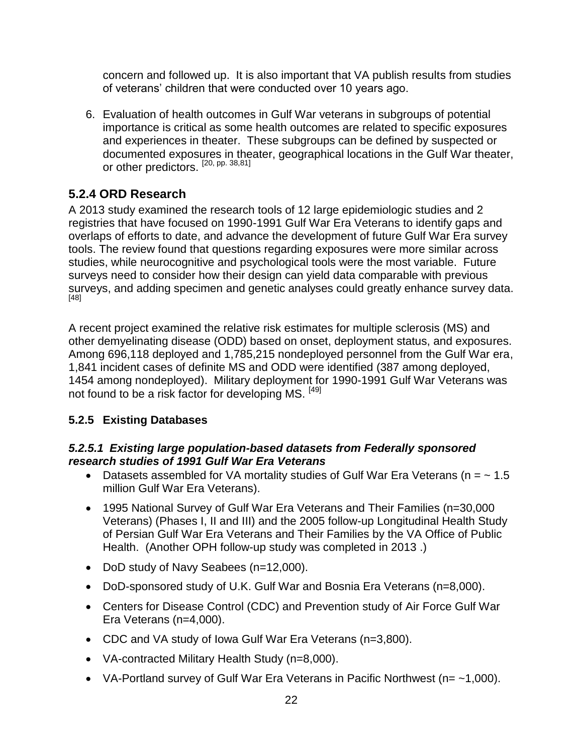concern and followed up. It is also important that VA publish results from studies of veterans' children that were conducted over 10 years ago.

6. Evaluation of health outcomes in Gulf War veterans in subgroups of potential importance is critical as some health outcomes are related to specific exposures and experiences in theater. These subgroups can be defined by suspected or documented exposures in theater, geographical locations in the Gulf War theater, or other predictors. [20, pp. 38,81]

### 5.2.4 ORD Research

A 2013 study examined the research tools of 12 large epidemiologic studies and 2 registries that have focused on 1990-1991 Gulf War Era Veterans to identify gaps and overlaps of efforts to date, and advance the development of future Gulf War Era survey tools. The review found that questions regarding exposures were more similar across studies, while neurocognitive and psychological tools were the most variable. Future surveys need to consider how their design can yield data comparable with previous surveys, and adding specimen and genetic analyses could greatly enhance survey data. [48]

A recent project examined the relative risk estimates for multiple sclerosis (MS) and other demyelinating disease (ODD) based on onset, deployment status, and exposures. Among 696,118 deployed and 1,785,215 nondeployed personnel from the Gulf War era, 1,841 incident cases of definite MS and ODD were identified (387 among deployed, 1454 among nondeployed). Military deployment for 1990-1991 Gulf War Veterans was not found to be a risk factor for developing MS. [49]

### 5.2.5 Existing Databases

#### *5.2.5.1 Existing large population-based datasets from Federally sponsored research studies of 1991 Gulf War Era Veterans*

- Datasets assembled for VA mortality studies of Gulf War Era Veterans (n = ~ 1.5 million Gulf War Era Veterans).
- 1995 National Survey of Gulf War Era Veterans and Their Families (n=30,000 Veterans) (Phases I, II and III) and the 2005 follow-up Longitudinal Health Study of Persian Gulf War Era Veterans and Their Families by the VA Office of Public Health. (Another OPH follow-up study was completed in 2013 .)
- DoD study of Navy Seabees (n=12,000).
- DoD-sponsored study of U.K. Gulf War and Bosnia Era Veterans (n=8,000).
- Centers for Disease Control (CDC) and Prevention study of Air Force Gulf War Era Veterans (n=4,000).
- CDC and VA study of Iowa Gulf War Era Veterans (n=3,800).
- VA-contracted Military Health Study (n=8,000).
- VA-Portland survey of Gulf War Era Veterans in Pacific Northwest (n= ~1,000).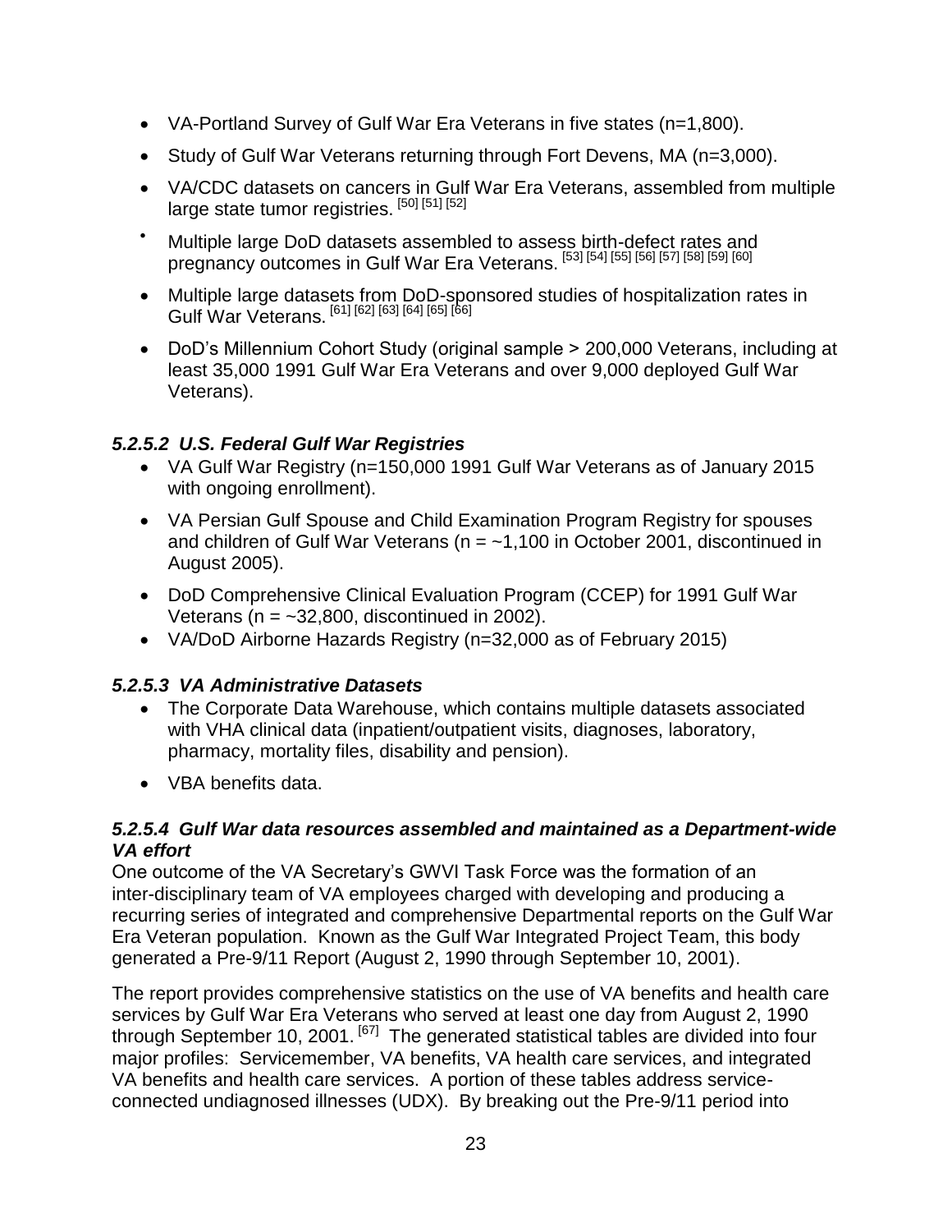- VA-Portland Survey of Gulf War Era Veterans in five states (n=1,800).
- Study of Gulf War Veterans returning through Fort Devens, MA (n=3,000).
- VA/CDC datasets on cancers in Gulf War Era Veterans, assembled from multiple large state tumor registries. [50] [51] [52]
- Multiple large DoD datasets assembled to assess birth-defect rates and pregnancy outcomes in Gulf War Era Veterans. [53] [54] [55] [56] [57] [58] [59] [60]
- Multiple large datasets from DoD-sponsored studies of hospitalization rates in Gulf War Veterans. [61] [62] [63] [64] [65] [66]
- DoD's Millennium Cohort Study (original sample > 200,000 Veterans, including at least 35,000 1991 Gulf War Era Veterans and over 9,000 deployed Gulf War Veterans).

#### *5.2.5.2 U.S. Federal Gulf War Registries*

- VA Gulf War Registry (n=150,000 1991 Gulf War Veterans as of January 2015 with ongoing enrollment).
- VA Persian Gulf Spouse and Child Examination Program Registry for spouses and children of Gulf War Veterans (n = ~1,100 in October 2001, discontinued in August 2005).
- DoD Comprehensive Clinical Evaluation Program (CCEP) for 1991 Gulf War Veterans (n = ~32,800, discontinued in 2002).
- VA/DoD Airborne Hazards Registry (n=32,000 as of February 2015)

#### *5.2.5.3 VA Administrative Datasets*

- The Corporate Data Warehouse, which contains multiple datasets associated with VHA clinical data (inpatient/outpatient visits, diagnoses, laboratory, pharmacy, mortality files, disability and pension).
- VBA benefits data.

#### *5.2.5.4 Gulf War data resources assembled and maintained as a Department-wide VA effort*

One outcome of the VA Secretary's GWVI Task Force was the formation of an inter-disciplinary team of VA employees charged with developing and producing a recurring series of integrated and comprehensive Departmental reports on the Gulf War Era Veteran population. Known as the Gulf War Integrated Project Team, this body generated a Pre-9/11 Report (August 2, 1990 through September 10, 2001).

The report provides comprehensive statistics on the use of VA benefits and health care services by Gulf War Era Veterans who served at least one day from August 2, 1990 through September 10, 2001. [67] The generated statistical tables are divided into four major profiles: Servicemember, VA benefits, VA health care services, and integrated VA benefits and health care services. A portion of these tables address service-connected undiagnosed illnesses (UDX). By breaking out the Pre-9/11 period into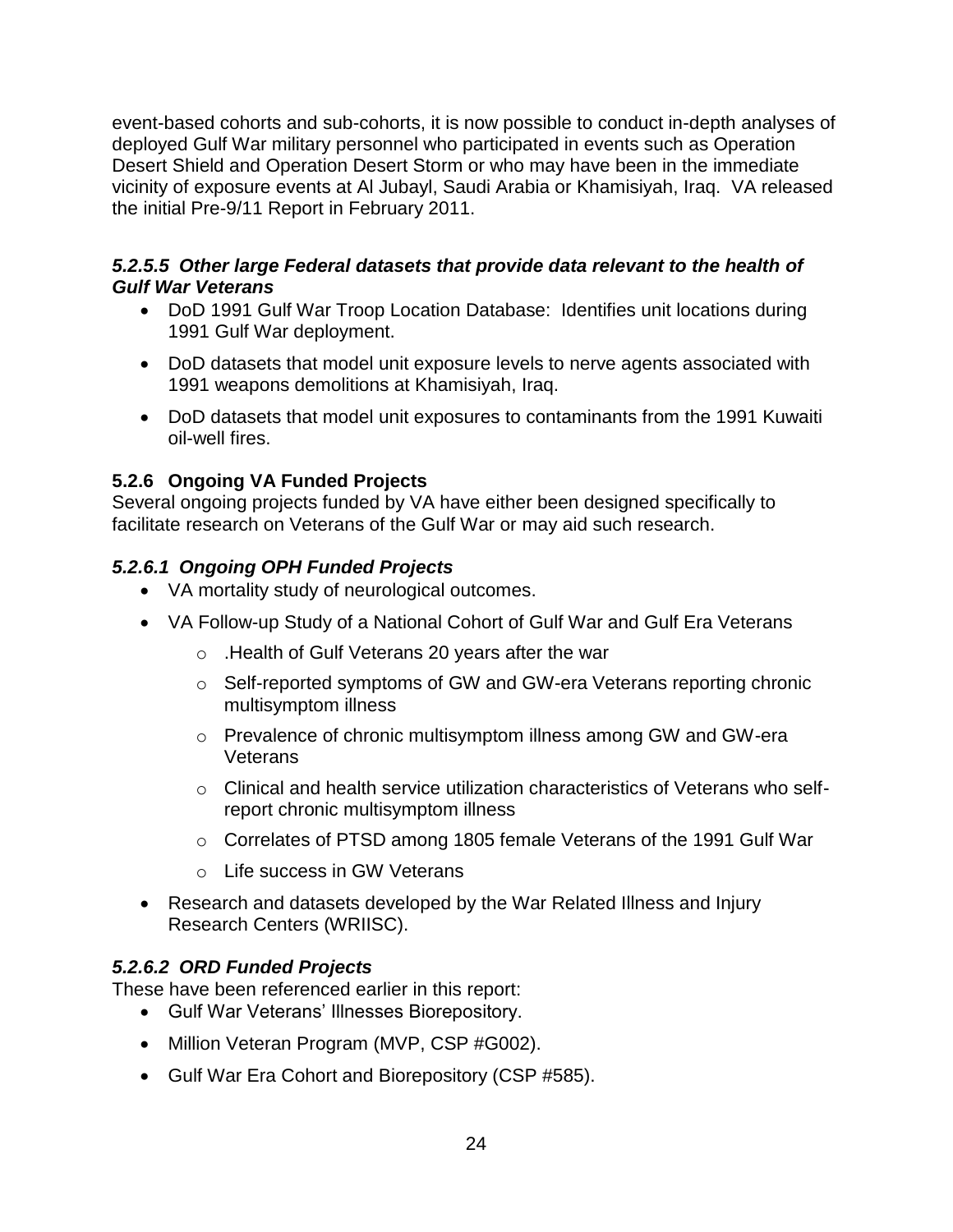event-based cohorts and sub-cohorts, it is now possible to conduct in-depth analyses of deployed Gulf War military personnel who participated in events such as Operation Desert Shield and Operation Desert Storm or who may have been in the immediate vicinity of exposure events at Al Jubayl, Saudi Arabia or Khamisiyah, Iraq. VA released the initial Pre-9/11 Report in February 2011.

#### *5.2.5.5 Other large Federal datasets that provide data relevant to the health of Gulf War Veterans*

- DoD 1991 Gulf War Troop Location Database: Identifies unit locations during 1991 Gulf War deployment.
- DoD datasets that model unit exposure levels to nerve agents associated with 1991 weapons demolitions at Khamisiyah, Iraq.
- DoD datasets that model unit exposures to contaminants from the 1991 Kuwaiti oil-well fires.

### 5.2.6 Ongoing VA Funded Projects

Several ongoing projects funded by VA have either been designed specifically to facilitate research on Veterans of the Gulf War or may aid such research.

#### *5.2.6.1 Ongoing OPH Funded Projects*

- VA mortality study of neurological outcomes.
- VA Follow-up Study of a National Cohort of Gulf War and Gulf Era Veterans
    - .Health of Gulf Veterans 20 years after the war
    - Self-reported symptoms of GW and GW-era Veterans reporting chronic multisymptom illness
    - Prevalence of chronic multisymptom illness among GW and GW-era Veterans
    - Clinical and health service utilization characteristics of Veterans who self-report chronic multisymptom illness
    - Correlates of PTSD among 1805 female Veterans of the 1991 Gulf War
    - Life success in GW Veterans
- Research and datasets developed by the War Related Illness and Injury Research Centers (WRIISC).

#### *5.2.6.2 ORD Funded Projects*

These have been referenced earlier in this report:

- Gulf War Veterans' Illnesses Biorepository.
- Million Veteran Program (MVP, CSP #G002).
- Gulf War Era Cohort and Biorepository (CSP #585).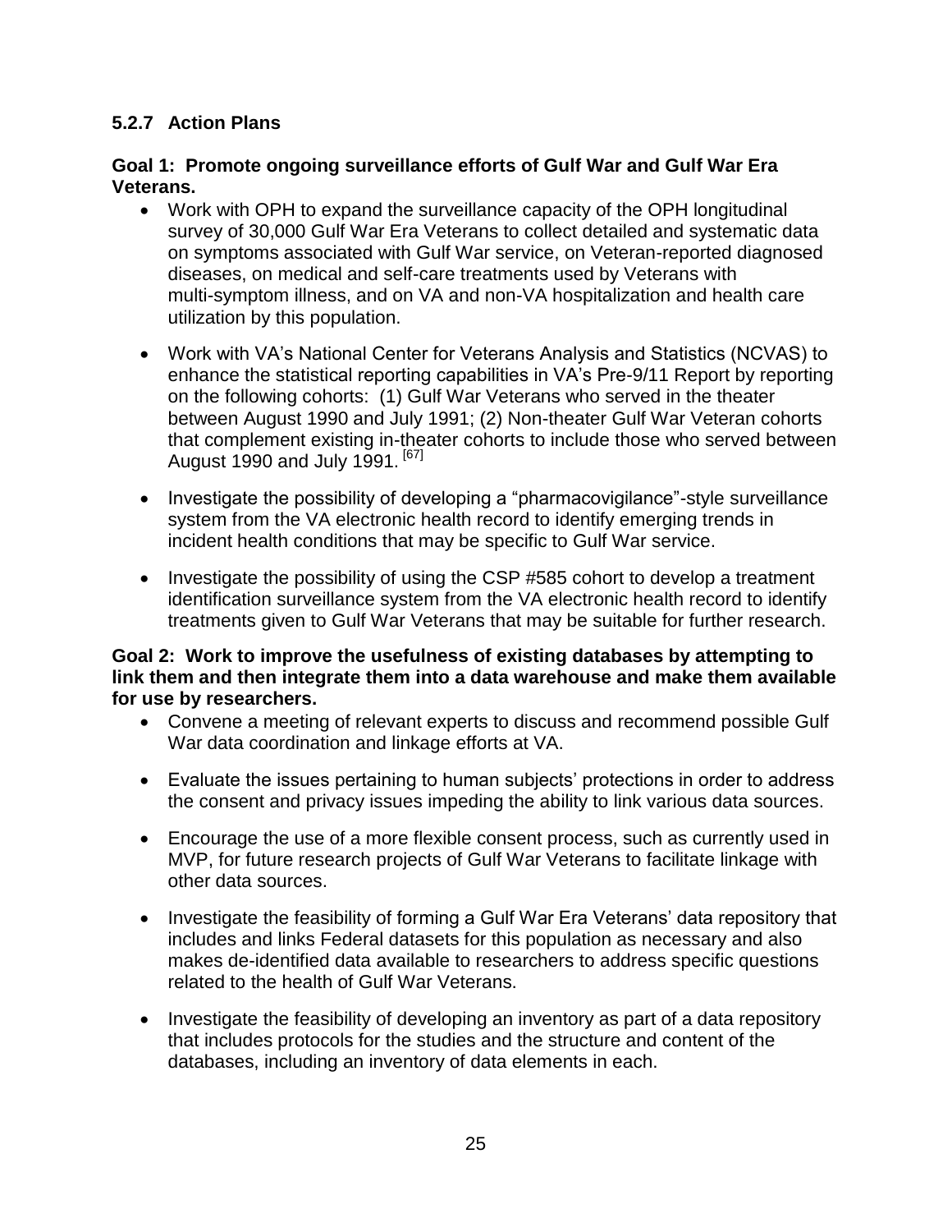### 5.2.7 Action Plans

**Goal 1: Promote ongoing surveillance efforts of Gulf War and Gulf War Era Veterans.**

- Work with OPH to expand the surveillance capacity of the OPH longitudinal survey of 30,000 Gulf War Era Veterans to collect detailed and systematic data on symptoms associated with Gulf War service, on Veteran-reported diagnosed diseases, on medical and self-care treatments used by Veterans with multi-symptom illness, and on VA and non-VA hospitalization and health care utilization by this population.
- Work with VA's National Center for Veterans Analysis and Statistics (NCVAS) to enhance the statistical reporting capabilities in VA's Pre-9/11 Report by reporting on the following cohorts: (1) Gulf War Veterans who served in the theater between August 1990 and July 1991; (2) Non-theater Gulf War Veteran cohorts that complement existing in-theater cohorts to include those who served between August 1990 and July 1991. [67]
- Investigate the possibility of developing a "pharmacovigilance"-style surveillance system from the VA electronic health record to identify emerging trends in incident health conditions that may be specific to Gulf War service.
- Investigate the possibility of using the CSP #585 cohort to develop a treatment identification surveillance system from the VA electronic health record to identify treatments given to Gulf War Veterans that may be suitable for further research.

**Goal 2: Work to improve the usefulness of existing databases by attempting to link them and then integrate them into a data warehouse and make them available for use by researchers.**

- Convene a meeting of relevant experts to discuss and recommend possible Gulf War data coordination and linkage efforts at VA.
- Evaluate the issues pertaining to human subjects' protections in order to address the consent and privacy issues impeding the ability to link various data sources.
- Encourage the use of a more flexible consent process, such as currently used in MVP, for future research projects of Gulf War Veterans to facilitate linkage with other data sources.
- Investigate the feasibility of forming a Gulf War Era Veterans' data repository that includes and links Federal datasets for this population as necessary and also makes de-identified data available to researchers to address specific questions related to the health of Gulf War Veterans.
- Investigate the feasibility of developing an inventory as part of a data repository that includes protocols for the studies and the structure and content of the databases, including an inventory of data elements in each.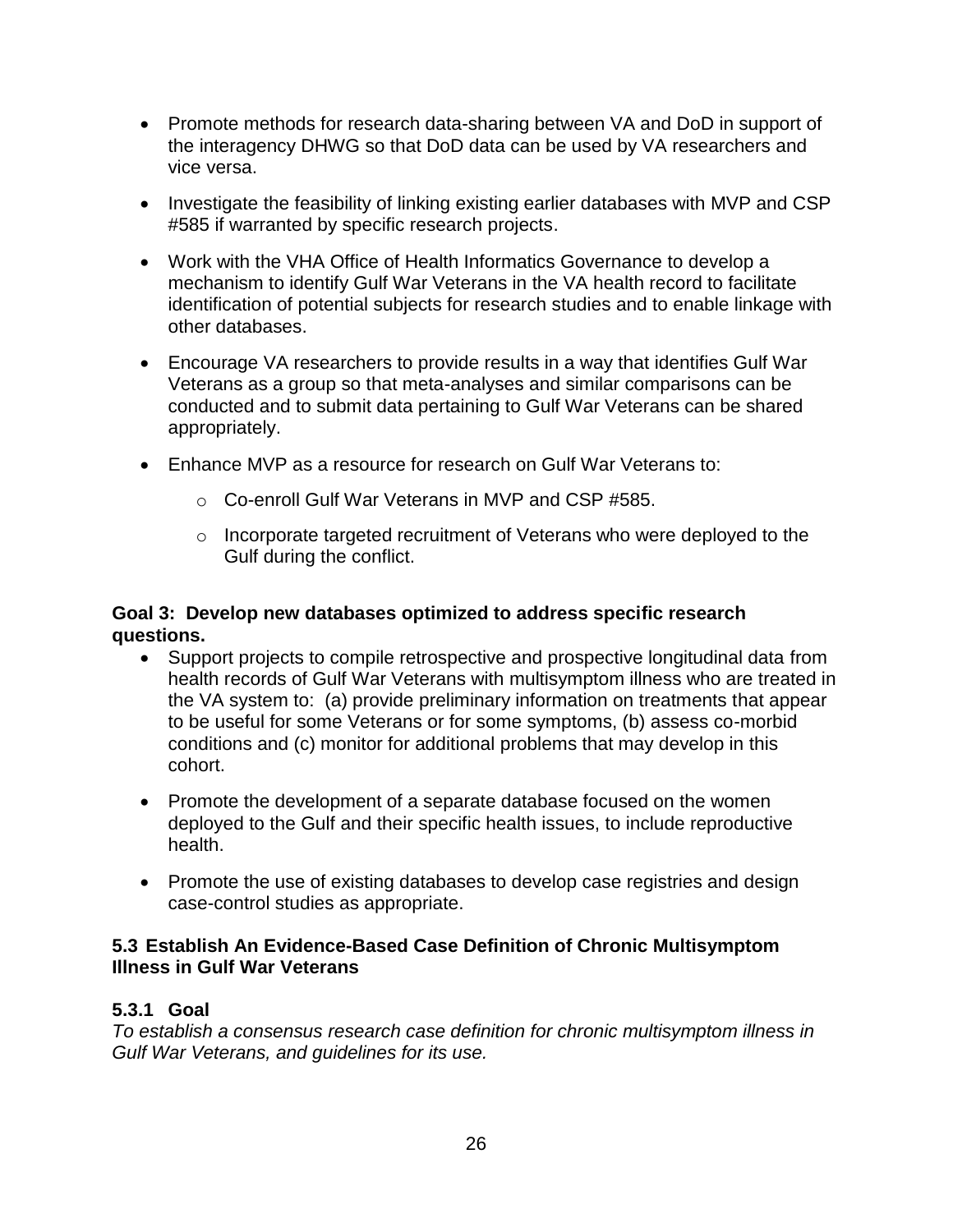- Promote methods for research data-sharing between VA and DoD in support of the interagency DHWG so that DoD data can be used by VA researchers and vice versa.
- Investigate the feasibility of linking existing earlier databases with MVP and CSP #585 if warranted by specific research projects.
- Work with the VHA Office of Health Informatics Governance to develop a mechanism to identify Gulf War Veterans in the VA health record to facilitate identification of potential subjects for research studies and to enable linkage with other databases.
- Encourage VA researchers to provide results in a way that identifies Gulf War Veterans as a group so that meta-analyses and similar comparisons can be conducted and to submit data pertaining to Gulf War Veterans can be shared appropriately.
- Enhance MVP as a resource for research on Gulf War Veterans to:
  - Co-enroll Gulf War Veterans in MVP and CSP #585.
  - Incorporate targeted recruitment of Veterans who were deployed to the Gulf during the conflict.

**Goal 3: Develop new databases optimized to address specific research questions.**

- Support projects to compile retrospective and prospective longitudinal data from health records of Gulf War Veterans with multisymptom illness who are treated in the VA system to: (a) provide preliminary information on treatments that appear to be useful for some Veterans or for some symptoms, (b) assess co-morbid conditions and (c) monitor for additional problems that may develop in this cohort.
- Promote the development of a separate database focused on the women deployed to the Gulf and their specific health issues, to include reproductive health.
- Promote the use of existing databases to develop case registries and design case-control studies as appropriate.

## 5.3 Establish An Evidence-Based Case Definition of Chronic Multisymptom Illness in Gulf War Veterans

### 5.3.1 Goal

*To establish a consensus research case definition for chronic multisymptom illness in Gulf War Veterans, and guidelines for its use.*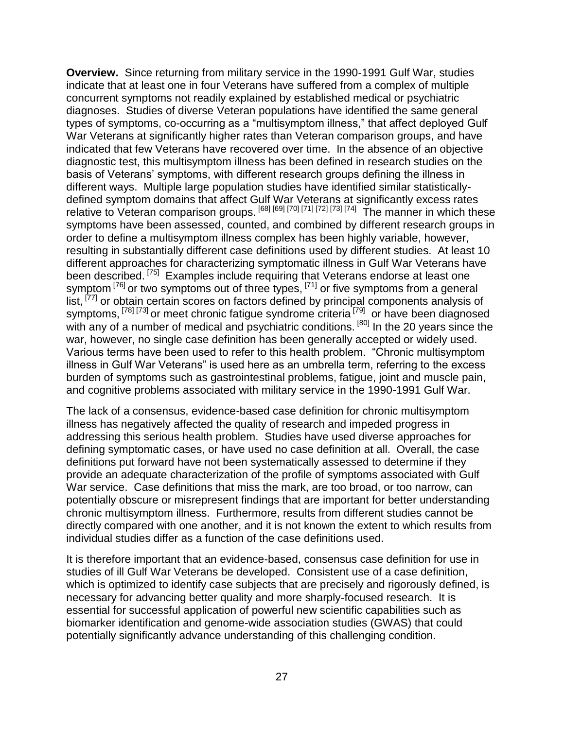**Overview.** Since returning from military service in the 1990-1991 Gulf War, studies indicate that at least one in four Veterans have suffered from a complex of multiple concurrent symptoms not readily explained by established medical or psychiatric diagnoses. Studies of diverse Veteran populations have identified the same general types of symptoms, co-occurring as a "multisymptom illness," that affect deployed Gulf War Veterans at significantly higher rates than Veteran comparison groups, and have indicated that few Veterans have recovered over time. In the absence of an objective diagnostic test, this multisymptom illness has been defined in research studies on the basis of Veterans' symptoms, with different research groups defining the illness in different ways. Multiple large population studies have identified similar statistically-defined symptom domains that affect Gulf War Veterans at significantly excess rates relative to Veteran comparison groups. [68] [69] [70] [71] [72] [73] [74] The manner in which these symptoms have been assessed, counted, and combined by different research groups in order to define a multisymptom illness complex has been highly variable, however, resulting in substantially different case definitions used by different studies. At least 10 different approaches for characterizing symptomatic illness in Gulf War Veterans have been described. [75] Examples include requiring that Veterans endorse at least one symptom [76] or two symptoms out of three types, [71] or five symptoms from a general list, [77] or obtain certain scores on factors defined by principal components analysis of symptoms, [78] [73] or meet chronic fatigue syndrome criteria [79] or have been diagnosed with any of a number of medical and psychiatric conditions. [80] In the 20 years since the war, however, no single case definition has been generally accepted or widely used. Various terms have been used to refer to this health problem. "Chronic multisymptom illness in Gulf War Veterans" is used here as an umbrella term, referring to the excess burden of symptoms such as gastrointestinal problems, fatigue, joint and muscle pain, and cognitive problems associated with military service in the 1990-1991 Gulf War.

The lack of a consensus, evidence-based case definition for chronic multisymptom illness has negatively affected the quality of research and impeded progress in addressing this serious health problem. Studies have used diverse approaches for defining symptomatic cases, or have used no case definition at all. Overall, the case definitions put forward have not been systematically assessed to determine if they provide an adequate characterization of the profile of symptoms associated with Gulf War service. Case definitions that miss the mark, are too broad, or too narrow, can potentially obscure or misrepresent findings that are important for better understanding chronic multisymptom illness. Furthermore, results from different studies cannot be directly compared with one another, and it is not known the extent to which results from individual studies differ as a function of the case definitions used.

It is therefore important that an evidence-based, consensus case definition for use in studies of ill Gulf War Veterans be developed. Consistent use of a case definition, which is optimized to identify case subjects that are precisely and rigorously defined, is necessary for advancing better quality and more sharply-focused research. It is essential for successful application of powerful new scientific capabilities such as biomarker identification and genome-wide association studies (GWAS) that could potentially significantly advance understanding of this challenging condition.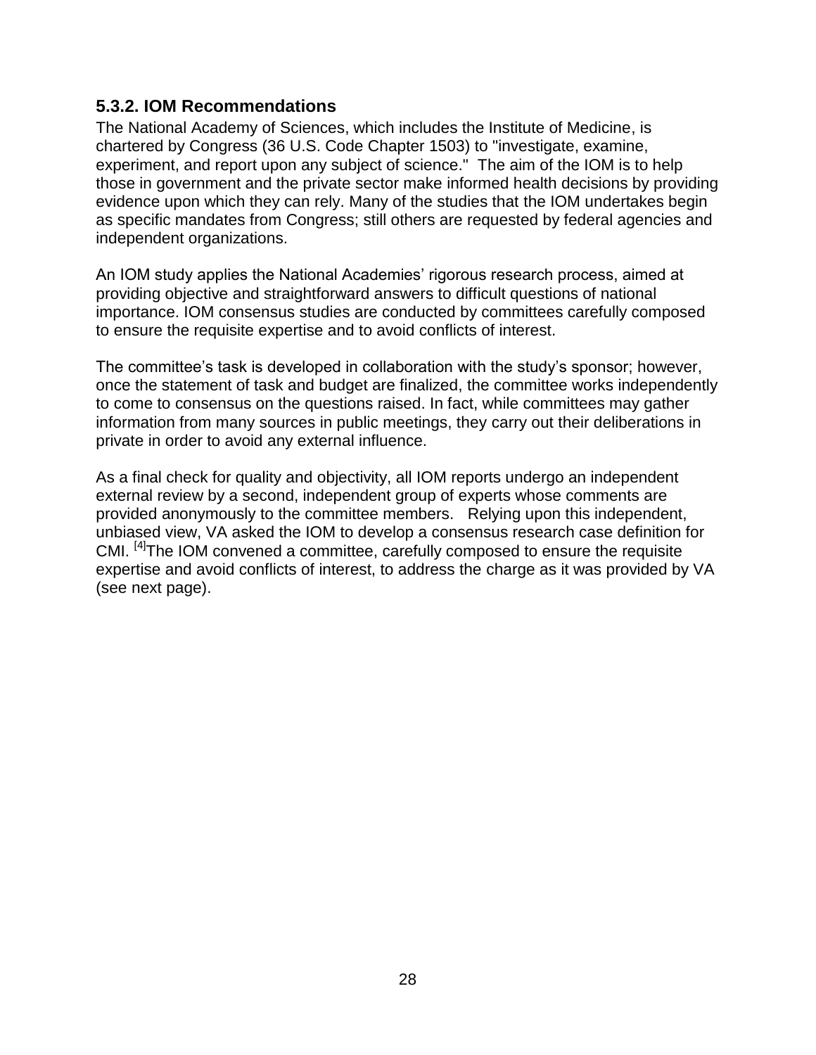### 5.3.2. IOM Recommendations

The National Academy of Sciences, which includes the Institute of Medicine, is chartered by Congress (36 U.S. Code Chapter 1503) to "investigate, examine, experiment, and report upon any subject of science." The aim of the IOM is to help those in government and the private sector make informed health decisions by providing evidence upon which they can rely. Many of the studies that the IOM undertakes begin as specific mandates from Congress; still others are requested by federal agencies and independent organizations.

An IOM study applies the National Academies' rigorous research process, aimed at providing objective and straightforward answers to difficult questions of national importance. IOM consensus studies are conducted by committees carefully composed to ensure the requisite expertise and to avoid conflicts of interest.

The committee's task is developed in collaboration with the study's sponsor; however, once the statement of task and budget are finalized, the committee works independently to come to consensus on the questions raised. In fact, while committees may gather information from many sources in public meetings, they carry out their deliberations in private in order to avoid any external influence.

As a final check for quality and objectivity, all IOM reports undergo an independent external review by a second, independent group of experts whose comments are provided anonymously to the committee members. Relying upon this independent, unbiased view, VA asked the IOM to develop a consensus research case definition for CMI. [4]The IOM convened a committee, carefully composed to ensure the requisite expertise and avoid conflicts of interest, to address the charge as it was provided by VA (see next page).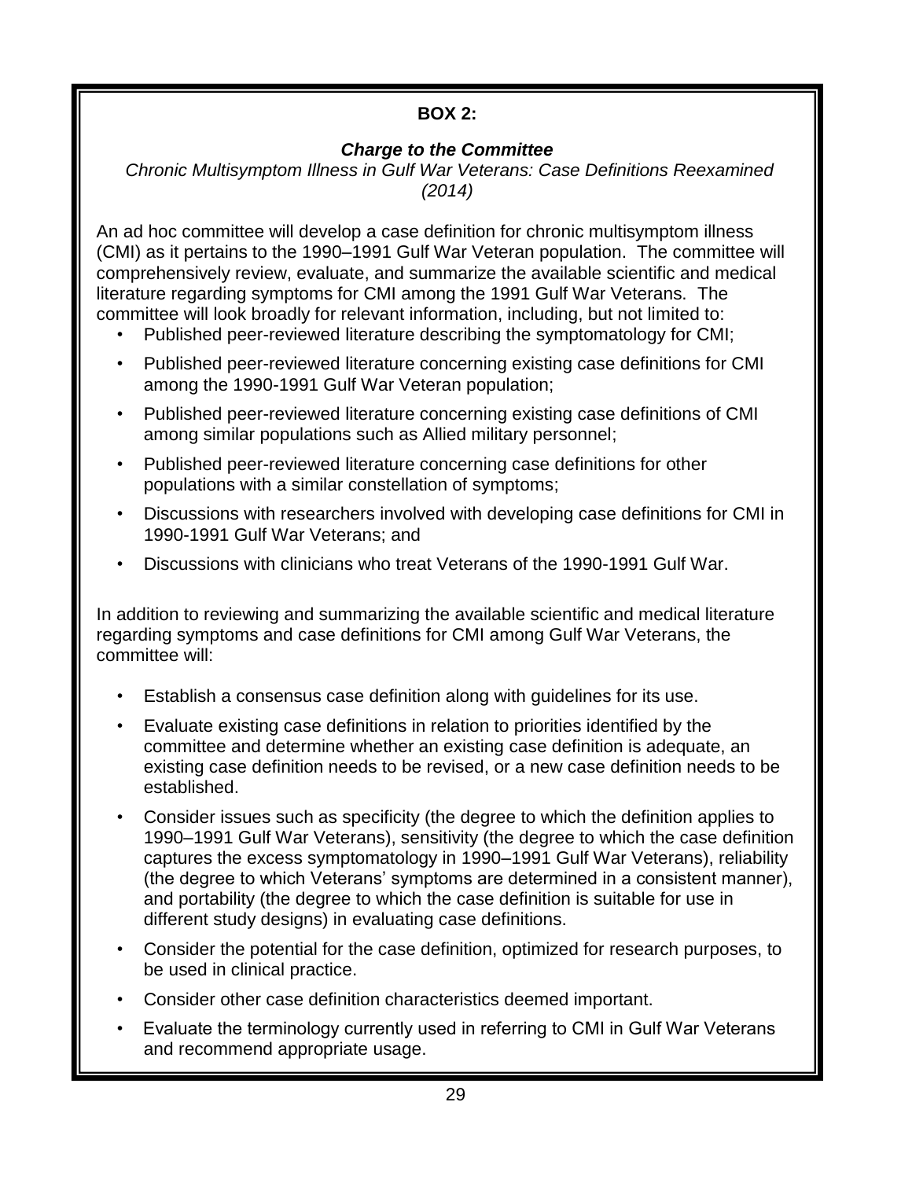**BOX 2:**

***Charge to the Committee***

*Chronic Multisymptom Illness in Gulf War Veterans: Case Definitions Reexamined (2014)*

An ad hoc committee will develop a case definition for chronic multisymptom illness (CMI) as it pertains to the 1990–1991 Gulf War Veteran population. The committee will comprehensively review, evaluate, and summarize the available scientific and medical literature regarding symptoms for CMI among the 1991 Gulf War Veterans. The committee will look broadly for relevant information, including, but not limited to:

- Published peer-reviewed literature describing the symptomatology for CMI;
- Published peer-reviewed literature concerning existing case definitions for CMI among the 1990-1991 Gulf War Veteran population;
- Published peer-reviewed literature concerning existing case definitions of CMI among similar populations such as Allied military personnel;
- Published peer-reviewed literature concerning case definitions for other populations with a similar constellation of symptoms;
- Discussions with researchers involved with developing case definitions for CMI in 1990-1991 Gulf War Veterans; and
- Discussions with clinicians who treat Veterans of the 1990-1991 Gulf War.

In addition to reviewing and summarizing the available scientific and medical literature regarding symptoms and case definitions for CMI among Gulf War Veterans, the committee will:

- Establish a consensus case definition along with guidelines for its use.
- Evaluate existing case definitions in relation to priorities identified by the committee and determine whether an existing case definition is adequate, an existing case definition needs to be revised, or a new case definition needs to be established.
- Consider issues such as specificity (the degree to which the definition applies to 1990–1991 Gulf War Veterans), sensitivity (the degree to which the case definition captures the excess symptomatology in 1990–1991 Gulf War Veterans), reliability (the degree to which Veterans' symptoms are determined in a consistent manner), and portability (the degree to which the case definition is suitable for use in different study designs) in evaluating case definitions.
- Consider the potential for the case definition, optimized for research purposes, to be used in clinical practice.
- Consider other case definition characteristics deemed important.
- Evaluate the terminology currently used in referring to CMI in Gulf War Veterans and recommend appropriate usage.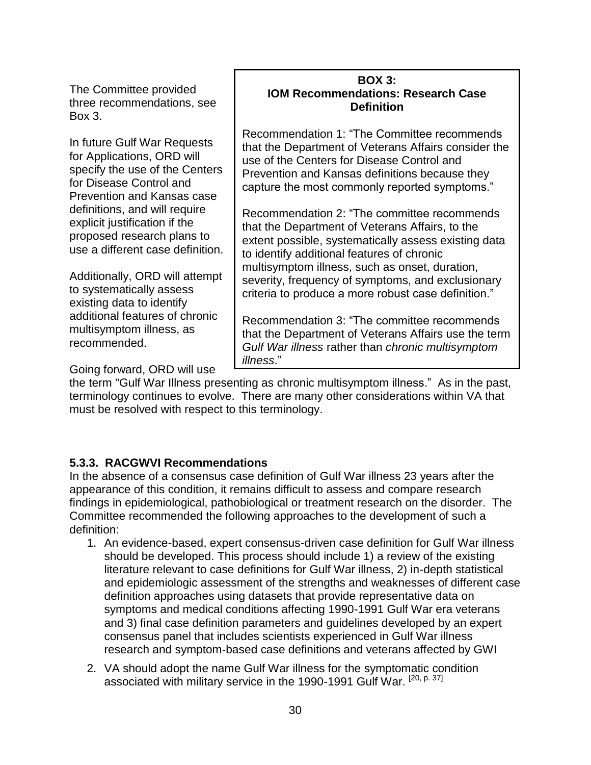The Committee provided three recommendations, see Box 3.

> **BOX 3:**
> **IOM Recommendations: Research Case Definition**
>
> Recommendation 1: "The Committee recommends that the Department of Veterans Affairs consider the use of the Centers for Disease Control and Prevention and Kansas definitions because they capture the most commonly reported symptoms."
>
> Recommendation 2: "The committee recommends that the Department of Veterans Affairs, to the extent possible, systematically assess existing data to identify additional features of chronic multisymptom illness, such as onset, duration, severity, frequency of symptoms, and exclusionary criteria to produce a more robust case definition."
>
> Recommendation 3: "The committee recommends that the Department of Veterans Affairs use the term *Gulf War illness* rather than *chronic multisymptom illness*."

In future Gulf War Requests for Applications, ORD will specify the use of the Centers for Disease Control and Prevention and Kansas case definitions, and will require explicit justification if the proposed research plans to use a different case definition.

Additionally, ORD will attempt to systematically assess existing data to identify additional features of chronic multisymptom illness, as recommended.

Going forward, ORD will use the term "Gulf War Illness presenting as chronic multisymptom illness." As in the past, terminology continues to evolve. There are many other considerations within VA that must be resolved with respect to this terminology.

### 5.3.3. RACGWVI Recommendations

In the absence of a consensus case definition of Gulf War illness 23 years after the appearance of this condition, it remains difficult to assess and compare research findings in epidemiological, pathobiological or treatment research on the disorder. The Committee recommended the following approaches to the development of such a definition:

1. An evidence-based, expert consensus-driven case definition for Gulf War illness should be developed. This process should include 1) a review of the existing literature relevant to case definitions for Gulf War illness, 2) in-depth statistical and epidemiologic assessment of the strengths and weaknesses of different case definition approaches using datasets that provide representative data on symptoms and medical conditions affecting 1990-1991 Gulf War era veterans and 3) final case definition parameters and guidelines developed by an expert consensus panel that includes scientists experienced in Gulf War illness research and symptom-based case definitions and veterans affected by GWI
2. VA should adopt the name Gulf War illness for the symptomatic condition associated with military service in the 1990-1991 Gulf War. [20, p. 37]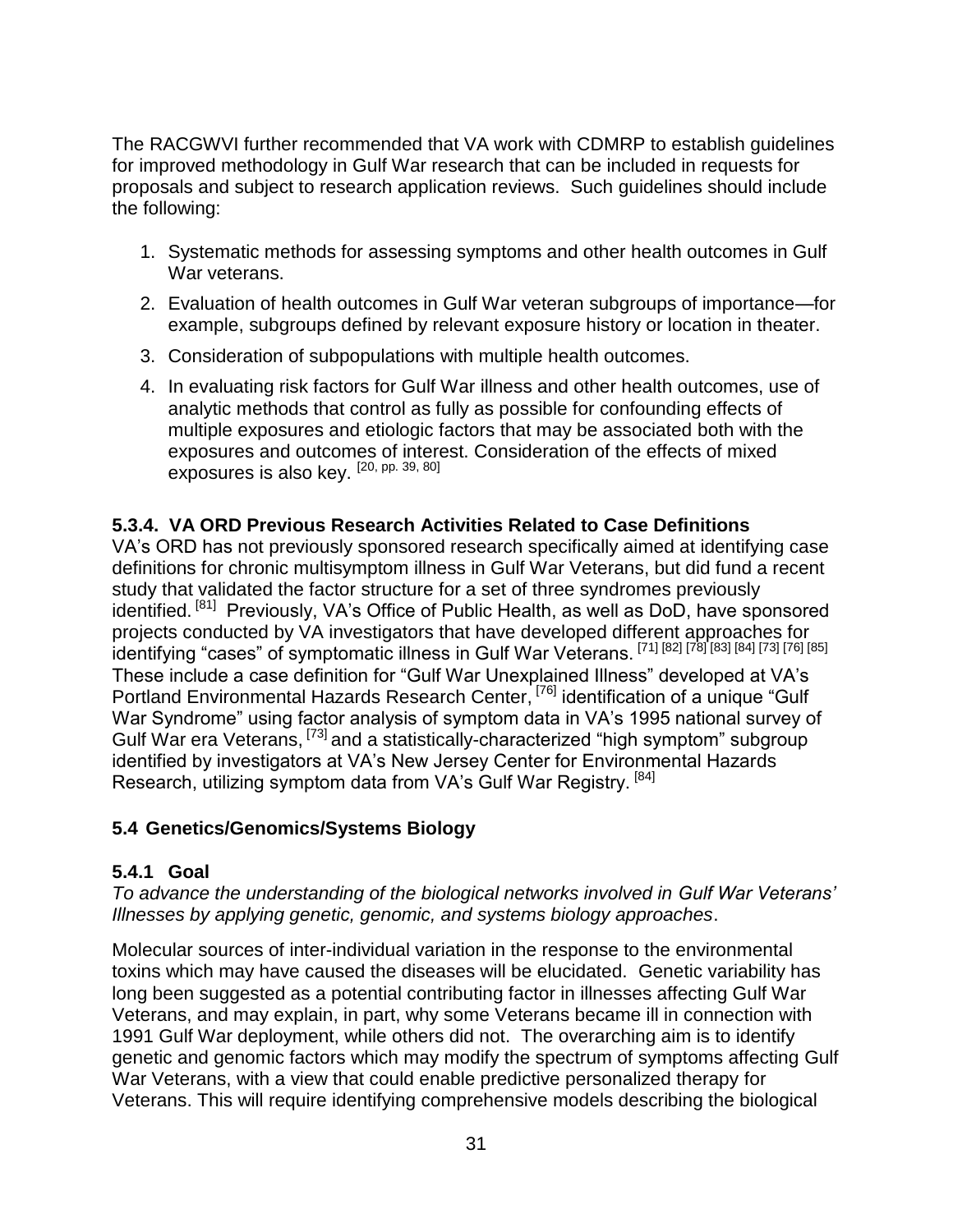The RACGWVI further recommended that VA work with CDMRP to establish guidelines for improved methodology in Gulf War research that can be included in requests for proposals and subject to research application reviews. Such guidelines should include the following:

1. Systematic methods for assessing symptoms and other health outcomes in Gulf War veterans.
2. Evaluation of health outcomes in Gulf War veteran subgroups of importance—for example, subgroups defined by relevant exposure history or location in theater.
3. Consideration of subpopulations with multiple health outcomes.
4. In evaluating risk factors for Gulf War illness and other health outcomes, use of analytic methods that control as fully as possible for confounding effects of multiple exposures and etiologic factors that may be associated both with the exposures and outcomes of interest. Consideration of the effects of mixed exposures is also key. [20, pp. 39, 80]

### 5.3.4. VA ORD Previous Research Activities Related to Case Definitions

VA's ORD has not previously sponsored research specifically aimed at identifying case definitions for chronic multisymptom illness in Gulf War Veterans, but did fund a recent study that validated the factor structure for a set of three syndromes previously identified. [81] Previously, VA's Office of Public Health, as well as DoD, have sponsored projects conducted by VA investigators that have developed different approaches for identifying "cases" of symptomatic illness in Gulf War Veterans. [71] [82] [78] [83] [84] [73] [76] [85] These include a case definition for "Gulf War Unexplained Illness" developed at VA's Portland Environmental Hazards Research Center, [76] identification of a unique "Gulf War Syndrome" using factor analysis of symptom data in VA's 1995 national survey of Gulf War era Veterans, [73] and a statistically-characterized "high symptom" subgroup identified by investigators at VA's New Jersey Center for Environmental Hazards Research, utilizing symptom data from VA's Gulf War Registry. [84]

## 5.4 Genetics/Genomics/Systems Biology

### 5.4.1 Goal

*To advance the understanding of the biological networks involved in Gulf War Veterans' Illnesses by applying genetic, genomic, and systems biology approaches*.

Molecular sources of inter-individual variation in the response to the environmental toxins which may have caused the diseases will be elucidated. Genetic variability has long been suggested as a potential contributing factor in illnesses affecting Gulf War Veterans, and may explain, in part, why some Veterans became ill in connection with 1991 Gulf War deployment, while others did not. The overarching aim is to identify genetic and genomic factors which may modify the spectrum of symptoms affecting Gulf War Veterans, with a view that could enable predictive personalized therapy for Veterans. This will require identifying comprehensive models describing the biological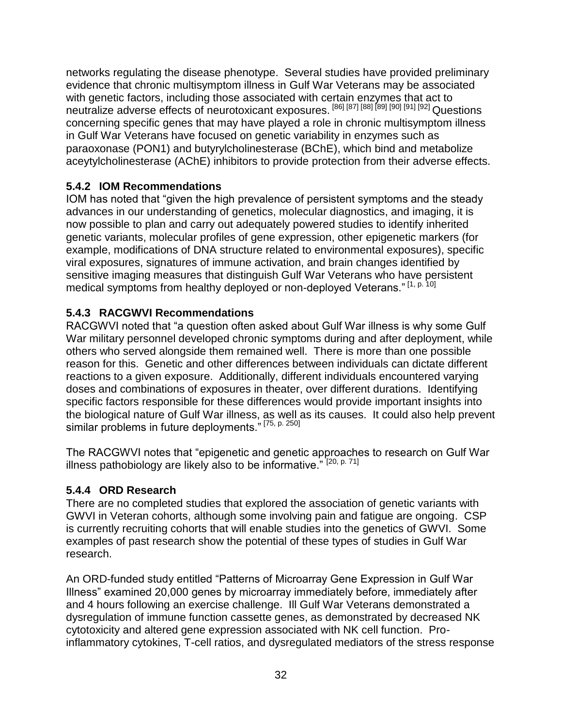networks regulating the disease phenotype. Several studies have provided preliminary evidence that chronic multisymptom illness in Gulf War Veterans may be associated with genetic factors, including those associated with certain enzymes that act to neutralize adverse effects of neurotoxicant exposures. [86] [87] [88] [89] [90] [91] [92] Questions concerning specific genes that may have played a role in chronic multisymptom illness in Gulf War Veterans have focused on genetic variability in enzymes such as paraoxonase (PON1) and butyrylcholinesterase (BChE), which bind and metabolize aceytylcholinesterase (AChE) inhibitors to provide protection from their adverse effects.

### 5.4.2 IOM Recommendations

IOM has noted that "given the high prevalence of persistent symptoms and the steady advances in our understanding of genetics, molecular diagnostics, and imaging, it is now possible to plan and carry out adequately powered studies to identify inherited genetic variants, molecular profiles of gene expression, other epigenetic markers (for example, modifications of DNA structure related to environmental exposures), specific viral exposures, signatures of immune activation, and brain changes identified by sensitive imaging measures that distinguish Gulf War Veterans who have persistent medical symptoms from healthy deployed or non-deployed Veterans." [1, p. 10]

### 5.4.3 RACGWVI Recommendations

RACGWVI noted that "a question often asked about Gulf War illness is why some Gulf War military personnel developed chronic symptoms during and after deployment, while others who served alongside them remained well. There is more than one possible reason for this. Genetic and other differences between individuals can dictate different reactions to a given exposure. Additionally, different individuals encountered varying doses and combinations of exposures in theater, over different durations. Identifying specific factors responsible for these differences would provide important insights into the biological nature of Gulf War illness, as well as its causes. It could also help prevent similar problems in future deployments." [75, p. 250]

The RACGWVI notes that "epigenetic and genetic approaches to research on Gulf War illness pathobiology are likely also to be informative." [20, p. 71]

### 5.4.4 ORD Research

There are no completed studies that explored the association of genetic variants with GWVI in Veteran cohorts, although some involving pain and fatigue are ongoing. CSP is currently recruiting cohorts that will enable studies into the genetics of GWVI. Some examples of past research show the potential of these types of studies in Gulf War research.

An ORD-funded study entitled "Patterns of Microarray Gene Expression in Gulf War Illness" examined 20,000 genes by microarray immediately before, immediately after and 4 hours following an exercise challenge. Ill Gulf War Veterans demonstrated a dysregulation of immune function cassette genes, as demonstrated by decreased NK cytotoxicity and altered gene expression associated with NK cell function. Pro-inflammatory cytokines, T-cell ratios, and dysregulated mediators of the stress response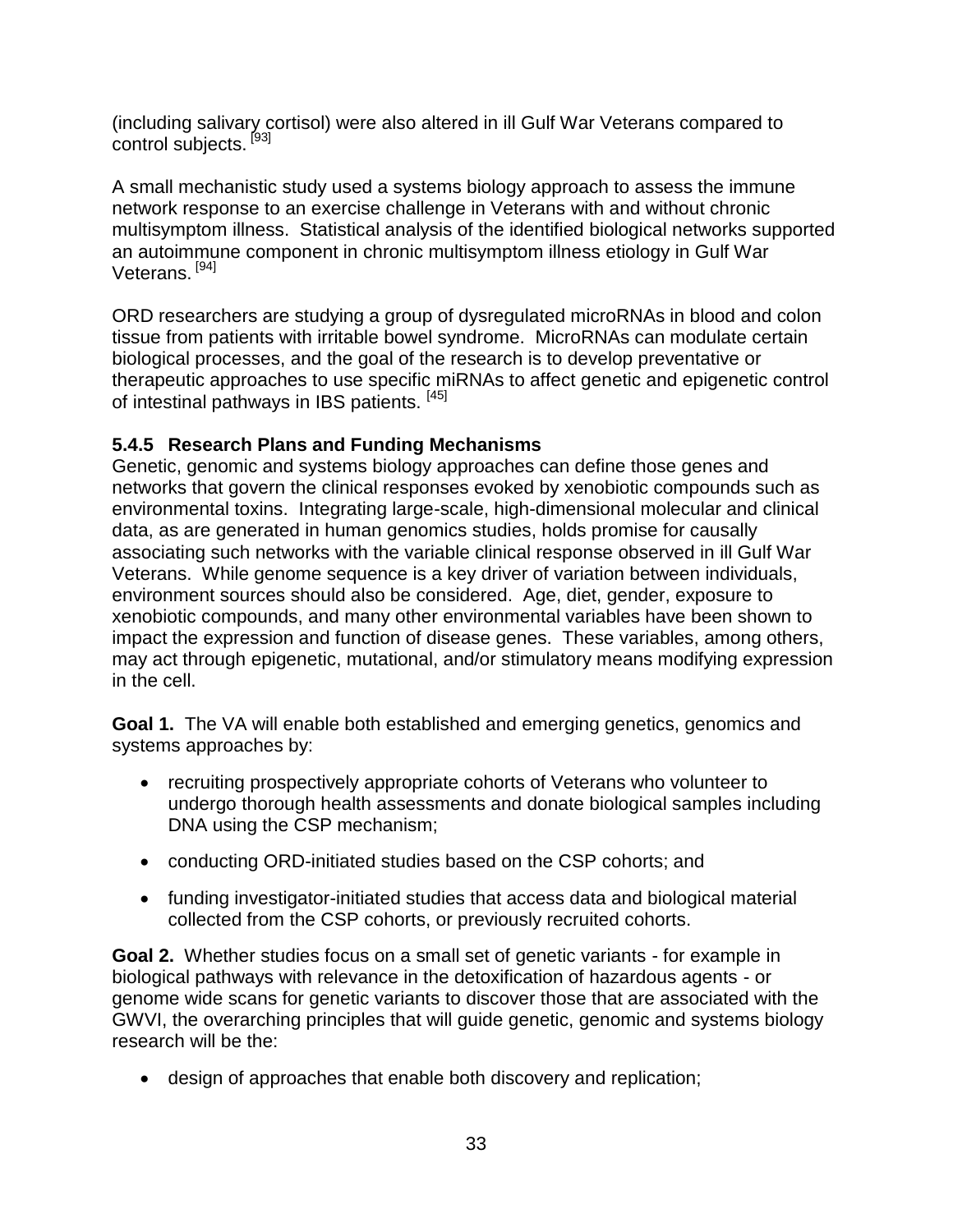(including salivary cortisol) were also altered in ill Gulf War Veterans compared to control subjects. [93]

A small mechanistic study used a systems biology approach to assess the immune network response to an exercise challenge in Veterans with and without chronic multisymptom illness. Statistical analysis of the identified biological networks supported an autoimmune component in chronic multisymptom illness etiology in Gulf War Veterans. [94]

ORD researchers are studying a group of dysregulated microRNAs in blood and colon tissue from patients with irritable bowel syndrome. MicroRNAs can modulate certain biological processes, and the goal of the research is to develop preventative or therapeutic approaches to use specific miRNAs to affect genetic and epigenetic control of intestinal pathways in IBS patients. [45]

### 5.4.5 Research Plans and Funding Mechanisms

Genetic, genomic and systems biology approaches can define those genes and networks that govern the clinical responses evoked by xenobiotic compounds such as environmental toxins. Integrating large-scale, high-dimensional molecular and clinical data, as are generated in human genomics studies, holds promise for causally associating such networks with the variable clinical response observed in ill Gulf War Veterans. While genome sequence is a key driver of variation between individuals, environment sources should also be considered. Age, diet, gender, exposure to xenobiotic compounds, and many other environmental variables have been shown to impact the expression and function of disease genes. These variables, among others, may act through epigenetic, mutational, and/or stimulatory means modifying expression in the cell.

**Goal 1.** The VA will enable both established and emerging genetics, genomics and systems approaches by:

- recruiting prospectively appropriate cohorts of Veterans who volunteer to undergo thorough health assessments and donate biological samples including DNA using the CSP mechanism;
- conducting ORD-initiated studies based on the CSP cohorts; and
- funding investigator-initiated studies that access data and biological material collected from the CSP cohorts, or previously recruited cohorts.

**Goal 2.** Whether studies focus on a small set of genetic variants - for example in biological pathways with relevance in the detoxification of hazardous agents - or genome wide scans for genetic variants to discover those that are associated with the GWVI, the overarching principles that will guide genetic, genomic and systems biology research will be the:

- design of approaches that enable both discovery and replication;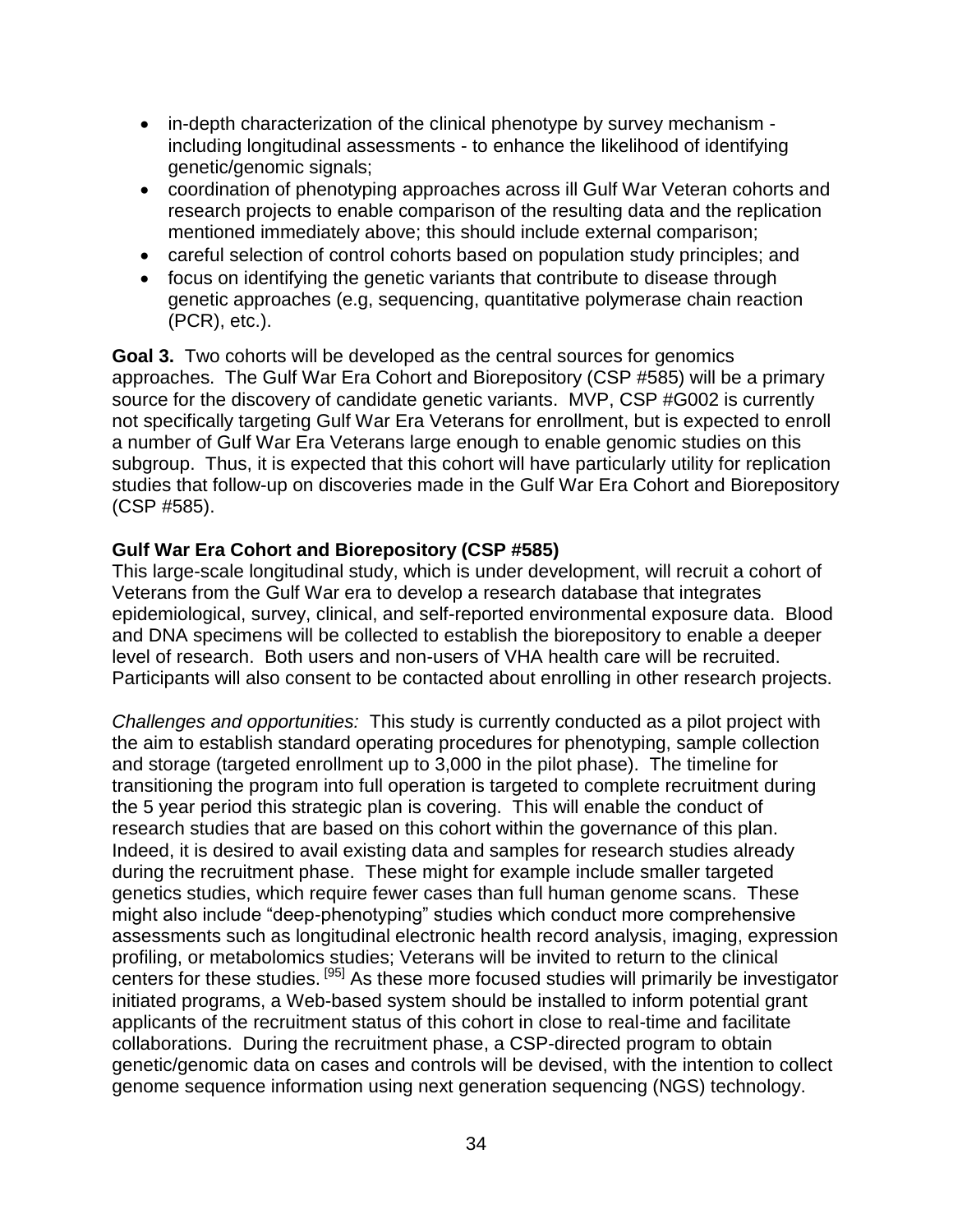- in-depth characterization of the clinical phenotype by survey mechanism - including longitudinal assessments - to enhance the likelihood of identifying genetic/genomic signals;
- coordination of phenotyping approaches across ill Gulf War Veteran cohorts and research projects to enable comparison of the resulting data and the replication mentioned immediately above; this should include external comparison;
- careful selection of control cohorts based on population study principles; and
- focus on identifying the genetic variants that contribute to disease through genetic approaches (e.g, sequencing, quantitative polymerase chain reaction (PCR), etc.).

**Goal 3.** Two cohorts will be developed as the central sources for genomics approaches. The Gulf War Era Cohort and Biorepository (CSP #585) will be a primary source for the discovery of candidate genetic variants. MVP, CSP #G002 is currently not specifically targeting Gulf War Era Veterans for enrollment, but is expected to enroll a number of Gulf War Era Veterans large enough to enable genomic studies on this subgroup. Thus, it is expected that this cohort will have particularly utility for replication studies that follow-up on discoveries made in the Gulf War Era Cohort and Biorepository (CSP #585).

**Gulf War Era Cohort and Biorepository (CSP #585)**

This large-scale longitudinal study, which is under development, will recruit a cohort of Veterans from the Gulf War era to develop a research database that integrates epidemiological, survey, clinical, and self-reported environmental exposure data. Blood and DNA specimens will be collected to establish the biorepository to enable a deeper level of research. Both users and non-users of VHA health care will be recruited. Participants will also consent to be contacted about enrolling in other research projects.

*Challenges and opportunities:* This study is currently conducted as a pilot project with the aim to establish standard operating procedures for phenotyping, sample collection and storage (targeted enrollment up to 3,000 in the pilot phase). The timeline for transitioning the program into full operation is targeted to complete recruitment during the 5 year period this strategic plan is covering. This will enable the conduct of research studies that are based on this cohort within the governance of this plan. Indeed, it is desired to avail existing data and samples for research studies already during the recruitment phase. These might for example include smaller targeted genetics studies, which require fewer cases than full human genome scans. These might also include "deep-phenotyping" studies which conduct more comprehensive assessments such as longitudinal electronic health record analysis, imaging, expression profiling, or metabolomics studies; Veterans will be invited to return to the clinical centers for these studies. [95] As these more focused studies will primarily be investigator initiated programs, a Web-based system should be installed to inform potential grant applicants of the recruitment status of this cohort in close to real-time and facilitate collaborations. During the recruitment phase, a CSP-directed program to obtain genetic/genomic data on cases and controls will be devised, with the intention to collect genome sequence information using next generation sequencing (NGS) technology.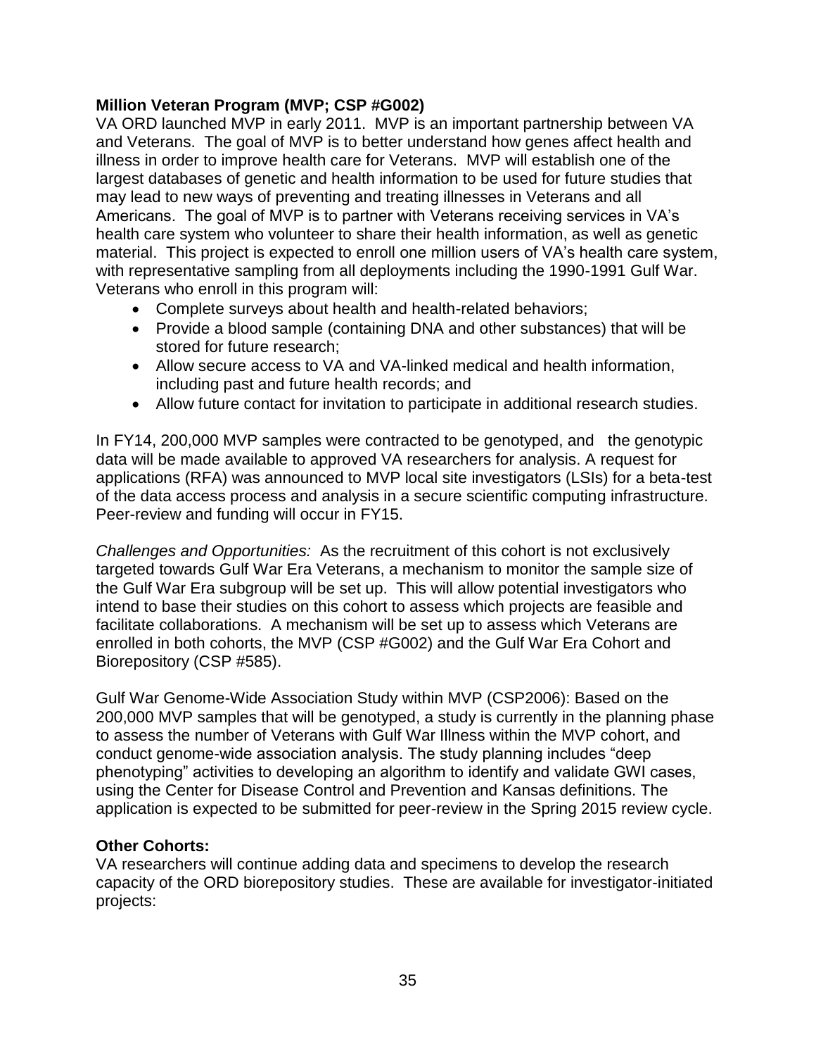**Million Veteran Program (MVP; CSP #G002)**

VA ORD launched MVP in early 2011. MVP is an important partnership between VA and Veterans. The goal of MVP is to better understand how genes affect health and illness in order to improve health care for Veterans. MVP will establish one of the largest databases of genetic and health information to be used for future studies that may lead to new ways of preventing and treating illnesses in Veterans and all Americans. The goal of MVP is to partner with Veterans receiving services in VA's health care system who volunteer to share their health information, as well as genetic material. This project is expected to enroll one million users of VA's health care system, with representative sampling from all deployments including the 1990-1991 Gulf War. Veterans who enroll in this program will:

- Complete surveys about health and health-related behaviors;
- Provide a blood sample (containing DNA and other substances) that will be stored for future research;
- Allow secure access to VA and VA-linked medical and health information, including past and future health records; and
- Allow future contact for invitation to participate in additional research studies.

In FY14, 200,000 MVP samples were contracted to be genotyped, and the genotypic data will be made available to approved VA researchers for analysis. A request for applications (RFA) was announced to MVP local site investigators (LSIs) for a beta-test of the data access process and analysis in a secure scientific computing infrastructure. Peer-review and funding will occur in FY15.

*Challenges and Opportunities:* As the recruitment of this cohort is not exclusively targeted towards Gulf War Era Veterans, a mechanism to monitor the sample size of the Gulf War Era subgroup will be set up. This will allow potential investigators who intend to base their studies on this cohort to assess which projects are feasible and facilitate collaborations. A mechanism will be set up to assess which Veterans are enrolled in both cohorts, the MVP (CSP #G002) and the Gulf War Era Cohort and Biorepository (CSP #585).

Gulf War Genome-Wide Association Study within MVP (CSP2006): Based on the 200,000 MVP samples that will be genotyped, a study is currently in the planning phase to assess the number of Veterans with Gulf War Illness within the MVP cohort, and conduct genome-wide association analysis. The study planning includes "deep phenotyping" activities to developing an algorithm to identify and validate GWI cases, using the Center for Disease Control and Prevention and Kansas definitions. The application is expected to be submitted for peer-review in the Spring 2015 review cycle.

**Other Cohorts:**

VA researchers will continue adding data and specimens to develop the research capacity of the ORD biorepository studies. These are available for investigator-initiated projects: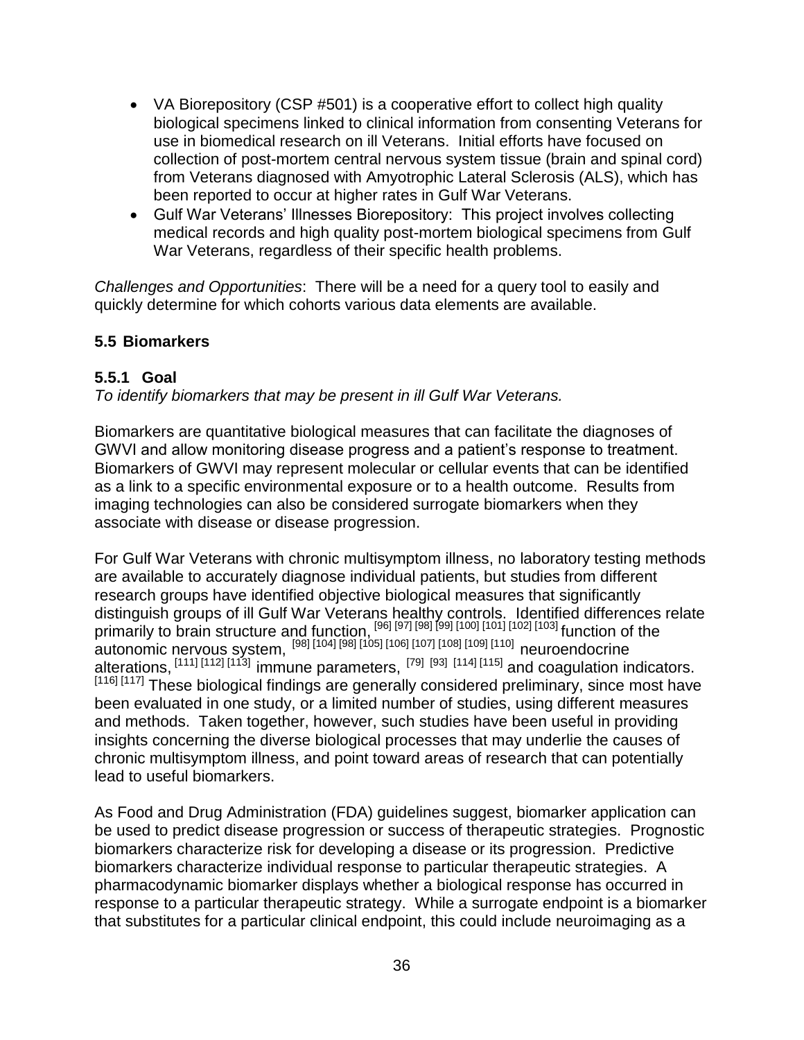- VA Biorepository (CSP #501) is a cooperative effort to collect high quality biological specimens linked to clinical information from consenting Veterans for use in biomedical research on ill Veterans. Initial efforts have focused on collection of post-mortem central nervous system tissue (brain and spinal cord) from Veterans diagnosed with Amyotrophic Lateral Sclerosis (ALS), which has been reported to occur at higher rates in Gulf War Veterans.
- Gulf War Veterans' Illnesses Biorepository: This project involves collecting medical records and high quality post-mortem biological specimens from Gulf War Veterans, regardless of their specific health problems.

*Challenges and Opportunities*: There will be a need for a query tool to easily and quickly determine for which cohorts various data elements are available.

## 5.5 Biomarkers

### 5.5.1 Goal

*To identify biomarkers that may be present in ill Gulf War Veterans.*

Biomarkers are quantitative biological measures that can facilitate the diagnoses of GWVI and allow monitoring disease progress and a patient's response to treatment. Biomarkers of GWVI may represent molecular or cellular events that can be identified as a link to a specific environmental exposure or to a health outcome. Results from imaging technologies can also be considered surrogate biomarkers when they associate with disease or disease progression.

For Gulf War Veterans with chronic multisymptom illness, no laboratory testing methods are available to accurately diagnose individual patients, but studies from different research groups have identified objective biological measures that significantly distinguish groups of ill Gulf War Veterans healthy controls. Identified differences relate primarily to brain structure and function, [96] [97] [98] [99] [100] [101] [102] [103] function of the autonomic nervous system, [98] [104] [98] [105] [106] [107] [108] [109] [110] neuroendocrine alterations, [111] [112] [113] immune parameters, [79] [93] [114] [115] and coagulation indicators. [116] [117] These biological findings are generally considered preliminary, since most have been evaluated in one study, or a limited number of studies, using different measures and methods. Taken together, however, such studies have been useful in providing insights concerning the diverse biological processes that may underlie the causes of chronic multisymptom illness, and point toward areas of research that can potentially lead to useful biomarkers.

As Food and Drug Administration (FDA) guidelines suggest, biomarker application can be used to predict disease progression or success of therapeutic strategies. Prognostic biomarkers characterize risk for developing a disease or its progression. Predictive biomarkers characterize individual response to particular therapeutic strategies. A pharmacodynamic biomarker displays whether a biological response has occurred in response to a particular therapeutic strategy. While a surrogate endpoint is a biomarker that substitutes for a particular clinical endpoint, this could include neuroimaging as a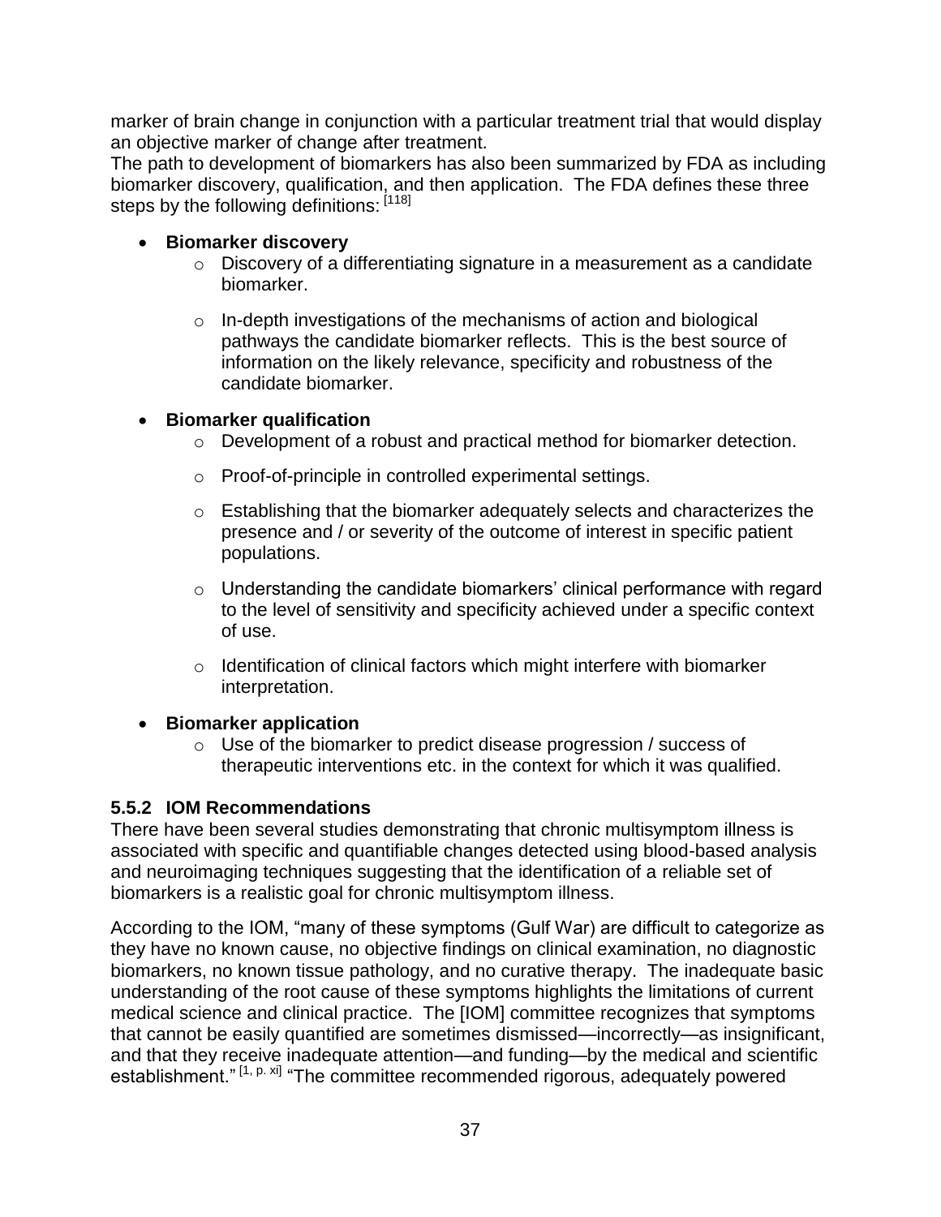marker of brain change in conjunction with a particular treatment trial that would display an objective marker of change after treatment.

The path to development of biomarkers has also been summarized by FDA as including biomarker discovery, qualification, and then application. The FDA defines these three steps by the following definitions: [118]

- **Biomarker discovery**
  - Discovery of a differentiating signature in a measurement as a candidate biomarker.
  - In-depth investigations of the mechanisms of action and biological pathways the candidate biomarker reflects. This is the best source of information on the likely relevance, specificity and robustness of the candidate biomarker.
- **Biomarker qualification**
  - Development of a robust and practical method for biomarker detection.
  - Proof-of-principle in controlled experimental settings.
  - Establishing that the biomarker adequately selects and characterizes the presence and / or severity of the outcome of interest in specific patient populations.
  - Understanding the candidate biomarkers' clinical performance with regard to the level of sensitivity and specificity achieved under a specific context of use.
  - Identification of clinical factors which might interfere with biomarker interpretation.
- **Biomarker application**
  - Use of the biomarker to predict disease progression / success of therapeutic interventions etc. in the context for which it was qualified.

### 5.5.2 IOM Recommendations

There have been several studies demonstrating that chronic multisymptom illness is associated with specific and quantifiable changes detected using blood-based analysis and neuroimaging techniques suggesting that the identification of a reliable set of biomarkers is a realistic goal for chronic multisymptom illness.

According to the IOM, "many of these symptoms (Gulf War) are difficult to categorize as they have no known cause, no objective findings on clinical examination, no diagnostic biomarkers, no known tissue pathology, and no curative therapy. The inadequate basic understanding of the root cause of these symptoms highlights the limitations of current medical science and clinical practice. The [IOM] committee recognizes that symptoms that cannot be easily quantified are sometimes dismissed—incorrectly—as insignificant, and that they receive inadequate attention—and funding—by the medical and scientific establishment." [1, p. xi] "The committee recommended rigorous, adequately powered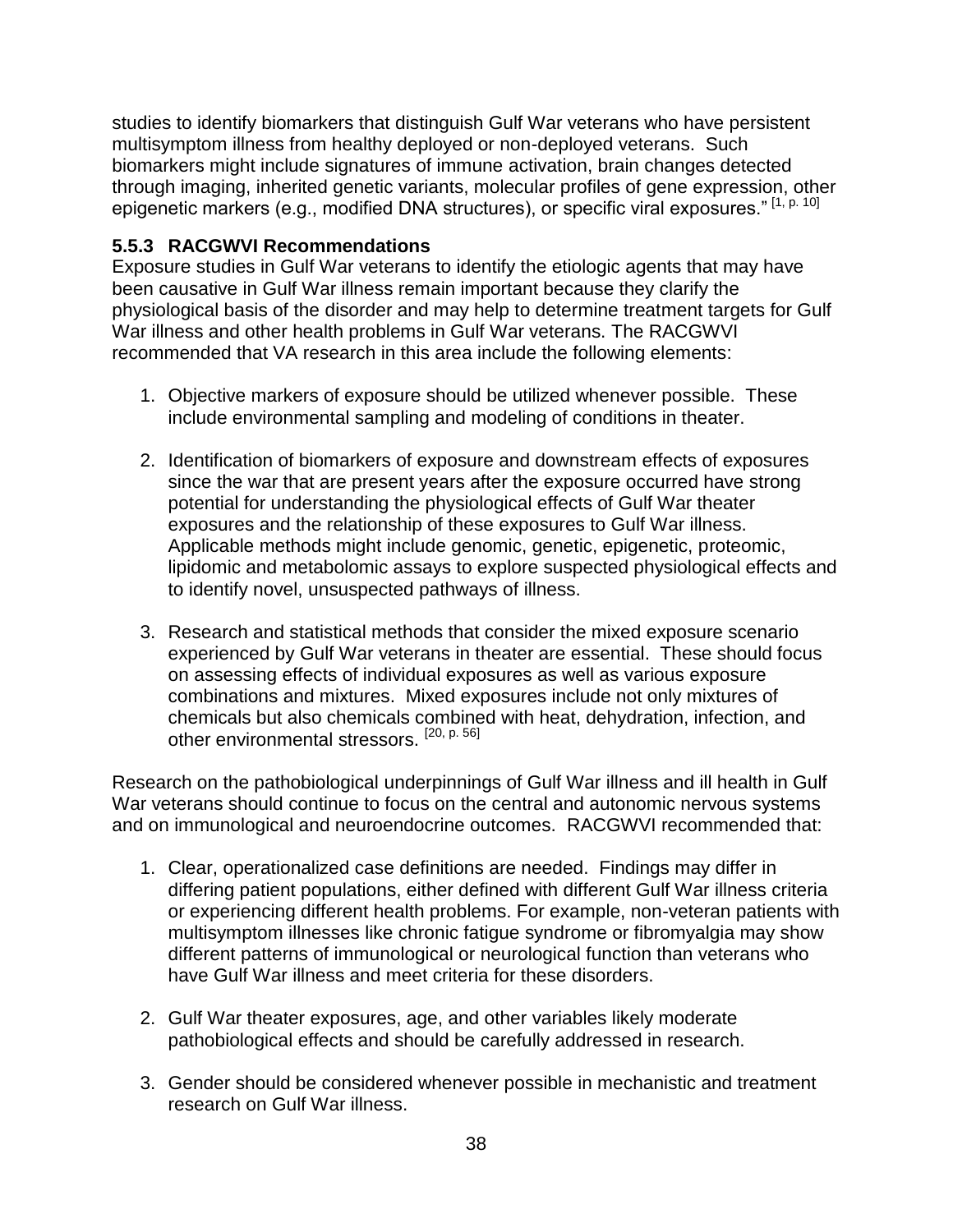studies to identify biomarkers that distinguish Gulf War veterans who have persistent multisymptom illness from healthy deployed or non-deployed veterans. Such biomarkers might include signatures of immune activation, brain changes detected through imaging, inherited genetic variants, molecular profiles of gene expression, other epigenetic markers (e.g., modified DNA structures), or specific viral exposures." [1, p. 10]

### 5.5.3 RACGWVI Recommendations

Exposure studies in Gulf War veterans to identify the etiologic agents that may have been causative in Gulf War illness remain important because they clarify the physiological basis of the disorder and may help to determine treatment targets for Gulf War illness and other health problems in Gulf War veterans. The RACGWVI recommended that VA research in this area include the following elements:

1. Objective markers of exposure should be utilized whenever possible. These include environmental sampling and modeling of conditions in theater.

2. Identification of biomarkers of exposure and downstream effects of exposures since the war that are present years after the exposure occurred have strong potential for understanding the physiological effects of Gulf War theater exposures and the relationship of these exposures to Gulf War illness. Applicable methods might include genomic, genetic, epigenetic, proteomic, lipidomic and metabolomic assays to explore suspected physiological effects and to identify novel, unsuspected pathways of illness.

3. Research and statistical methods that consider the mixed exposure scenario experienced by Gulf War veterans in theater are essential. These should focus on assessing effects of individual exposures as well as various exposure combinations and mixtures. Mixed exposures include not only mixtures of chemicals but also chemicals combined with heat, dehydration, infection, and other environmental stressors. [20, p. 56]

Research on the pathobiological underpinnings of Gulf War illness and ill health in Gulf War veterans should continue to focus on the central and autonomic nervous systems and on immunological and neuroendocrine outcomes. RACGWVI recommended that:

1. Clear, operationalized case definitions are needed. Findings may differ in differing patient populations, either defined with different Gulf War illness criteria or experiencing different health problems. For example, non-veteran patients with multisymptom illnesses like chronic fatigue syndrome or fibromyalgia may show different patterns of immunological or neurological function than veterans who have Gulf War illness and meet criteria for these disorders.

2. Gulf War theater exposures, age, and other variables likely moderate pathobiological effects and should be carefully addressed in research.

3. Gender should be considered whenever possible in mechanistic and treatment research on Gulf War illness.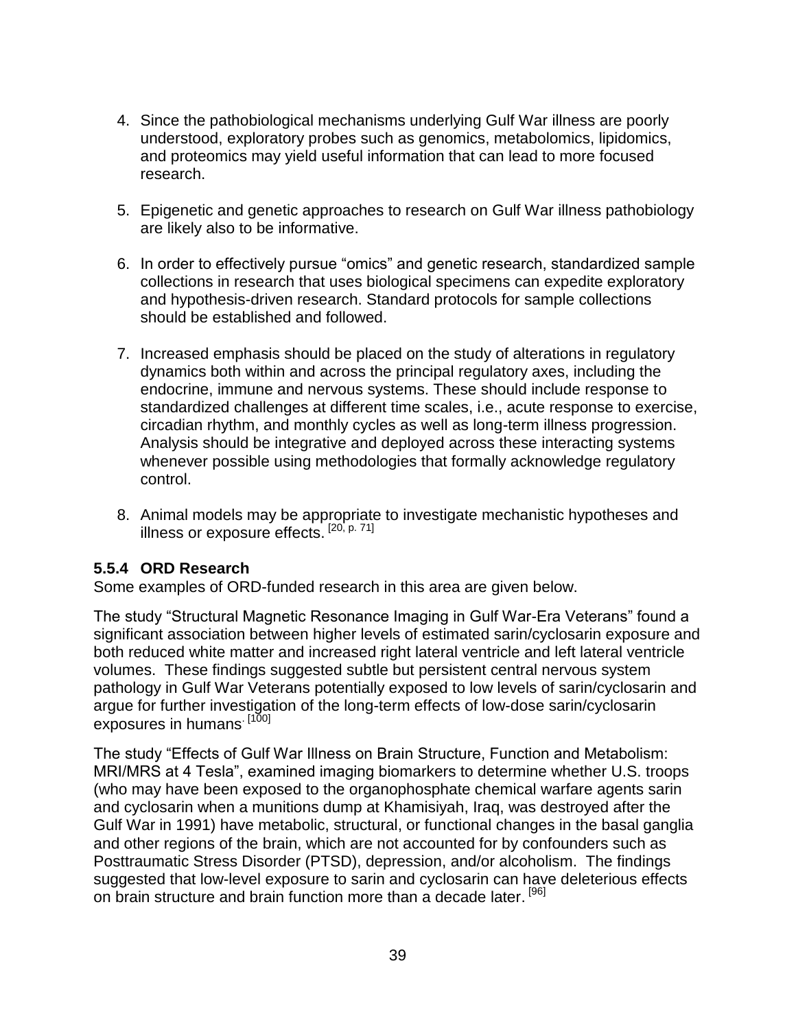4. Since the pathobiological mechanisms underlying Gulf War illness are poorly understood, exploratory probes such as genomics, metabolomics, lipidomics, and proteomics may yield useful information that can lead to more focused research.

5. Epigenetic and genetic approaches to research on Gulf War illness pathobiology are likely also to be informative.

6. In order to effectively pursue "omics" and genetic research, standardized sample collections in research that uses biological specimens can expedite exploratory and hypothesis-driven research. Standard protocols for sample collections should be established and followed.

7. Increased emphasis should be placed on the study of alterations in regulatory dynamics both within and across the principal regulatory axes, including the endocrine, immune and nervous systems. These should include response to standardized challenges at different time scales, i.e., acute response to exercise, circadian rhythm, and monthly cycles as well as long-term illness progression. Analysis should be integrative and deployed across these interacting systems whenever possible using methodologies that formally acknowledge regulatory control.

8. Animal models may be appropriate to investigate mechanistic hypotheses and illness or exposure effects. [20, p. 71]

### 5.5.4 ORD Research

Some examples of ORD-funded research in this area are given below.

The study "Structural Magnetic Resonance Imaging in Gulf War-Era Veterans" found a significant association between higher levels of estimated sarin/cyclosarin exposure and both reduced white matter and increased right lateral ventricle and left lateral ventricle volumes. These findings suggested subtle but persistent central nervous system pathology in Gulf War Veterans potentially exposed to low levels of sarin/cyclosarin and argue for further investigation of the long-term effects of low-dose sarin/cyclosarin exposures in humans. [100]

The study "Effects of Gulf War Illness on Brain Structure, Function and Metabolism: MRI/MRS at 4 Tesla", examined imaging biomarkers to determine whether U.S. troops (who may have been exposed to the organophosphate chemical warfare agents sarin and cyclosarin when a munitions dump at Khamisiyah, Iraq, was destroyed after the Gulf War in 1991) have metabolic, structural, or functional changes in the basal ganglia and other regions of the brain, which are not accounted for by confounders such as Posttraumatic Stress Disorder (PTSD), depression, and/or alcoholism. The findings suggested that low-level exposure to sarin and cyclosarin can have deleterious effects on brain structure and brain function more than a decade later. [96]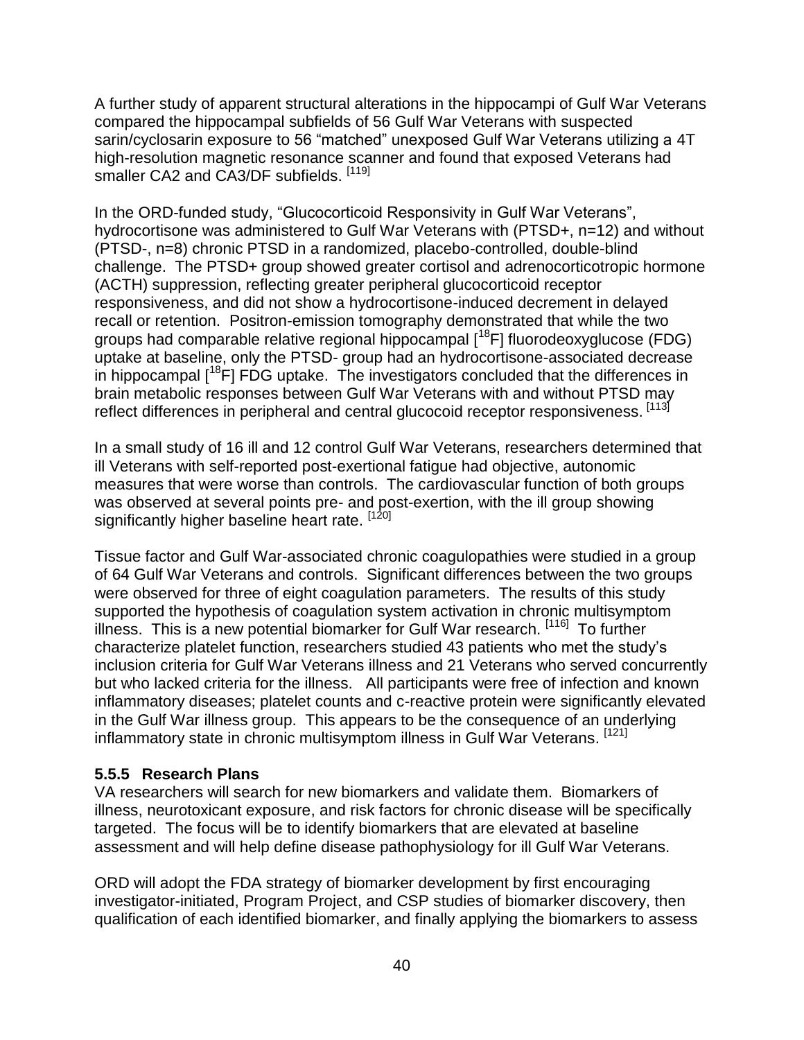A further study of apparent structural alterations in the hippocampi of Gulf War Veterans compared the hippocampal subfields of 56 Gulf War Veterans with suspected sarin/cyclosarin exposure to 56 "matched" unexposed Gulf War Veterans utilizing a 4T high-resolution magnetic resonance scanner and found that exposed Veterans had smaller CA2 and CA3/DF subfields. [119]

In the ORD-funded study, "Glucocorticoid Responsivity in Gulf War Veterans", hydrocortisone was administered to Gulf War Veterans with (PTSD+, n=12) and without (PTSD-, n=8) chronic PTSD in a randomized, placebo-controlled, double-blind challenge. The PTSD+ group showed greater cortisol and adrenocorticotropic hormone (ACTH) suppression, reflecting greater peripheral glucocorticoid receptor responsiveness, and did not show a hydrocortisone-induced decrement in delayed recall or retention. Positron-emission tomography demonstrated that while the two groups had comparable relative regional hippocampal [$^{18}$F] fluorodeoxyglucose (FDG) uptake at baseline, only the PTSD- group had an hydrocortisone-associated decrease in hippocampal [$^{18}$F] FDG uptake. The investigators concluded that the differences in brain metabolic responses between Gulf War Veterans with and without PTSD may reflect differences in peripheral and central glucocoid receptor responsiveness. [113]

In a small study of 16 ill and 12 control Gulf War Veterans, researchers determined that ill Veterans with self-reported post-exertional fatigue had objective, autonomic measures that were worse than controls. The cardiovascular function of both groups was observed at several points pre- and post-exertion, with the ill group showing significantly higher baseline heart rate. [120]

Tissue factor and Gulf War-associated chronic coagulopathies were studied in a group of 64 Gulf War Veterans and controls. Significant differences between the two groups were observed for three of eight coagulation parameters. The results of this study supported the hypothesis of coagulation system activation in chronic multisymptom illness. This is a new potential biomarker for Gulf War research. [116] To further characterize platelet function, researchers studied 43 patients who met the study's inclusion criteria for Gulf War Veterans illness and 21 Veterans who served concurrently but who lacked criteria for the illness. All participants were free of infection and known inflammatory diseases; platelet counts and c-reactive protein were significantly elevated in the Gulf War illness group. This appears to be the consequence of an underlying inflammatory state in chronic multisymptom illness in Gulf War Veterans. [121]

### 5.5.5 Research Plans

VA researchers will search for new biomarkers and validate them. Biomarkers of illness, neurotoxicant exposure, and risk factors for chronic disease will be specifically targeted. The focus will be to identify biomarkers that are elevated at baseline assessment and will help define disease pathophysiology for ill Gulf War Veterans.

ORD will adopt the FDA strategy of biomarker development by first encouraging investigator-initiated, Program Project, and CSP studies of biomarker discovery, then qualification of each identified biomarker, and finally applying the biomarkers to assess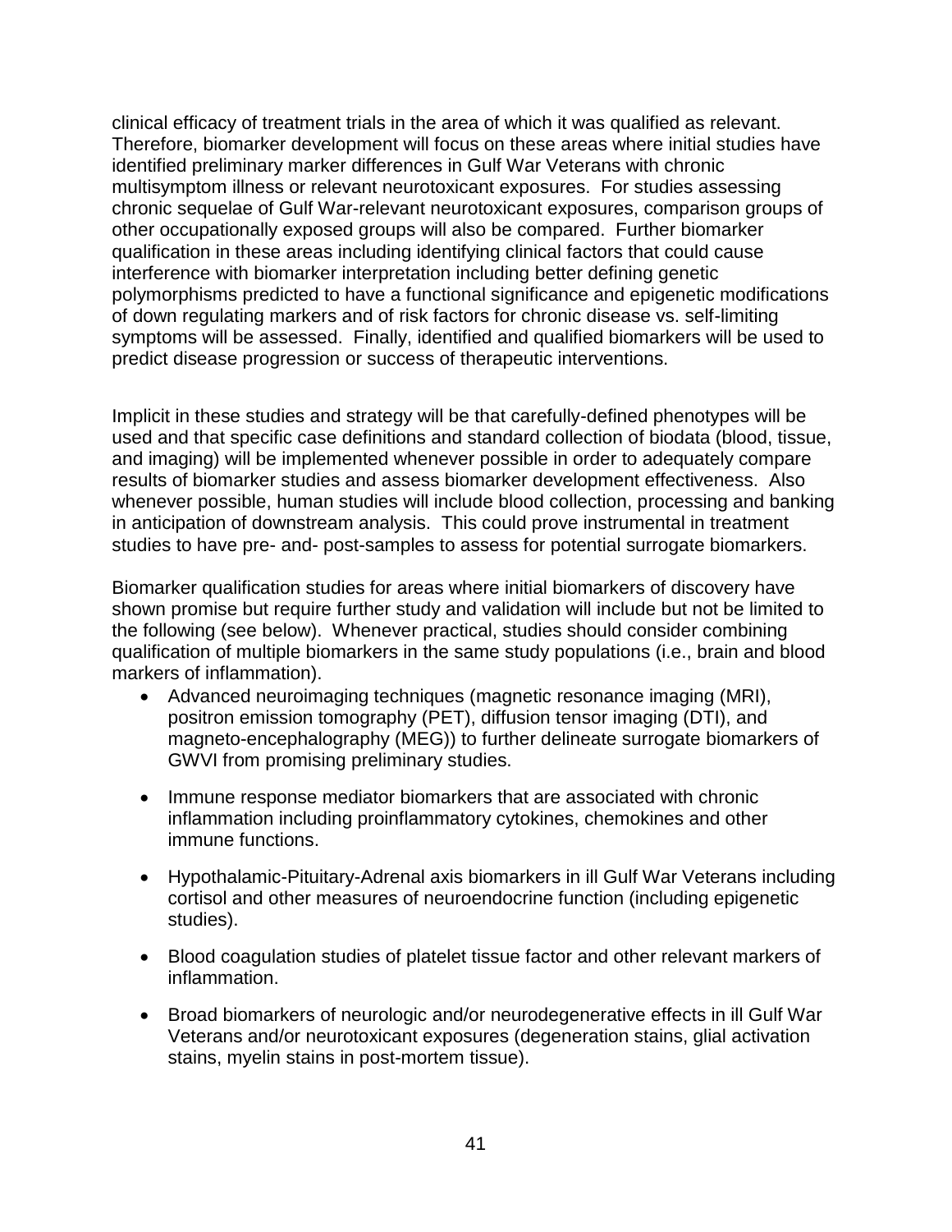clinical efficacy of treatment trials in the area of which it was qualified as relevant. Therefore, biomarker development will focus on these areas where initial studies have identified preliminary marker differences in Gulf War Veterans with chronic multisymptom illness or relevant neurotoxicant exposures. For studies assessing chronic sequelae of Gulf War-relevant neurotoxicant exposures, comparison groups of other occupationally exposed groups will also be compared. Further biomarker qualification in these areas including identifying clinical factors that could cause interference with biomarker interpretation including better defining genetic polymorphisms predicted to have a functional significance and epigenetic modifications of down regulating markers and of risk factors for chronic disease vs. self-limiting symptoms will be assessed. Finally, identified and qualified biomarkers will be used to predict disease progression or success of therapeutic interventions.

Implicit in these studies and strategy will be that carefully-defined phenotypes will be used and that specific case definitions and standard collection of biodata (blood, tissue, and imaging) will be implemented whenever possible in order to adequately compare results of biomarker studies and assess biomarker development effectiveness. Also whenever possible, human studies will include blood collection, processing and banking in anticipation of downstream analysis. This could prove instrumental in treatment studies to have pre- and- post-samples to assess for potential surrogate biomarkers.

Biomarker qualification studies for areas where initial biomarkers of discovery have shown promise but require further study and validation will include but not be limited to the following (see below). Whenever practical, studies should consider combining qualification of multiple biomarkers in the same study populations (i.e., brain and blood markers of inflammation).

- Advanced neuroimaging techniques (magnetic resonance imaging (MRI), positron emission tomography (PET), diffusion tensor imaging (DTI), and magneto-encephalography (MEG)) to further delineate surrogate biomarkers of GWVI from promising preliminary studies.

- Immune response mediator biomarkers that are associated with chronic inflammation including proinflammatory cytokines, chemokines and other immune functions.

- Hypothalamic-Pituitary-Adrenal axis biomarkers in ill Gulf War Veterans including cortisol and other measures of neuroendocrine function (including epigenetic studies).

- Blood coagulation studies of platelet tissue factor and other relevant markers of inflammation.

- Broad biomarkers of neurologic and/or neurodegenerative effects in ill Gulf War Veterans and/or neurotoxicant exposures (degeneration stains, glial activation stains, myelin stains in post-mortem tissue).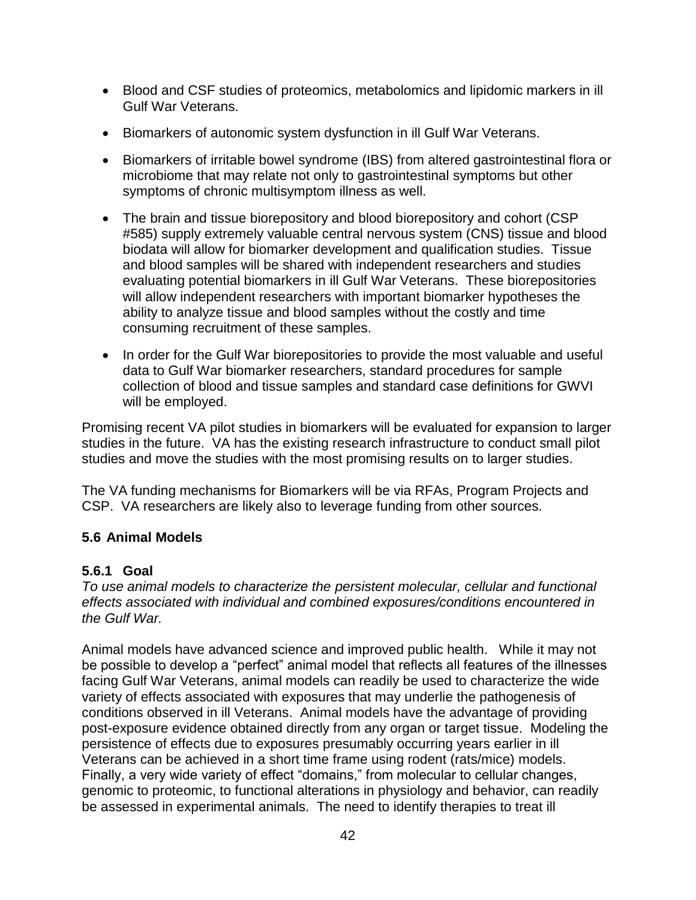- Blood and CSF studies of proteomics, metabolomics and lipidomic markers in ill Gulf War Veterans.
- Biomarkers of autonomic system dysfunction in ill Gulf War Veterans.
- Biomarkers of irritable bowel syndrome (IBS) from altered gastrointestinal flora or microbiome that may relate not only to gastrointestinal symptoms but other symptoms of chronic multisymptom illness as well.
- The brain and tissue biorepository and blood biorepository and cohort (CSP #585) supply extremely valuable central nervous system (CNS) tissue and blood biodata will allow for biomarker development and qualification studies. Tissue and blood samples will be shared with independent researchers and studies evaluating potential biomarkers in ill Gulf War Veterans. These biorepositories will allow independent researchers with important biomarker hypotheses the ability to analyze tissue and blood samples without the costly and time consuming recruitment of these samples.
- In order for the Gulf War biorepositories to provide the most valuable and useful data to Gulf War biomarker researchers, standard procedures for sample collection of blood and tissue samples and standard case definitions for GWVI will be employed.

Promising recent VA pilot studies in biomarkers will be evaluated for expansion to larger studies in the future. VA has the existing research infrastructure to conduct small pilot studies and move the studies with the most promising results on to larger studies.

The VA funding mechanisms for Biomarkers will be via RFAs, Program Projects and CSP. VA researchers are likely also to leverage funding from other sources.

## 5.6 Animal Models

### 5.6.1 Goal

*To use animal models to characterize the persistent molecular, cellular and functional effects associated with individual and combined exposures/conditions encountered in the Gulf War.*

Animal models have advanced science and improved public health. While it may not be possible to develop a "perfect" animal model that reflects all features of the illnesses facing Gulf War Veterans, animal models can readily be used to characterize the wide variety of effects associated with exposures that may underlie the pathogenesis of conditions observed in ill Veterans. Animal models have the advantage of providing post-exposure evidence obtained directly from any organ or target tissue. Modeling the persistence of effects due to exposures presumably occurring years earlier in ill Veterans can be achieved in a short time frame using rodent (rats/mice) models. Finally, a very wide variety of effect "domains," from molecular to cellular changes, genomic to proteomic, to functional alterations in physiology and behavior, can readily be assessed in experimental animals. The need to identify therapies to treat ill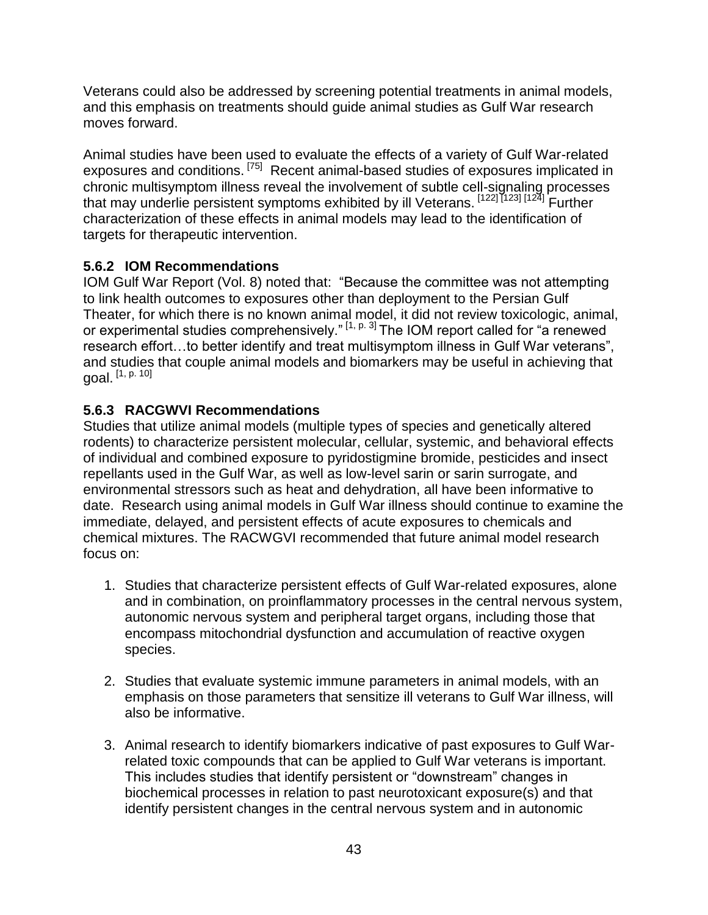Veterans could also be addressed by screening potential treatments in animal models, and this emphasis on treatments should guide animal studies as Gulf War research moves forward.

Animal studies have been used to evaluate the effects of a variety of Gulf War-related exposures and conditions. [75] Recent animal-based studies of exposures implicated in chronic multisymptom illness reveal the involvement of subtle cell-signaling processes that may underlie persistent symptoms exhibited by ill Veterans. [122] [123] [124] Further characterization of these effects in animal models may lead to the identification of targets for therapeutic intervention.

### 5.6.2 IOM Recommendations

IOM Gulf War Report (Vol. 8) noted that: "Because the committee was not attempting to link health outcomes to exposures other than deployment to the Persian Gulf Theater, for which there is no known animal model, it did not review toxicologic, animal, or experimental studies comprehensively." [1, p. 3] The IOM report called for "a renewed research effort…to better identify and treat multisymptom illness in Gulf War veterans", and studies that couple animal models and biomarkers may be useful in achieving that goal. [1, p. 10]

### 5.6.3 RACGWVI Recommendations

Studies that utilize animal models (multiple types of species and genetically altered rodents) to characterize persistent molecular, cellular, systemic, and behavioral effects of individual and combined exposure to pyridostigmine bromide, pesticides and insect repellants used in the Gulf War, as well as low-level sarin or sarin surrogate, and environmental stressors such as heat and dehydration, all have been informative to date. Research using animal models in Gulf War illness should continue to examine the immediate, delayed, and persistent effects of acute exposures to chemicals and chemical mixtures. The RACWGVI recommended that future animal model research focus on:

1. Studies that characterize persistent effects of Gulf War-related exposures, alone and in combination, on proinflammatory processes in the central nervous system, autonomic nervous system and peripheral target organs, including those that encompass mitochondrial dysfunction and accumulation of reactive oxygen species.

2. Studies that evaluate systemic immune parameters in animal models, with an emphasis on those parameters that sensitize ill veterans to Gulf War illness, will also be informative.

3. Animal research to identify biomarkers indicative of past exposures to Gulf War-related toxic compounds that can be applied to Gulf War veterans is important. This includes studies that identify persistent or "downstream" changes in biochemical processes in relation to past neurotoxicant exposure(s) and that identify persistent changes in the central nervous system and in autonomic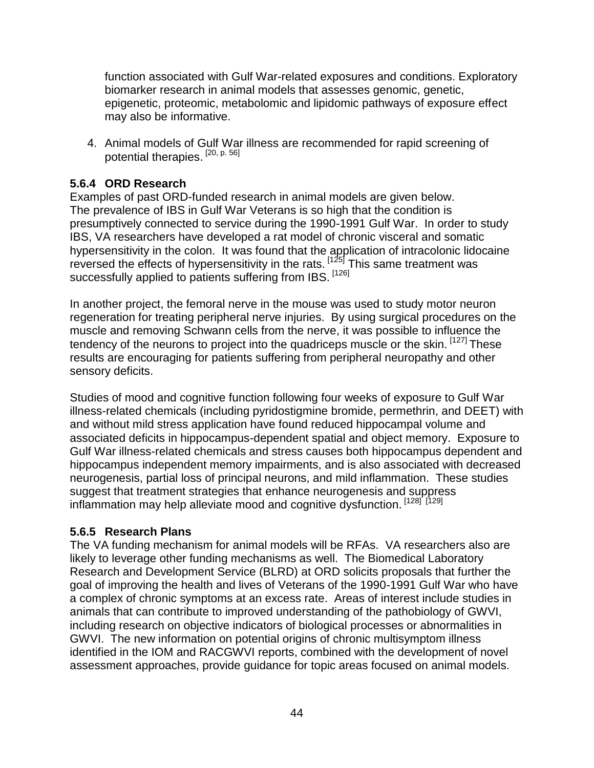function associated with Gulf War-related exposures and conditions. Exploratory biomarker research in animal models that assesses genomic, genetic, epigenetic, proteomic, metabolomic and lipidomic pathways of exposure effect may also be informative.

4. Animal models of Gulf War illness are recommended for rapid screening of potential therapies. [20, p. 56]

### 5.6.4 ORD Research

Examples of past ORD-funded research in animal models are given below. The prevalence of IBS in Gulf War Veterans is so high that the condition is presumptively connected to service during the 1990-1991 Gulf War. In order to study IBS, VA researchers have developed a rat model of chronic visceral and somatic hypersensitivity in the colon. It was found that the application of intracolonic lidocaine reversed the effects of hypersensitivity in the rats. [125] This same treatment was successfully applied to patients suffering from IBS. [126]

In another project, the femoral nerve in the mouse was used to study motor neuron regeneration for treating peripheral nerve injuries. By using surgical procedures on the muscle and removing Schwann cells from the nerve, it was possible to influence the tendency of the neurons to project into the quadriceps muscle or the skin. [127] These results are encouraging for patients suffering from peripheral neuropathy and other sensory deficits.

Studies of mood and cognitive function following four weeks of exposure to Gulf War illness-related chemicals (including pyridostigmine bromide, permethrin, and DEET) with and without mild stress application have found reduced hippocampal volume and associated deficits in hippocampus-dependent spatial and object memory. Exposure to Gulf War illness-related chemicals and stress causes both hippocampus dependent and hippocampus independent memory impairments, and is also associated with decreased neurogenesis, partial loss of principal neurons, and mild inflammation. These studies suggest that treatment strategies that enhance neurogenesis and suppress inflammation may help alleviate mood and cognitive dysfunction. [128] [129]

### 5.6.5 Research Plans

The VA funding mechanism for animal models will be RFAs. VA researchers also are likely to leverage other funding mechanisms as well. The Biomedical Laboratory Research and Development Service (BLRD) at ORD solicits proposals that further the goal of improving the health and lives of Veterans of the 1990-1991 Gulf War who have a complex of chronic symptoms at an excess rate. Areas of interest include studies in animals that can contribute to improved understanding of the pathobiology of GWVI, including research on objective indicators of biological processes or abnormalities in GWVI. The new information on potential origins of chronic multisymptom illness identified in the IOM and RACGWVI reports, combined with the development of novel assessment approaches, provide guidance for topic areas focused on animal models.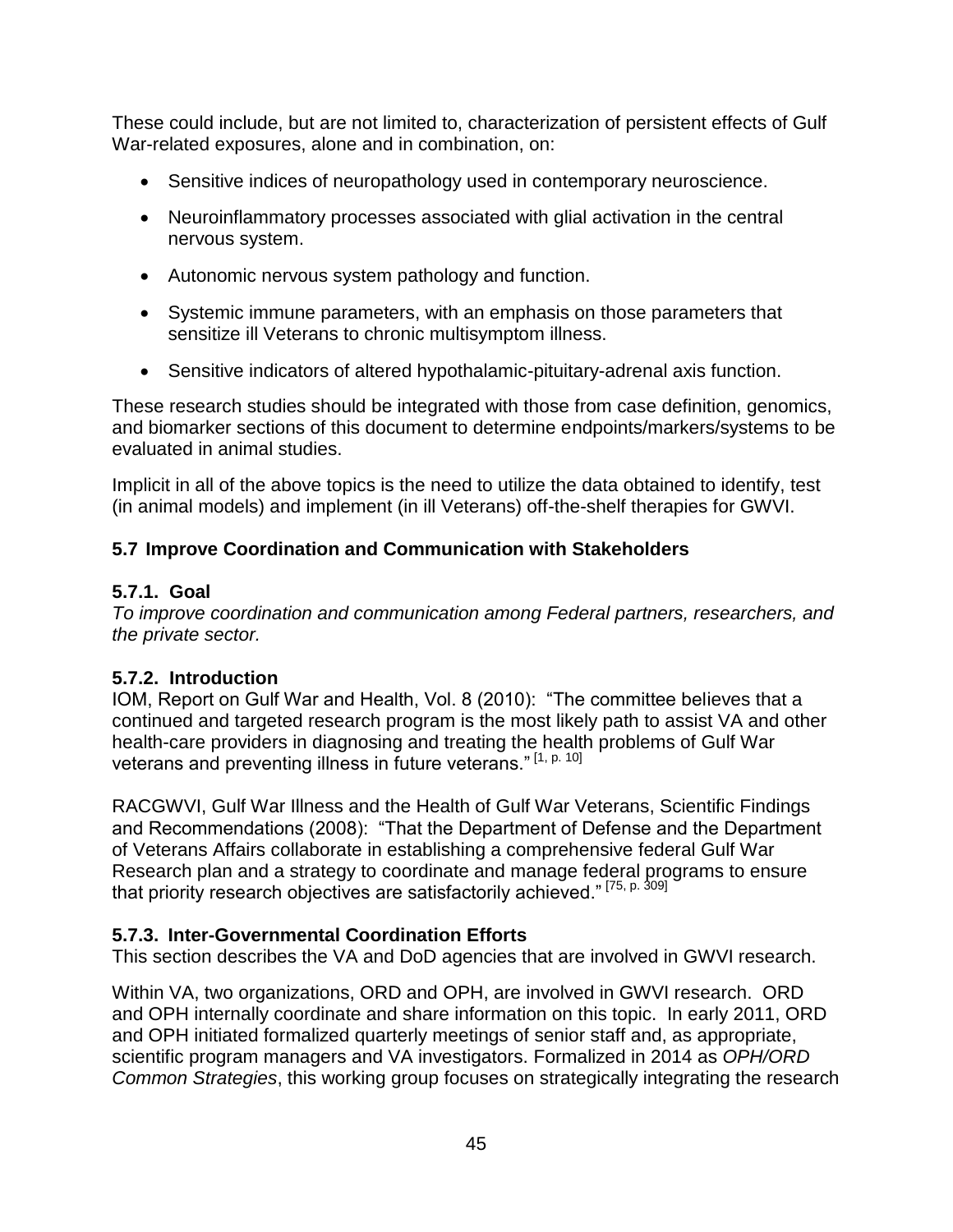These could include, but are not limited to, characterization of persistent effects of Gulf War-related exposures, alone and in combination, on:

- Sensitive indices of neuropathology used in contemporary neuroscience.
- Neuroinflammatory processes associated with glial activation in the central nervous system.
- Autonomic nervous system pathology and function.
- Systemic immune parameters, with an emphasis on those parameters that sensitize ill Veterans to chronic multisymptom illness.
- Sensitive indicators of altered hypothalamic-pituitary-adrenal axis function.

These research studies should be integrated with those from case definition, genomics, and biomarker sections of this document to determine endpoints/markers/systems to be evaluated in animal studies.

Implicit in all of the above topics is the need to utilize the data obtained to identify, test (in animal models) and implement (in ill Veterans) off-the-shelf therapies for GWVI.

## 5.7 Improve Coordination and Communication with Stakeholders

### 5.7.1. Goal

*To improve coordination and communication among Federal partners, researchers, and the private sector.*

### 5.7.2. Introduction

IOM, Report on Gulf War and Health, Vol. 8 (2010): "The committee believes that a continued and targeted research program is the most likely path to assist VA and other health-care providers in diagnosing and treating the health problems of Gulf War veterans and preventing illness in future veterans." [1, p. 10]

RACGWVI, Gulf War Illness and the Health of Gulf War Veterans, Scientific Findings and Recommendations (2008): "That the Department of Defense and the Department of Veterans Affairs collaborate in establishing a comprehensive federal Gulf War Research plan and a strategy to coordinate and manage federal programs to ensure that priority research objectives are satisfactorily achieved." [75, p. 309]

### 5.7.3. Inter-Governmental Coordination Efforts

This section describes the VA and DoD agencies that are involved in GWVI research.

Within VA, two organizations, ORD and OPH, are involved in GWVI research. ORD and OPH internally coordinate and share information on this topic. In early 2011, ORD and OPH initiated formalized quarterly meetings of senior staff and, as appropriate, scientific program managers and VA investigators. Formalized in 2014 as *OPH/ORD Common Strategies*, this working group focuses on strategically integrating the research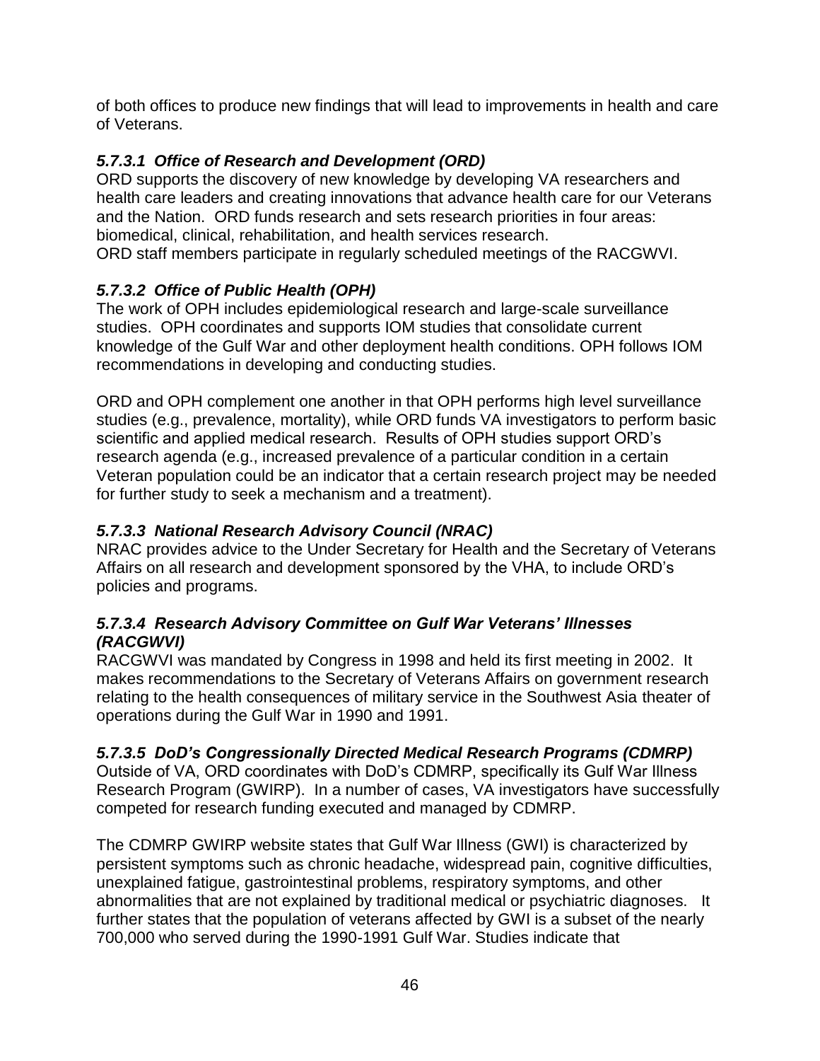of both offices to produce new findings that will lead to improvements in health and care of Veterans.

#### *5.7.3.1 Office of Research and Development (ORD)*

ORD supports the discovery of new knowledge by developing VA researchers and health care leaders and creating innovations that advance health care for our Veterans and the Nation. ORD funds research and sets research priorities in four areas: biomedical, clinical, rehabilitation, and health services research.
ORD staff members participate in regularly scheduled meetings of the RACGWVI.

#### *5.7.3.2 Office of Public Health (OPH)*

The work of OPH includes epidemiological research and large-scale surveillance studies. OPH coordinates and supports IOM studies that consolidate current knowledge of the Gulf War and other deployment health conditions. OPH follows IOM recommendations in developing and conducting studies.

ORD and OPH complement one another in that OPH performs high level surveillance studies (e.g., prevalence, mortality), while ORD funds VA investigators to perform basic scientific and applied medical research. Results of OPH studies support ORD's research agenda (e.g., increased prevalence of a particular condition in a certain Veteran population could be an indicator that a certain research project may be needed for further study to seek a mechanism and a treatment).

#### *5.7.3.3 National Research Advisory Council (NRAC)*

NRAC provides advice to the Under Secretary for Health and the Secretary of Veterans Affairs on all research and development sponsored by the VHA, to include ORD's policies and programs.

#### *5.7.3.4 Research Advisory Committee on Gulf War Veterans' Illnesses (RACGWVI)*

RACGWVI was mandated by Congress in 1998 and held its first meeting in 2002. It makes recommendations to the Secretary of Veterans Affairs on government research relating to the health consequences of military service in the Southwest Asia theater of operations during the Gulf War in 1990 and 1991.

#### *5.7.3.5 DoD's Congressionally Directed Medical Research Programs (CDMRP)*

Outside of VA, ORD coordinates with DoD's CDMRP, specifically its Gulf War Illness Research Program (GWIRP). In a number of cases, VA investigators have successfully competed for research funding executed and managed by CDMRP.

The CDMRP GWIRP website states that Gulf War Illness (GWI) is characterized by persistent symptoms such as chronic headache, widespread pain, cognitive difficulties, unexplained fatigue, gastrointestinal problems, respiratory symptoms, and other abnormalities that are not explained by traditional medical or psychiatric diagnoses. It further states that the population of veterans affected by GWI is a subset of the nearly 700,000 who served during the 1990-1991 Gulf War. Studies indicate that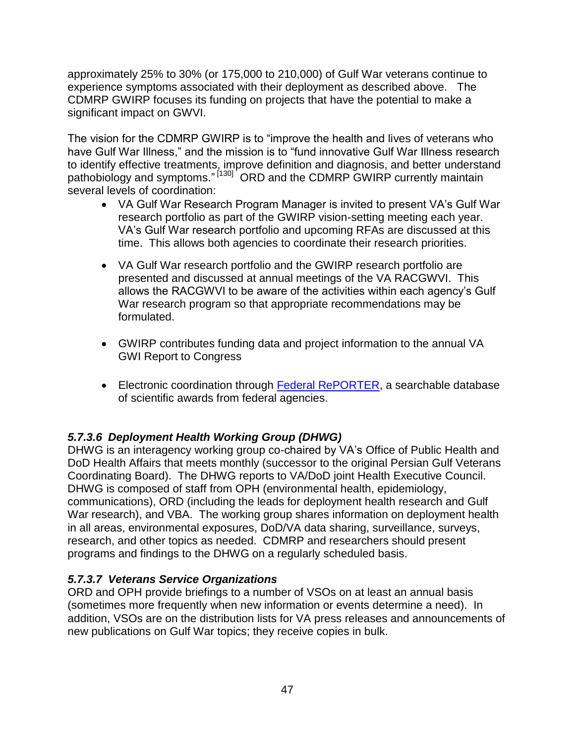approximately 25% to 30% (or 175,000 to 210,000) of Gulf War veterans continue to experience symptoms associated with their deployment as described above. The CDMRP GWIRP focuses its funding on projects that have the potential to make a significant impact on GWVI.

The vision for the CDMRP GWIRP is to "improve the health and lives of veterans who have Gulf War Illness," and the mission is to "fund innovative Gulf War Illness research to identify effective treatments, improve definition and diagnosis, and better understand pathobiology and symptoms." [130] ORD and the CDMRP GWIRP currently maintain several levels of coordination:

- VA Gulf War Research Program Manager is invited to present VA's Gulf War research portfolio as part of the GWIRP vision-setting meeting each year. VA's Gulf War research portfolio and upcoming RFAs are discussed at this time. This allows both agencies to coordinate their research priorities.
- VA Gulf War research portfolio and the GWIRP research portfolio are presented and discussed at annual meetings of the VA RACGWVI. This allows the RACGWVI to be aware of the activities within each agency's Gulf War research program so that appropriate recommendations may be formulated.
- GWIRP contributes funding data and project information to the annual VA GWI Report to Congress
- Electronic coordination through Federal RePORTER, a searchable database of scientific awards from federal agencies.

### *5.7.3.6 Deployment Health Working Group (DHWG)*

DHWG is an interagency working group co-chaired by VA's Office of Public Health and DoD Health Affairs that meets monthly (successor to the original Persian Gulf Veterans Coordinating Board). The DHWG reports to VA/DoD joint Health Executive Council. DHWG is composed of staff from OPH (environmental health, epidemiology, communications), ORD (including the leads for deployment health research and Gulf War research), and VBA. The working group shares information on deployment health in all areas, environmental exposures, DoD/VA data sharing, surveillance, surveys, research, and other topics as needed. CDMRP and researchers should present programs and findings to the DHWG on a regularly scheduled basis.

### *5.7.3.7 Veterans Service Organizations*

ORD and OPH provide briefings to a number of VSOs on at least an annual basis (sometimes more frequently when new information or events determine a need). In addition, VSOs are on the distribution lists for VA press releases and announcements of new publications on Gulf War topics; they receive copies in bulk.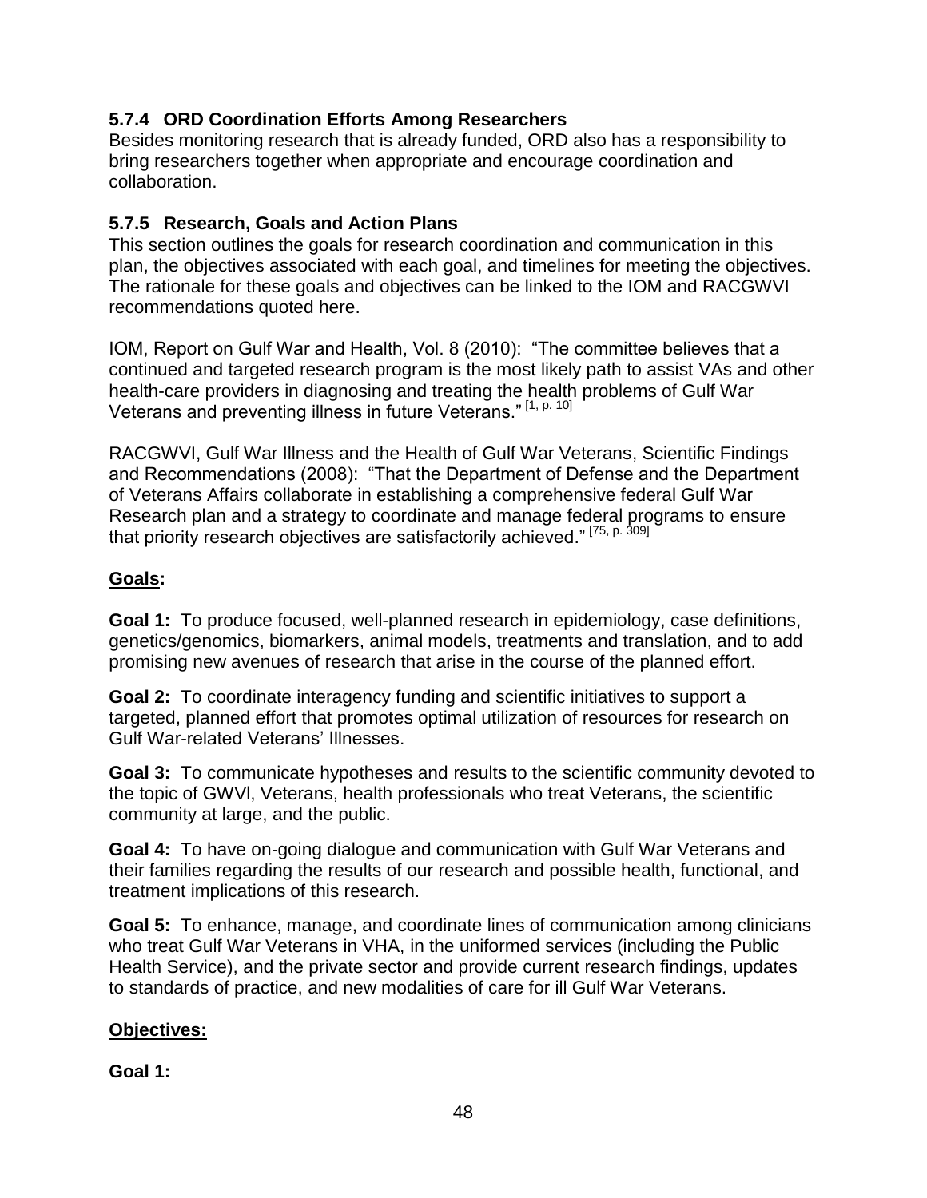### 5.7.4 ORD Coordination Efforts Among Researchers

Besides monitoring research that is already funded, ORD also has a responsibility to bring researchers together when appropriate and encourage coordination and collaboration.

### 5.7.5 Research, Goals and Action Plans

This section outlines the goals for research coordination and communication in this plan, the objectives associated with each goal, and timelines for meeting the objectives. The rationale for these goals and objectives can be linked to the IOM and RACGWVI recommendations quoted here.

IOM, Report on Gulf War and Health, Vol. 8 (2010): "The committee believes that a continued and targeted research program is the most likely path to assist VAs and other health-care providers in diagnosing and treating the health problems of Gulf War Veterans and preventing illness in future Veterans." [1, p. 10]

RACGWVI, Gulf War Illness and the Health of Gulf War Veterans, Scientific Findings and Recommendations (2008): "That the Department of Defense and the Department of Veterans Affairs collaborate in establishing a comprehensive federal Gulf War Research plan and a strategy to coordinate and manage federal programs to ensure that priority research objectives are satisfactorily achieved." [75, p. 309]

**Goals:**

**Goal 1:** To produce focused, well-planned research in epidemiology, case definitions, genetics/genomics, biomarkers, animal models, treatments and translation, and to add promising new avenues of research that arise in the course of the planned effort.

**Goal 2:** To coordinate interagency funding and scientific initiatives to support a targeted, planned effort that promotes optimal utilization of resources for research on Gulf War-related Veterans' Illnesses.

**Goal 3:** To communicate hypotheses and results to the scientific community devoted to the topic of GWVI, Veterans, health professionals who treat Veterans, the scientific community at large, and the public.

**Goal 4:** To have on-going dialogue and communication with Gulf War Veterans and their families regarding the results of our research and possible health, functional, and treatment implications of this research.

**Goal 5:** To enhance, manage, and coordinate lines of communication among clinicians who treat Gulf War Veterans in VHA, in the uniformed services (including the Public Health Service), and the private sector and provide current research findings, updates to standards of practice, and new modalities of care for ill Gulf War Veterans.

**Objectives:**

**Goal 1:**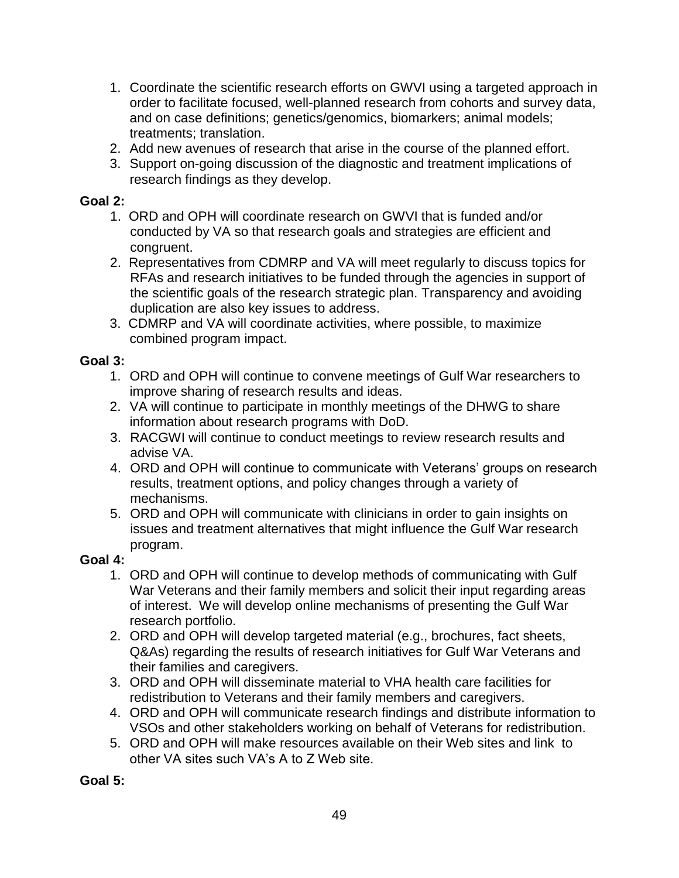1. Coordinate the scientific research efforts on GWVI using a targeted approach in order to facilitate focused, well-planned research from cohorts and survey data, and on case definitions; genetics/genomics, biomarkers; animal models; treatments; translation.
2. Add new avenues of research that arise in the course of the planned effort.
3. Support on-going discussion of the diagnostic and treatment implications of research findings as they develop.

**Goal 2:**

1. ORD and OPH will coordinate research on GWVI that is funded and/or conducted by VA so that research goals and strategies are efficient and congruent.
2. Representatives from CDMRP and VA will meet regularly to discuss topics for RFAs and research initiatives to be funded through the agencies in support of the scientific goals of the research strategic plan. Transparency and avoiding duplication are also key issues to address.
3. CDMRP and VA will coordinate activities, where possible, to maximize combined program impact.

**Goal 3:**

1. ORD and OPH will continue to convene meetings of Gulf War researchers to improve sharing of research results and ideas.
2. VA will continue to participate in monthly meetings of the DHWG to share information about research programs with DoD.
3. RACGWI will continue to conduct meetings to review research results and advise VA.
4. ORD and OPH will continue to communicate with Veterans' groups on research results, treatment options, and policy changes through a variety of mechanisms.
5. ORD and OPH will communicate with clinicians in order to gain insights on issues and treatment alternatives that might influence the Gulf War research program.

**Goal 4:**

1. ORD and OPH will continue to develop methods of communicating with Gulf War Veterans and their family members and solicit their input regarding areas of interest. We will develop online mechanisms of presenting the Gulf War research portfolio.
2. ORD and OPH will develop targeted material (e.g., brochures, fact sheets, Q&As) regarding the results of research initiatives for Gulf War Veterans and their families and caregivers.
3. ORD and OPH will disseminate material to VHA health care facilities for redistribution to Veterans and their family members and caregivers.
4. ORD and OPH will communicate research findings and distribute information to VSOs and other stakeholders working on behalf of Veterans for redistribution.
5. ORD and OPH will make resources available on their Web sites and link to other VA sites such VA's A to Z Web site.

**Goal 5:**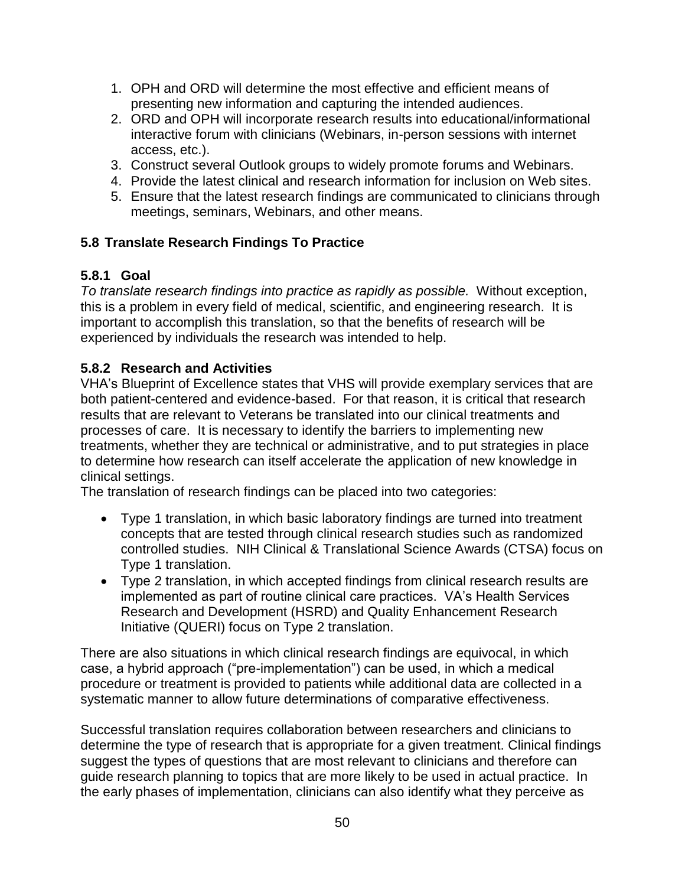1. OPH and ORD will determine the most effective and efficient means of presenting new information and capturing the intended audiences.
2. ORD and OPH will incorporate research results into educational/informational interactive forum with clinicians (Webinars, in-person sessions with internet access, etc.).
3. Construct several Outlook groups to widely promote forums and Webinars.
4. Provide the latest clinical and research information for inclusion on Web sites.
5. Ensure that the latest research findings are communicated to clinicians through meetings, seminars, Webinars, and other means.

### 5.8 Translate Research Findings To Practice

#### 5.8.1 Goal

*To translate research findings into practice as rapidly as possible.* Without exception, this is a problem in every field of medical, scientific, and engineering research. It is important to accomplish this translation, so that the benefits of research will be experienced by individuals the research was intended to help.

#### 5.8.2 Research and Activities

VHA's Blueprint of Excellence states that VHS will provide exemplary services that are both patient-centered and evidence-based. For that reason, it is critical that research results that are relevant to Veterans be translated into our clinical treatments and processes of care. It is necessary to identify the barriers to implementing new treatments, whether they are technical or administrative, and to put strategies in place to determine how research can itself accelerate the application of new knowledge in clinical settings.

The translation of research findings can be placed into two categories:

- Type 1 translation, in which basic laboratory findings are turned into treatment concepts that are tested through clinical research studies such as randomized controlled studies. NIH Clinical & Translational Science Awards (CTSA) focus on Type 1 translation.
- Type 2 translation, in which accepted findings from clinical research results are implemented as part of routine clinical care practices. VA's Health Services Research and Development (HSRD) and Quality Enhancement Research Initiative (QUERI) focus on Type 2 translation.

There are also situations in which clinical research findings are equivocal, in which case, a hybrid approach ("pre-implementation") can be used, in which a medical procedure or treatment is provided to patients while additional data are collected in a systematic manner to allow future determinations of comparative effectiveness.

Successful translation requires collaboration between researchers and clinicians to determine the type of research that is appropriate for a given treatment. Clinical findings suggest the types of questions that are most relevant to clinicians and therefore can guide research planning to topics that are more likely to be used in actual practice. In the early phases of implementation, clinicians can also identify what they perceive as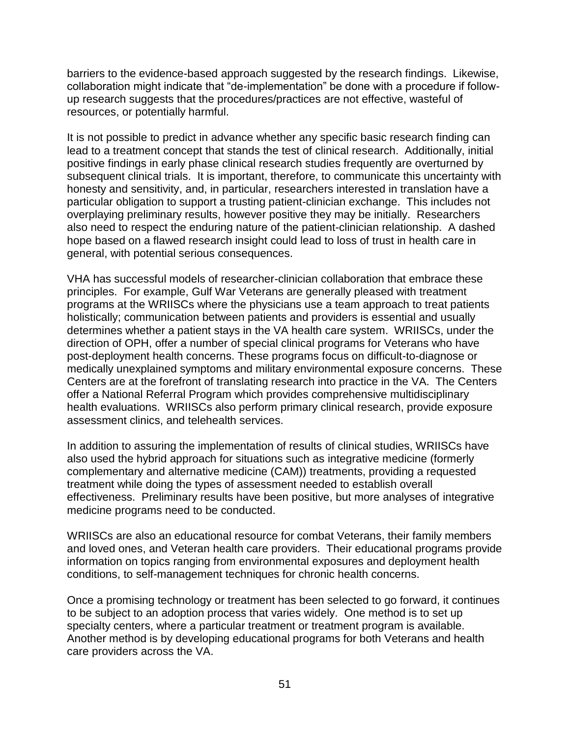barriers to the evidence-based approach suggested by the research findings. Likewise, collaboration might indicate that "de-implementation" be done with a procedure if follow-up research suggests that the procedures/practices are not effective, wasteful of resources, or potentially harmful.

It is not possible to predict in advance whether any specific basic research finding can lead to a treatment concept that stands the test of clinical research. Additionally, initial positive findings in early phase clinical research studies frequently are overturned by subsequent clinical trials. It is important, therefore, to communicate this uncertainty with honesty and sensitivity, and, in particular, researchers interested in translation have a particular obligation to support a trusting patient-clinician exchange. This includes not overplaying preliminary results, however positive they may be initially. Researchers also need to respect the enduring nature of the patient-clinician relationship. A dashed hope based on a flawed research insight could lead to loss of trust in health care in general, with potential serious consequences.

VHA has successful models of researcher-clinician collaboration that embrace these principles. For example, Gulf War Veterans are generally pleased with treatment programs at the WRIISCs where the physicians use a team approach to treat patients holistically; communication between patients and providers is essential and usually determines whether a patient stays in the VA health care system. WRIISCs, under the direction of OPH, offer a number of special clinical programs for Veterans who have post-deployment health concerns. These programs focus on difficult-to-diagnose or medically unexplained symptoms and military environmental exposure concerns. These Centers are at the forefront of translating research into practice in the VA. The Centers offer a National Referral Program which provides comprehensive multidisciplinary health evaluations. WRIISCs also perform primary clinical research, provide exposure assessment clinics, and telehealth services.

In addition to assuring the implementation of results of clinical studies, WRIISCs have also used the hybrid approach for situations such as integrative medicine (formerly complementary and alternative medicine (CAM)) treatments, providing a requested treatment while doing the types of assessment needed to establish overall effectiveness. Preliminary results have been positive, but more analyses of integrative medicine programs need to be conducted.

WRIISCs are also an educational resource for combat Veterans, their family members and loved ones, and Veteran health care providers. Their educational programs provide information on topics ranging from environmental exposures and deployment health conditions, to self-management techniques for chronic health concerns.

Once a promising technology or treatment has been selected to go forward, it continues to be subject to an adoption process that varies widely. One method is to set up specialty centers, where a particular treatment or treatment program is available. Another method is by developing educational programs for both Veterans and health care providers across the VA.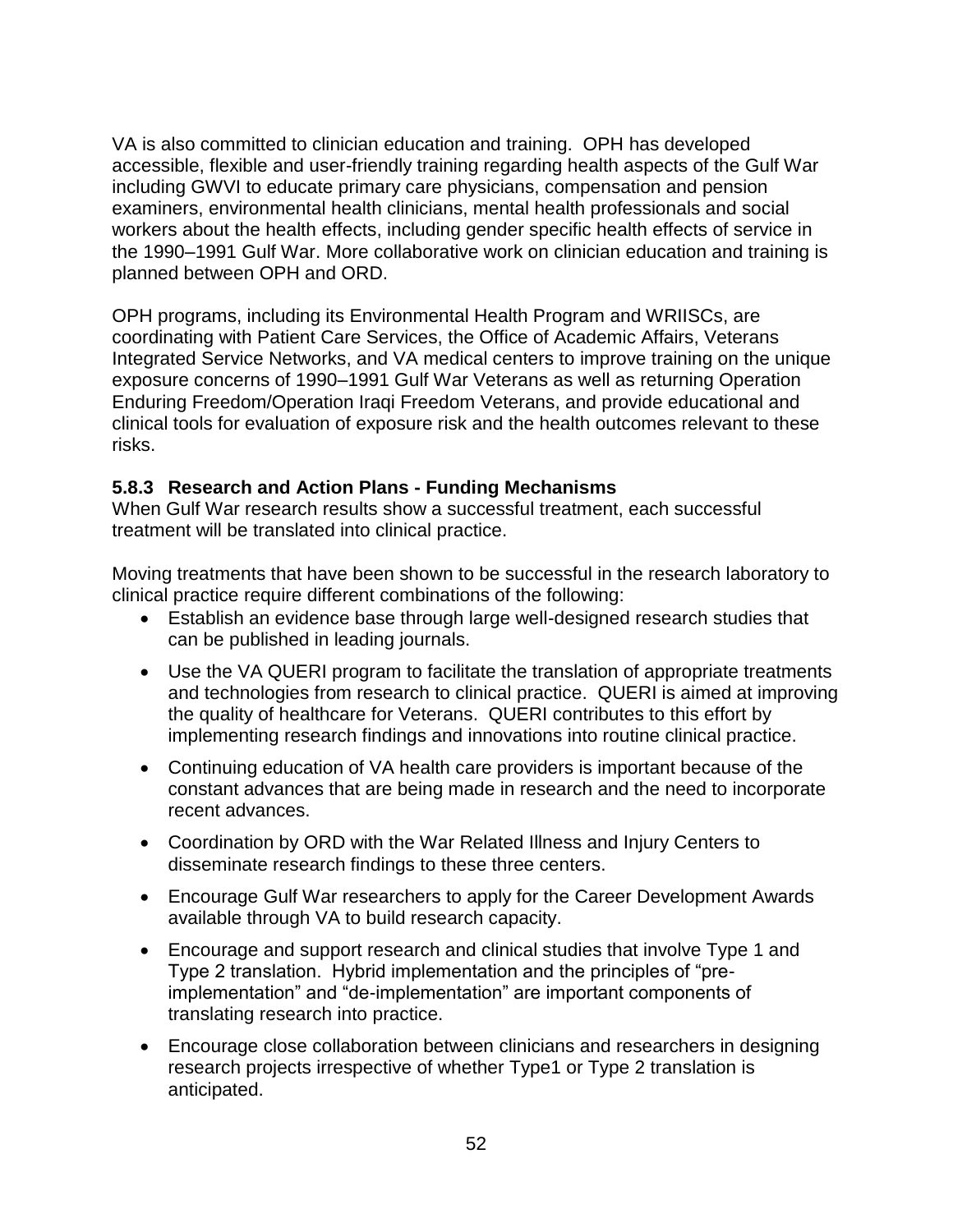VA is also committed to clinician education and training. OPH has developed accessible, flexible and user-friendly training regarding health aspects of the Gulf War including GWVI to educate primary care physicians, compensation and pension examiners, environmental health clinicians, mental health professionals and social workers about the health effects, including gender specific health effects of service in the 1990–1991 Gulf War. More collaborative work on clinician education and training is planned between OPH and ORD.

OPH programs, including its Environmental Health Program and WRIISCs, are coordinating with Patient Care Services, the Office of Academic Affairs, Veterans Integrated Service Networks, and VA medical centers to improve training on the unique exposure concerns of 1990–1991 Gulf War Veterans as well as returning Operation Enduring Freedom/Operation Iraqi Freedom Veterans, and provide educational and clinical tools for evaluation of exposure risk and the health outcomes relevant to these risks.

### 5.8.3 Research and Action Plans - Funding Mechanisms

When Gulf War research results show a successful treatment, each successful treatment will be translated into clinical practice.

Moving treatments that have been shown to be successful in the research laboratory to clinical practice require different combinations of the following:

- Establish an evidence base through large well-designed research studies that can be published in leading journals.
- Use the VA QUERI program to facilitate the translation of appropriate treatments and technologies from research to clinical practice. QUERI is aimed at improving the quality of healthcare for Veterans. QUERI contributes to this effort by implementing research findings and innovations into routine clinical practice.
- Continuing education of VA health care providers is important because of the constant advances that are being made in research and the need to incorporate recent advances.
- Coordination by ORD with the War Related Illness and Injury Centers to disseminate research findings to these three centers.
- Encourage Gulf War researchers to apply for the Career Development Awards available through VA to build research capacity.
- Encourage and support research and clinical studies that involve Type 1 and Type 2 translation. Hybrid implementation and the principles of "pre-implementation" and "de-implementation" are important components of translating research into practice.
- Encourage close collaboration between clinicians and researchers in designing research projects irrespective of whether Type1 or Type 2 translation is anticipated.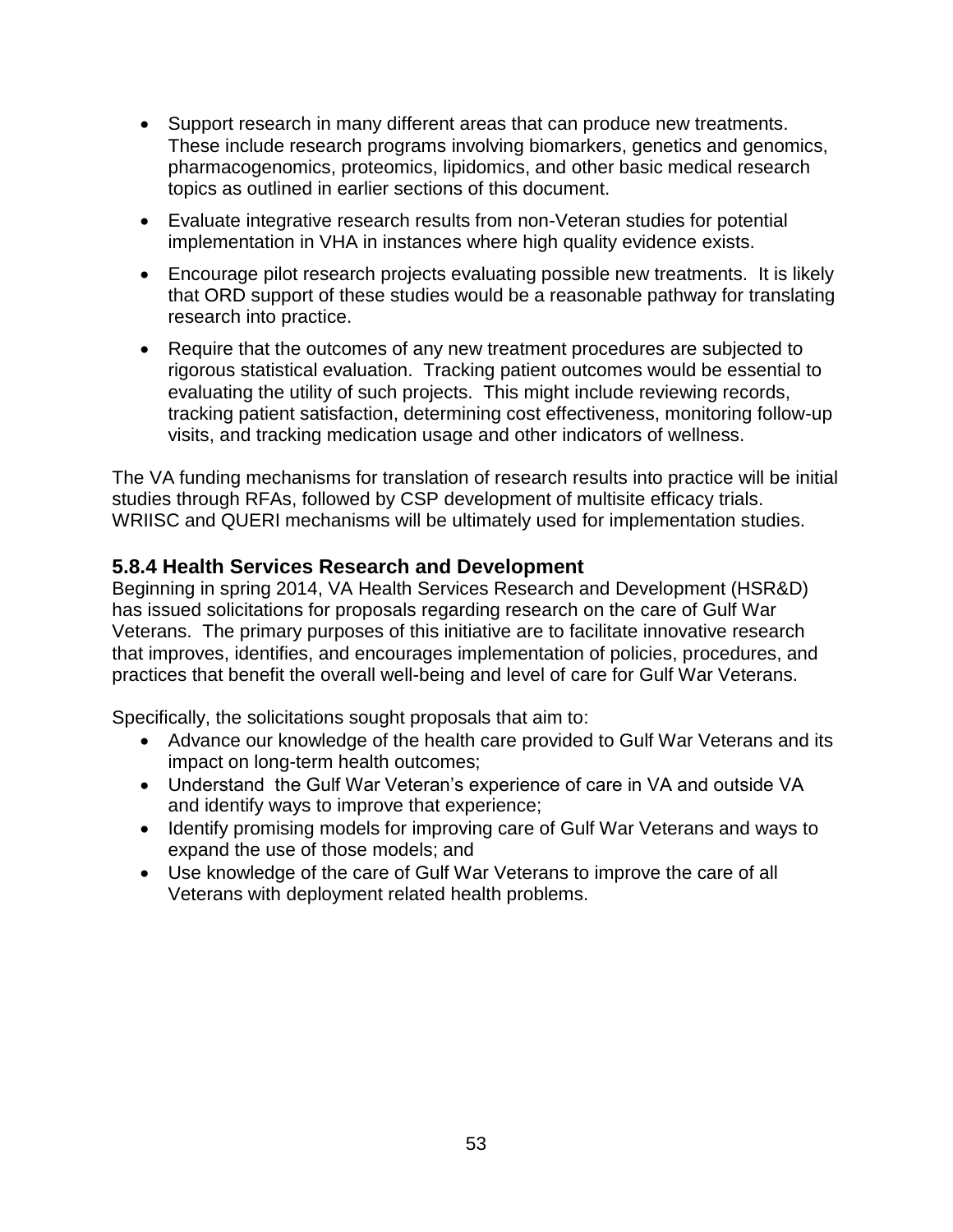- Support research in many different areas that can produce new treatments. These include research programs involving biomarkers, genetics and genomics, pharmacogenomics, proteomics, lipidomics, and other basic medical research topics as outlined in earlier sections of this document.
- Evaluate integrative research results from non-Veteran studies for potential implementation in VHA in instances where high quality evidence exists.
- Encourage pilot research projects evaluating possible new treatments. It is likely that ORD support of these studies would be a reasonable pathway for translating research into practice.
- Require that the outcomes of any new treatment procedures are subjected to rigorous statistical evaluation. Tracking patient outcomes would be essential to evaluating the utility of such projects. This might include reviewing records, tracking patient satisfaction, determining cost effectiveness, monitoring follow-up visits, and tracking medication usage and other indicators of wellness.

The VA funding mechanisms for translation of research results into practice will be initial studies through RFAs, followed by CSP development of multisite efficacy trials. WRIISC and QUERI mechanisms will be ultimately used for implementation studies.

### 5.8.4 Health Services Research and Development

Beginning in spring 2014, VA Health Services Research and Development (HSR&D) has issued solicitations for proposals regarding research on the care of Gulf War Veterans. The primary purposes of this initiative are to facilitate innovative research that improves, identifies, and encourages implementation of policies, procedures, and practices that benefit the overall well-being and level of care for Gulf War Veterans.

Specifically, the solicitations sought proposals that aim to:

- Advance our knowledge of the health care provided to Gulf War Veterans and its impact on long-term health outcomes;
- Understand the Gulf War Veteran's experience of care in VA and outside VA and identify ways to improve that experience;
- Identify promising models for improving care of Gulf War Veterans and ways to expand the use of those models; and
- Use knowledge of the care of Gulf War Veterans to improve the care of all Veterans with deployment related health problems.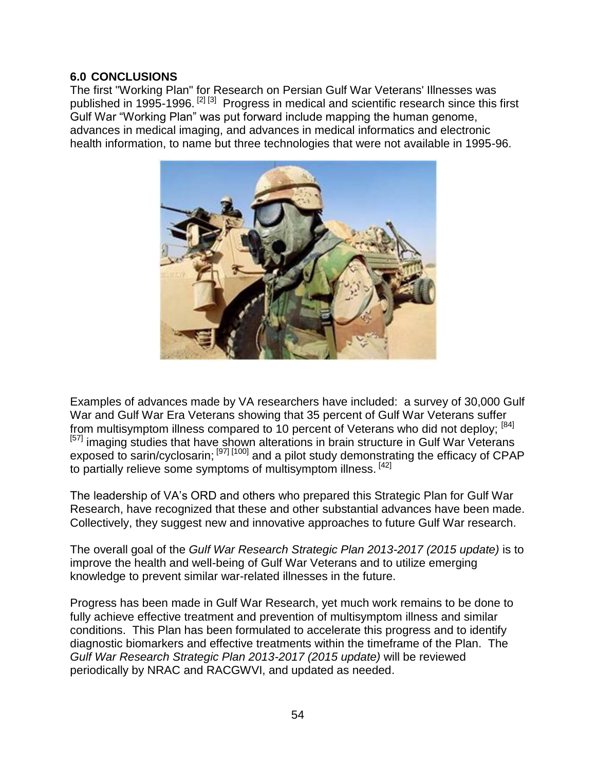## 6.0 CONCLUSIONS

The first "Working Plan" for Research on Persian Gulf War Veterans' Illnesses was published in 1995-1996. [2] [3] Progress in medical and scientific research since this first Gulf War "Working Plan" was put forward include mapping the human genome, advances in medical imaging, and advances in medical informatics and electronic health information, to name but three technologies that were not available in 1995-96.

Examples of advances made by VA researchers have included: a survey of 30,000 Gulf War and Gulf War Era Veterans showing that 35 percent of Gulf War Veterans suffer from multisymptom illness compared to 10 percent of Veterans who did not deploy; [84] [57] imaging studies that have shown alterations in brain structure in Gulf War Veterans exposed to sarin/cyclosarin; [97] [100] and a pilot study demonstrating the efficacy of CPAP to partially relieve some symptoms of multisymptom illness. [42]

The leadership of VA's ORD and others who prepared this Strategic Plan for Gulf War Research, have recognized that these and other substantial advances have been made. Collectively, they suggest new and innovative approaches to future Gulf War research.

The overall goal of the *Gulf War Research Strategic Plan 2013-2017 (2015 update)* is to improve the health and well-being of Gulf War Veterans and to utilize emerging knowledge to prevent similar war-related illnesses in the future.

Progress has been made in Gulf War Research, yet much work remains to be done to fully achieve effective treatment and prevention of multisymptom illness and similar conditions. This Plan has been formulated to accelerate this progress and to identify diagnostic biomarkers and effective treatments within the timeframe of the Plan. The *Gulf War Research Strategic Plan 2013-2017 (2015 update)* will be reviewed periodically by NRAC and RACGWVI, and updated as needed.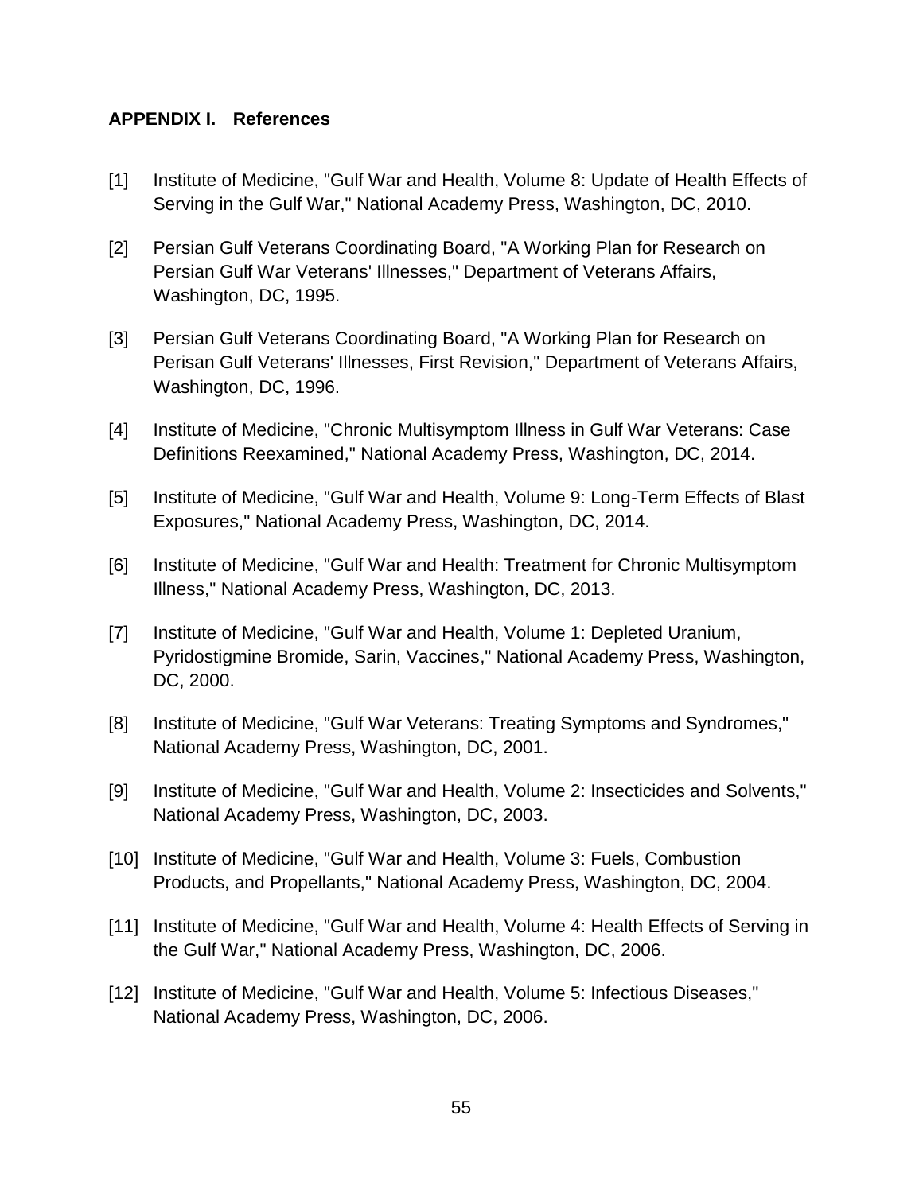## APPENDIX I. References

[1] Institute of Medicine, "Gulf War and Health, Volume 8: Update of Health Effects of Serving in the Gulf War," National Academy Press, Washington, DC, 2010.

[2] Persian Gulf Veterans Coordinating Board, "A Working Plan for Research on Persian Gulf War Veterans' Illnesses," Department of Veterans Affairs, Washington, DC, 1995.

[3] Persian Gulf Veterans Coordinating Board, "A Working Plan for Research on Perisan Gulf Veterans' Illnesses, First Revision," Department of Veterans Affairs, Washington, DC, 1996.

[4] Institute of Medicine, "Chronic Multisymptom Illness in Gulf War Veterans: Case Definitions Reexamined," National Academy Press, Washington, DC, 2014.

[5] Institute of Medicine, "Gulf War and Health, Volume 9: Long-Term Effects of Blast Exposures," National Academy Press, Washington, DC, 2014.

[6] Institute of Medicine, "Gulf War and Health: Treatment for Chronic Multisymptom Illness," National Academy Press, Washington, DC, 2013.

[7] Institute of Medicine, "Gulf War and Health, Volume 1: Depleted Uranium, Pyridostigmine Bromide, Sarin, Vaccines," National Academy Press, Washington, DC, 2000.

[8] Institute of Medicine, "Gulf War Veterans: Treating Symptoms and Syndromes," National Academy Press, Washington, DC, 2001.

[9] Institute of Medicine, "Gulf War and Health, Volume 2: Insecticides and Solvents," National Academy Press, Washington, DC, 2003.

[10] Institute of Medicine, "Gulf War and Health, Volume 3: Fuels, Combustion Products, and Propellants," National Academy Press, Washington, DC, 2004.

[11] Institute of Medicine, "Gulf War and Health, Volume 4: Health Effects of Serving in the Gulf War," National Academy Press, Washington, DC, 2006.

[12] Institute of Medicine, "Gulf War and Health, Volume 5: Infectious Diseases," National Academy Press, Washington, DC, 2006.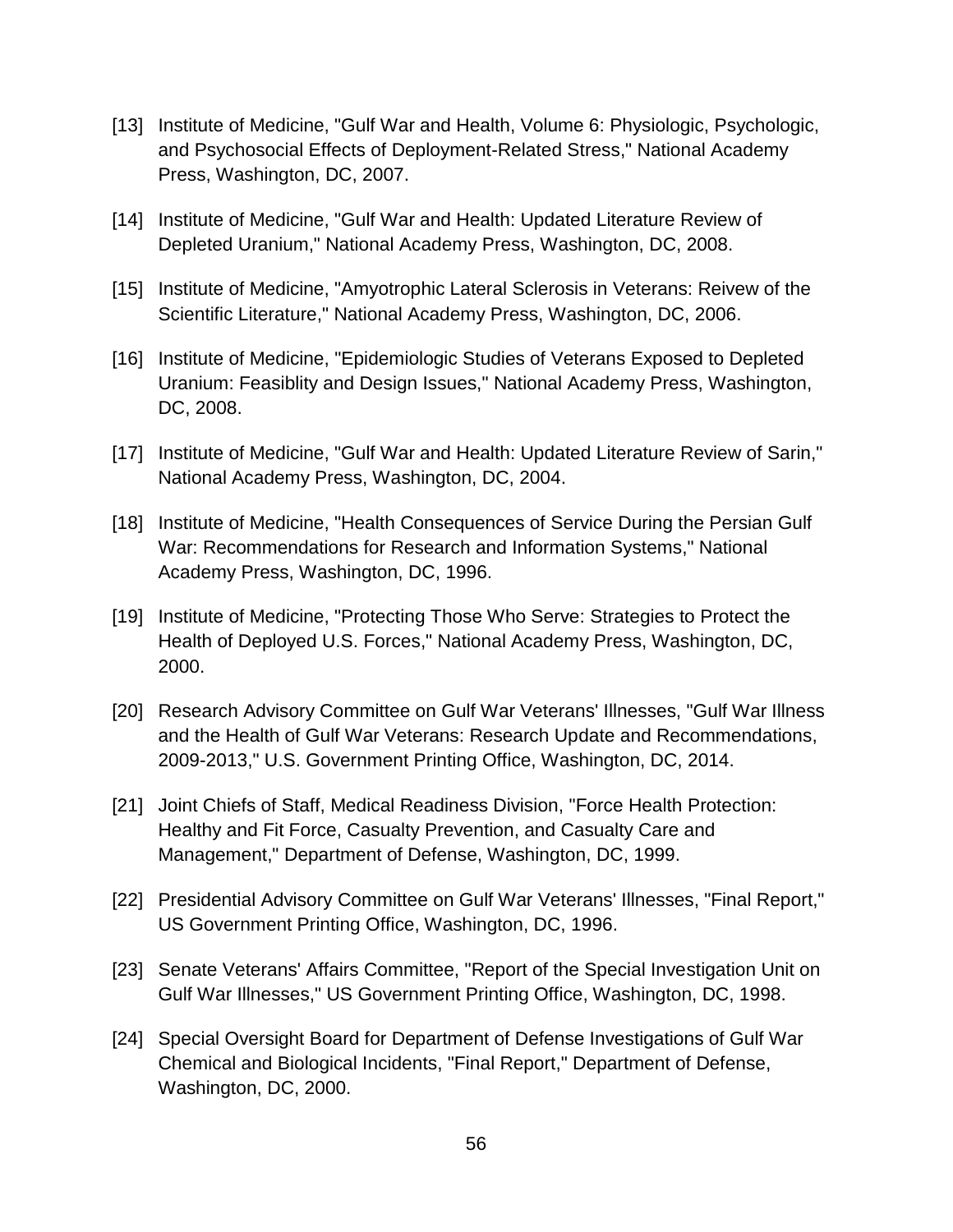[13] Institute of Medicine, "Gulf War and Health, Volume 6: Physiologic, Psychologic, and Psychosocial Effects of Deployment-Related Stress," National Academy Press, Washington, DC, 2007.

[14] Institute of Medicine, "Gulf War and Health: Updated Literature Review of Depleted Uranium," National Academy Press, Washington, DC, 2008.

[15] Institute of Medicine, "Amyotrophic Lateral Sclerosis in Veterans: Reivew of the Scientific Literature," National Academy Press, Washington, DC, 2006.

[16] Institute of Medicine, "Epidemiologic Studies of Veterans Exposed to Depleted Uranium: Feasiblity and Design Issues," National Academy Press, Washington, DC, 2008.

[17] Institute of Medicine, "Gulf War and Health: Updated Literature Review of Sarin," National Academy Press, Washington, DC, 2004.

[18] Institute of Medicine, "Health Consequences of Service During the Persian Gulf War: Recommendations for Research and Information Systems," National Academy Press, Washington, DC, 1996.

[19] Institute of Medicine, "Protecting Those Who Serve: Strategies to Protect the Health of Deployed U.S. Forces," National Academy Press, Washington, DC, 2000.

[20] Research Advisory Committee on Gulf War Veterans' Illnesses, "Gulf War Illness and the Health of Gulf War Veterans: Research Update and Recommendations, 2009-2013," U.S. Government Printing Office, Washington, DC, 2014.

[21] Joint Chiefs of Staff, Medical Readiness Division, "Force Health Protection: Healthy and Fit Force, Casualty Prevention, and Casualty Care and Management," Department of Defense, Washington, DC, 1999.

[22] Presidential Advisory Committee on Gulf War Veterans' Illnesses, "Final Report," US Government Printing Office, Washington, DC, 1996.

[23] Senate Veterans' Affairs Committee, "Report of the Special Investigation Unit on Gulf War Illnesses," US Government Printing Office, Washington, DC, 1998.

[24] Special Oversight Board for Department of Defense Investigations of Gulf War Chemical and Biological Incidents, "Final Report," Department of Defense, Washington, DC, 2000.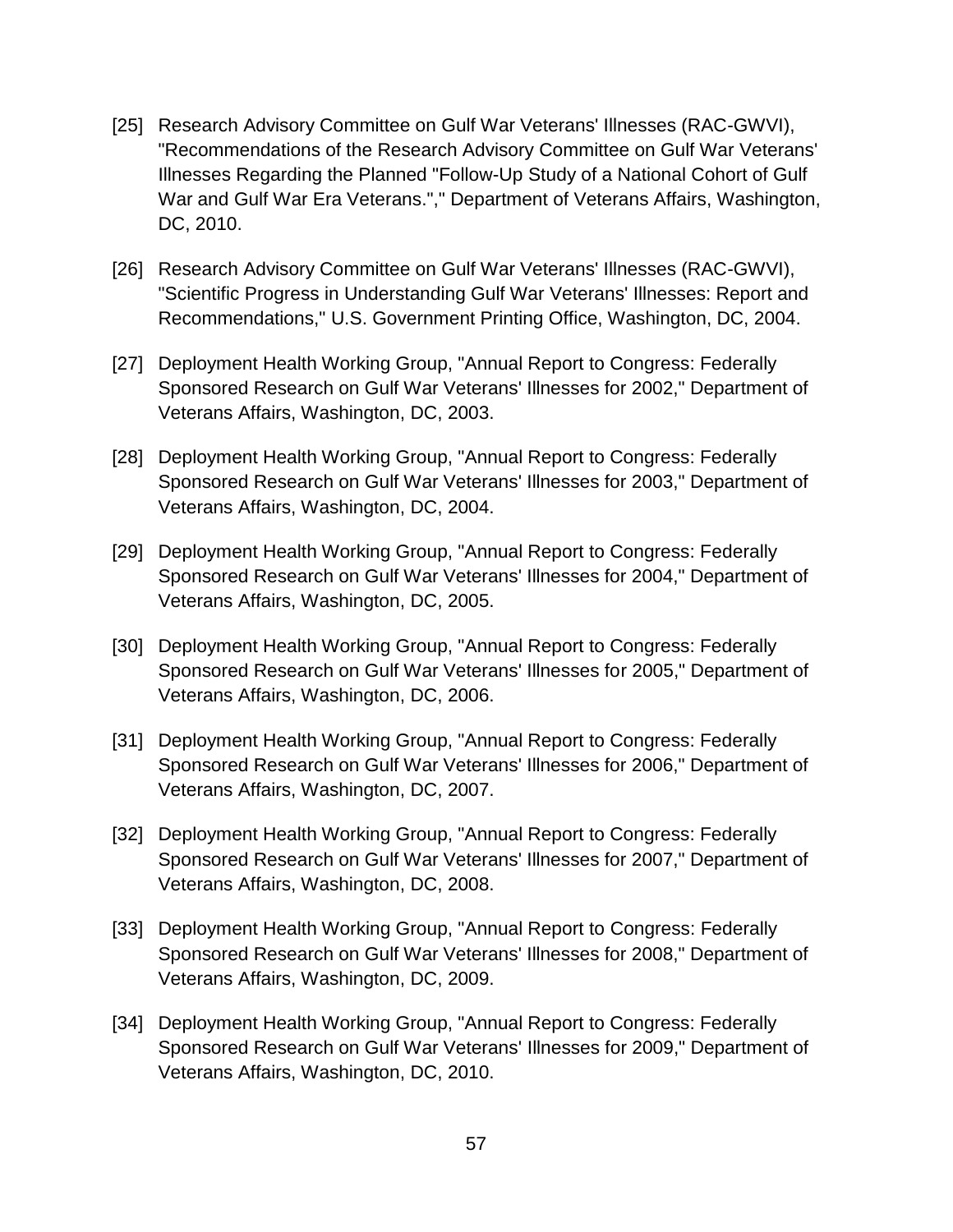[25] Research Advisory Committee on Gulf War Veterans' Illnesses (RAC-GWVI), "Recommendations of the Research Advisory Committee on Gulf War Veterans' Illnesses Regarding the Planned "Follow-Up Study of a National Cohort of Gulf War and Gulf War Era Veterans."," Department of Veterans Affairs, Washington, DC, 2010.

[26] Research Advisory Committee on Gulf War Veterans' Illnesses (RAC-GWVI), "Scientific Progress in Understanding Gulf War Veterans' Illnesses: Report and Recommendations," U.S. Government Printing Office, Washington, DC, 2004.

[27] Deployment Health Working Group, "Annual Report to Congress: Federally Sponsored Research on Gulf War Veterans' Illnesses for 2002," Department of Veterans Affairs, Washington, DC, 2003.

[28] Deployment Health Working Group, "Annual Report to Congress: Federally Sponsored Research on Gulf War Veterans' Illnesses for 2003," Department of Veterans Affairs, Washington, DC, 2004.

[29] Deployment Health Working Group, "Annual Report to Congress: Federally Sponsored Research on Gulf War Veterans' Illnesses for 2004," Department of Veterans Affairs, Washington, DC, 2005.

[30] Deployment Health Working Group, "Annual Report to Congress: Federally Sponsored Research on Gulf War Veterans' Illnesses for 2005," Department of Veterans Affairs, Washington, DC, 2006.

[31] Deployment Health Working Group, "Annual Report to Congress: Federally Sponsored Research on Gulf War Veterans' Illnesses for 2006," Department of Veterans Affairs, Washington, DC, 2007.

[32] Deployment Health Working Group, "Annual Report to Congress: Federally Sponsored Research on Gulf War Veterans' Illnesses for 2007," Department of Veterans Affairs, Washington, DC, 2008.

[33] Deployment Health Working Group, "Annual Report to Congress: Federally Sponsored Research on Gulf War Veterans' Illnesses for 2008," Department of Veterans Affairs, Washington, DC, 2009.

[34] Deployment Health Working Group, "Annual Report to Congress: Federally Sponsored Research on Gulf War Veterans' Illnesses for 2009," Department of Veterans Affairs, Washington, DC, 2010.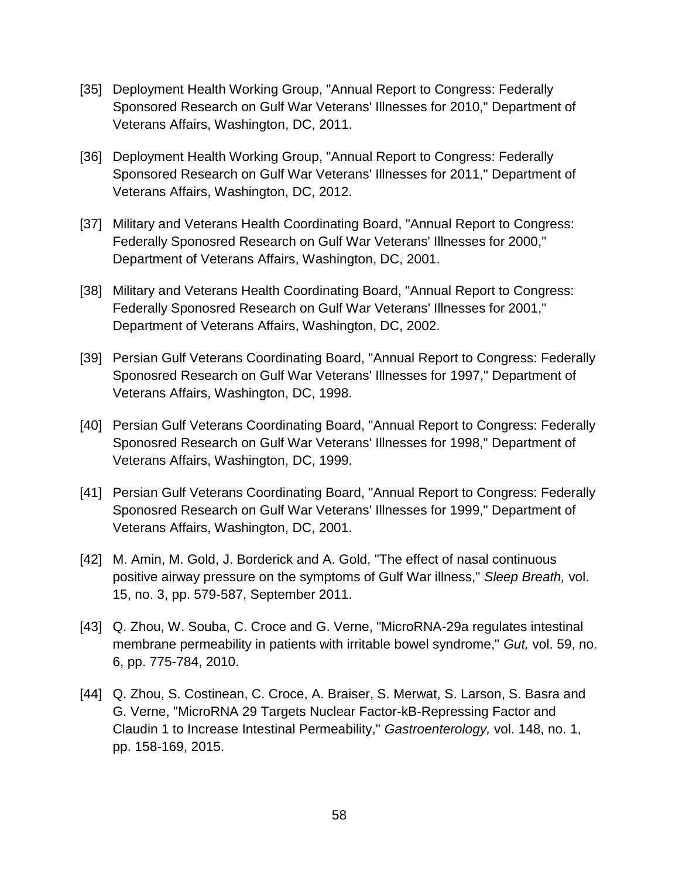[35] Deployment Health Working Group, "Annual Report to Congress: Federally Sponsored Research on Gulf War Veterans' Illnesses for 2010," Department of Veterans Affairs, Washington, DC, 2011.

[36] Deployment Health Working Group, "Annual Report to Congress: Federally Sponsored Research on Gulf War Veterans' Illnesses for 2011," Department of Veterans Affairs, Washington, DC, 2012.

[37] Military and Veterans Health Coordinating Board, "Annual Report to Congress: Federally Sponosred Research on Gulf War Veterans' Illnesses for 2000," Department of Veterans Affairs, Washington, DC, 2001.

[38] Military and Veterans Health Coordinating Board, "Annual Report to Congress: Federally Sponosred Research on Gulf War Veterans' Illnesses for 2001," Department of Veterans Affairs, Washington, DC, 2002.

[39] Persian Gulf Veterans Coordinating Board, "Annual Report to Congress: Federally Sponosred Research on Gulf War Veterans' Illnesses for 1997," Department of Veterans Affairs, Washington, DC, 1998.

[40] Persian Gulf Veterans Coordinating Board, "Annual Report to Congress: Federally Sponosred Research on Gulf War Veterans' Illnesses for 1998," Department of Veterans Affairs, Washington, DC, 1999.

[41] Persian Gulf Veterans Coordinating Board, "Annual Report to Congress: Federally Sponosred Research on Gulf War Veterans' Illnesses for 1999," Department of Veterans Affairs, Washington, DC, 2001.

[42] M. Amin, M. Gold, J. Borderick and A. Gold, "The effect of nasal continuous positive airway pressure on the symptoms of Gulf War illness," *Sleep Breath,* vol. 15, no. 3, pp. 579-587, September 2011.

[43] Q. Zhou, W. Souba, C. Croce and G. Verne, "MicroRNA-29a regulates intestinal membrane permeability in patients with irritable bowel syndrome," *Gut,* vol. 59, no. 6, pp. 775-784, 2010.

[44] Q. Zhou, S. Costinean, C. Croce, A. Braiser, S. Merwat, S. Larson, S. Basra and G. Verne, "MicroRNA 29 Targets Nuclear Factor-kB-Repressing Factor and Claudin 1 to Increase Intestinal Permeability," *Gastroenterology,* vol. 148, no. 1, pp. 158-169, 2015.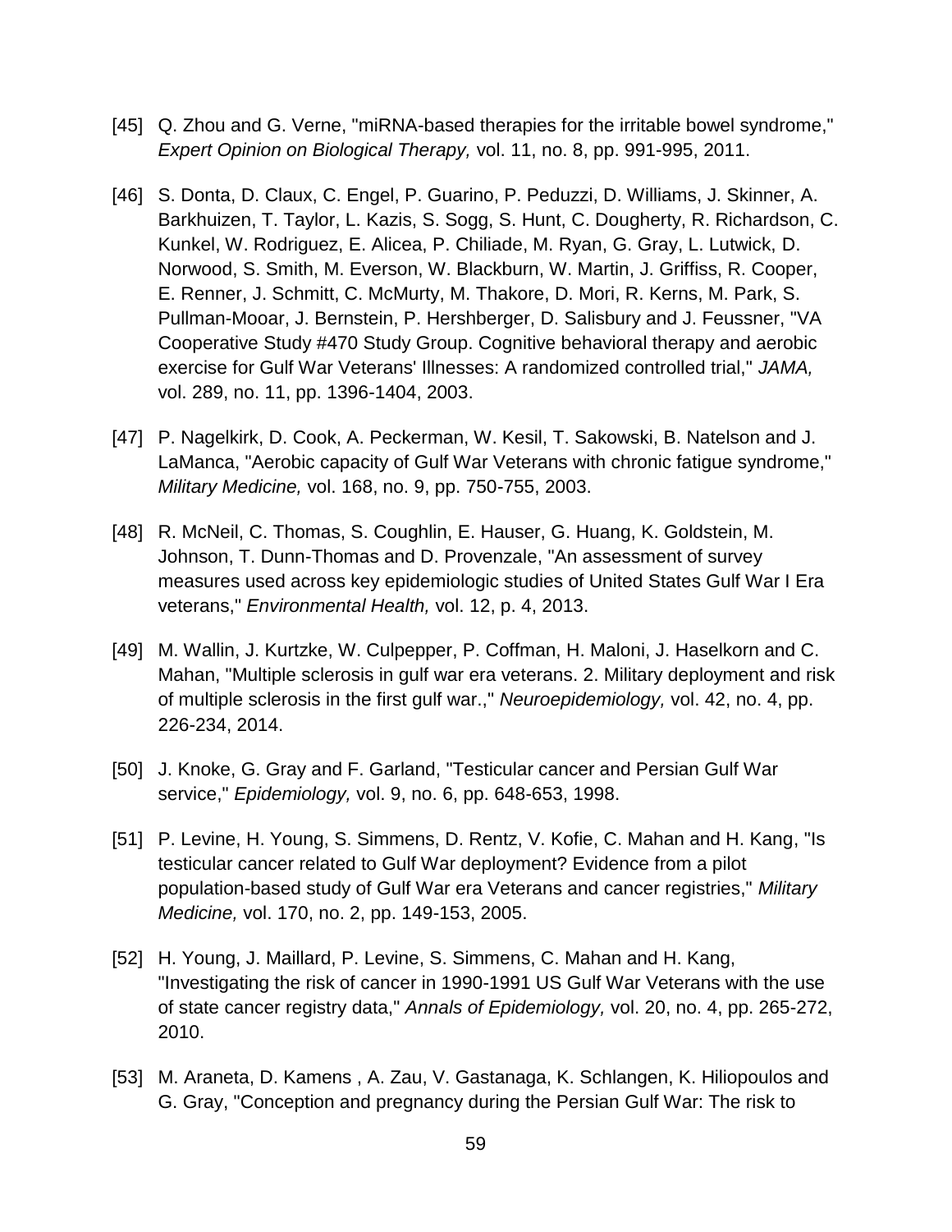[45] Q. Zhou and G. Verne, "miRNA-based therapies for the irritable bowel syndrome," *Expert Opinion on Biological Therapy,* vol. 11, no. 8, pp. 991-995, 2011.

[46] S. Donta, D. Claux, C. Engel, P. Guarino, P. Peduzzi, D. Williams, J. Skinner, A. Barkhuizen, T. Taylor, L. Kazis, S. Sogg, S. Hunt, C. Dougherty, R. Richardson, C. Kunkel, W. Rodriguez, E. Alicea, P. Chiliade, M. Ryan, G. Gray, L. Lutwick, D. Norwood, S. Smith, M. Everson, W. Blackburn, W. Martin, J. Griffiss, R. Cooper, E. Renner, J. Schmitt, C. McMurty, M. Thakore, D. Mori, R. Kerns, M. Park, S. Pullman-Mooar, J. Bernstein, P. Hershberger, D. Salisbury and J. Feussner, "VA Cooperative Study #470 Study Group. Cognitive behavioral therapy and aerobic exercise for Gulf War Veterans' Illnesses: A randomized controlled trial," *JAMA,* vol. 289, no. 11, pp. 1396-1404, 2003.

[47] P. Nagelkirk, D. Cook, A. Peckerman, W. Kesil, T. Sakowski, B. Natelson and J. LaManca, "Aerobic capacity of Gulf War Veterans with chronic fatigue syndrome," *Military Medicine,* vol. 168, no. 9, pp. 750-755, 2003.

[48] R. McNeil, C. Thomas, S. Coughlin, E. Hauser, G. Huang, K. Goldstein, M. Johnson, T. Dunn-Thomas and D. Provenzale, "An assessment of survey measures used across key epidemiologic studies of United States Gulf War I Era veterans," *Environmental Health,* vol. 12, p. 4, 2013.

[49] M. Wallin, J. Kurtzke, W. Culpepper, P. Coffman, H. Maloni, J. Haselkorn and C. Mahan, "Multiple sclerosis in gulf war era veterans. 2. Military deployment and risk of multiple sclerosis in the first gulf war.," *Neuroepidemiology,* vol. 42, no. 4, pp. 226-234, 2014.

[50] J. Knoke, G. Gray and F. Garland, "Testicular cancer and Persian Gulf War service," *Epidemiology,* vol. 9, no. 6, pp. 648-653, 1998.

[51] P. Levine, H. Young, S. Simmens, D. Rentz, V. Kofie, C. Mahan and H. Kang, "Is testicular cancer related to Gulf War deployment? Evidence from a pilot population-based study of Gulf War era Veterans and cancer registries," *Military Medicine,* vol. 170, no. 2, pp. 149-153, 2005.

[52] H. Young, J. Maillard, P. Levine, S. Simmens, C. Mahan and H. Kang, "Investigating the risk of cancer in 1990-1991 US Gulf War Veterans with the use of state cancer registry data," *Annals of Epidemiology,* vol. 20, no. 4, pp. 265-272, 2010.

[53] M. Araneta, D. Kamens , A. Zau, V. Gastanaga, K. Schlangen, K. Hiliopoulos and G. Gray, "Conception and pregnancy during the Persian Gulf War: The risk to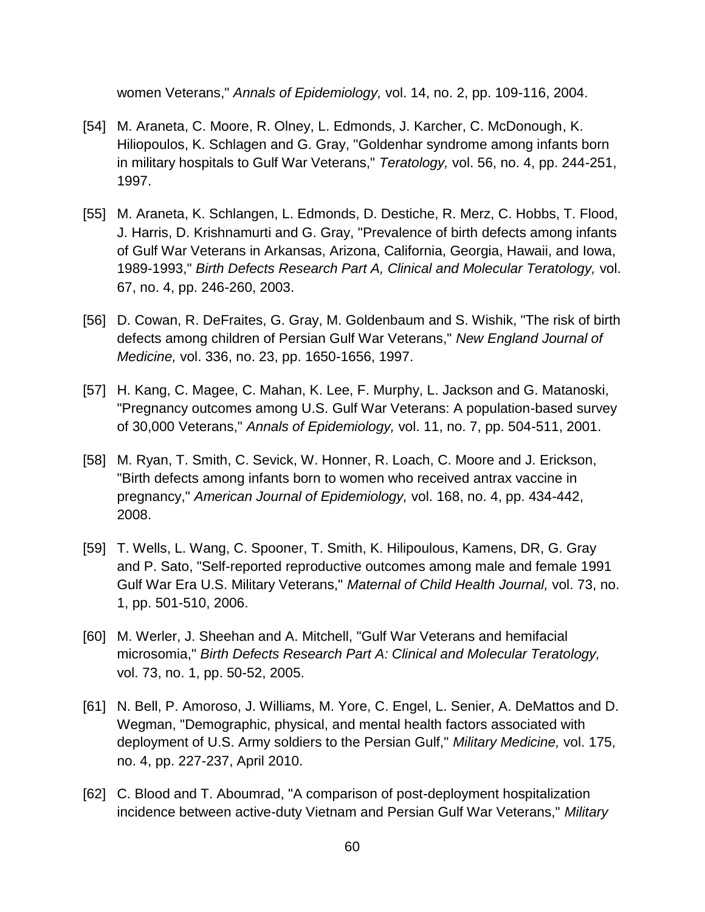women Veterans," *Annals of Epidemiology,* vol. 14, no. 2, pp. 109-116, 2004.

[54] M. Araneta, C. Moore, R. Olney, L. Edmonds, J. Karcher, C. McDonough, K. Hiliopoulos, K. Schlagen and G. Gray, "Goldenhar syndrome among infants born in military hospitals to Gulf War Veterans," *Teratology,* vol. 56, no. 4, pp. 244-251, 1997.

[55] M. Araneta, K. Schlangen, L. Edmonds, D. Destiche, R. Merz, C. Hobbs, T. Flood, J. Harris, D. Krishnamurti and G. Gray, "Prevalence of birth defects among infants of Gulf War Veterans in Arkansas, Arizona, California, Georgia, Hawaii, and Iowa, 1989-1993," *Birth Defects Research Part A, Clinical and Molecular Teratology,* vol. 67, no. 4, pp. 246-260, 2003.

[56] D. Cowan, R. DeFraites, G. Gray, M. Goldenbaum and S. Wishik, "The risk of birth defects among children of Persian Gulf War Veterans," *New England Journal of Medicine,* vol. 336, no. 23, pp. 1650-1656, 1997.

[57] H. Kang, C. Magee, C. Mahan, K. Lee, F. Murphy, L. Jackson and G. Matanoski, "Pregnancy outcomes among U.S. Gulf War Veterans: A population-based survey of 30,000 Veterans," *Annals of Epidemiology,* vol. 11, no. 7, pp. 504-511, 2001.

[58] M. Ryan, T. Smith, C. Sevick, W. Honner, R. Loach, C. Moore and J. Erickson, "Birth defects among infants born to women who received antrax vaccine in pregnancy," *American Journal of Epidemiology,* vol. 168, no. 4, pp. 434-442, 2008.

[59] T. Wells, L. Wang, C. Spooner, T. Smith, K. Hilipoulous, Kamens, DR, G. Gray and P. Sato, "Self-reported reproductive outcomes among male and female 1991 Gulf War Era U.S. Military Veterans," *Maternal of Child Health Journal,* vol. 73, no. 1, pp. 501-510, 2006.

[60] M. Werler, J. Sheehan and A. Mitchell, "Gulf War Veterans and hemifacial microsomia," *Birth Defects Research Part A: Clinical and Molecular Teratology,* vol. 73, no. 1, pp. 50-52, 2005.

[61] N. Bell, P. Amoroso, J. Williams, M. Yore, C. Engel, L. Senier, A. DeMattos and D. Wegman, "Demographic, physical, and mental health factors associated with deployment of U.S. Army soldiers to the Persian Gulf," *Military Medicine,* vol. 175, no. 4, pp. 227-237, April 2010.

[62] C. Blood and T. Aboumrad, "A comparison of post-deployment hospitalization incidence between active-duty Vietnam and Persian Gulf War Veterans," *Military*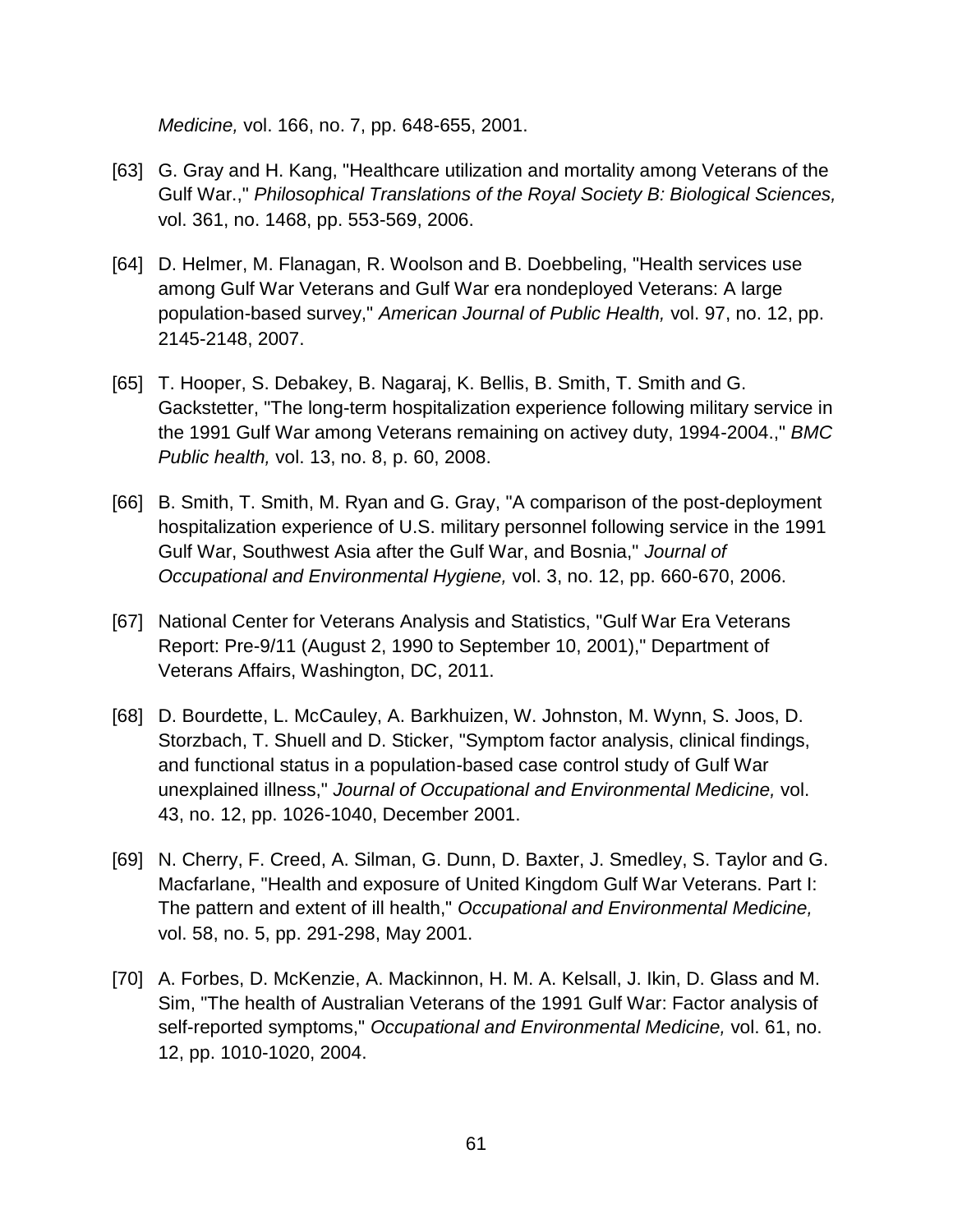*Medicine,* vol. 166, no. 7, pp. 648-655, 2001.

[63] G. Gray and H. Kang, "Healthcare utilization and mortality among Veterans of the Gulf War.," *Philosophical Translations of the Royal Society B: Biological Sciences,* vol. 361, no. 1468, pp. 553-569, 2006.

[64] D. Helmer, M. Flanagan, R. Woolson and B. Doebbeling, "Health services use among Gulf War Veterans and Gulf War era nondeployed Veterans: A large population-based survey," *American Journal of Public Health,* vol. 97, no. 12, pp. 2145-2148, 2007.

[65] T. Hooper, S. Debakey, B. Nagaraj, K. Bellis, B. Smith, T. Smith and G. Gackstetter, "The long-term hospitalization experience following military service in the 1991 Gulf War among Veterans remaining on activey duty, 1994-2004.," *BMC Public health,* vol. 13, no. 8, p. 60, 2008.

[66] B. Smith, T. Smith, M. Ryan and G. Gray, "A comparison of the post-deployment hospitalization experience of U.S. military personnel following service in the 1991 Gulf War, Southwest Asia after the Gulf War, and Bosnia," *Journal of Occupational and Environmental Hygiene,* vol. 3, no. 12, pp. 660-670, 2006.

[67] National Center for Veterans Analysis and Statistics, "Gulf War Era Veterans Report: Pre-9/11 (August 2, 1990 to September 10, 2001)," Department of Veterans Affairs, Washington, DC, 2011.

[68] D. Bourdette, L. McCauley, A. Barkhuizen, W. Johnston, M. Wynn, S. Joos, D. Storzbach, T. Shuell and D. Sticker, "Symptom factor analysis, clinical findings, and functional status in a population-based case control study of Gulf War unexplained illness," *Journal of Occupational and Environmental Medicine,* vol. 43, no. 12, pp. 1026-1040, December 2001.

[69] N. Cherry, F. Creed, A. Silman, G. Dunn, D. Baxter, J. Smedley, S. Taylor and G. Macfarlane, "Health and exposure of United Kingdom Gulf War Veterans. Part I: The pattern and extent of ill health," *Occupational and Environmental Medicine,* vol. 58, no. 5, pp. 291-298, May 2001.

[70] A. Forbes, D. McKenzie, A. Mackinnon, H. M. A. Kelsall, J. Ikin, D. Glass and M. Sim, "The health of Australian Veterans of the 1991 Gulf War: Factor analysis of self-reported symptoms," *Occupational and Environmental Medicine,* vol. 61, no. 12, pp. 1010-1020, 2004.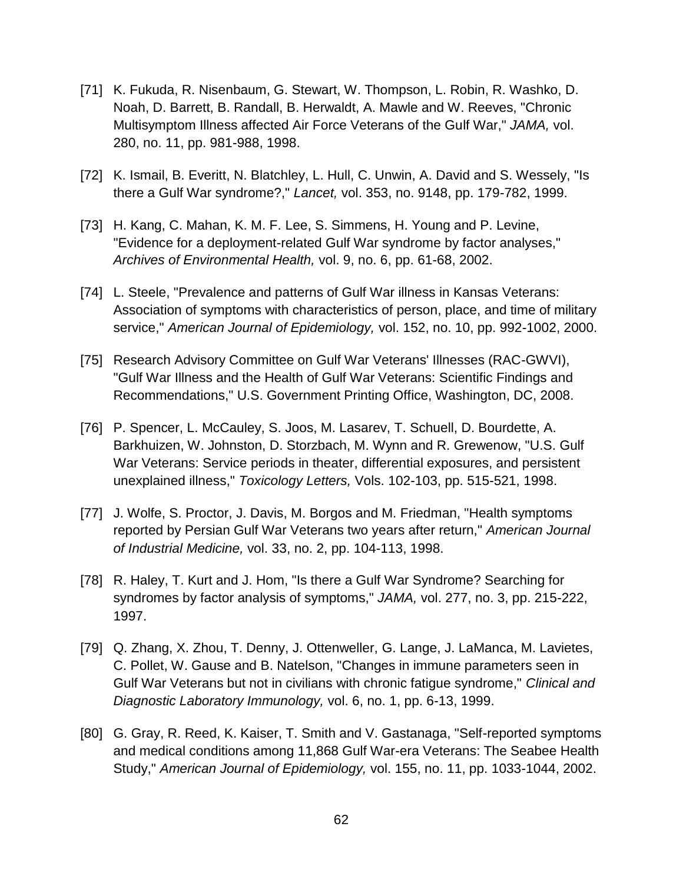[71] K. Fukuda, R. Nisenbaum, G. Stewart, W. Thompson, L. Robin, R. Washko, D. Noah, D. Barrett, B. Randall, B. Herwaldt, A. Mawle and W. Reeves, "Chronic Multisymptom Illness affected Air Force Veterans of the Gulf War," *JAMA,* vol. 280, no. 11, pp. 981-988, 1998.

[72] K. Ismail, B. Everitt, N. Blatchley, L. Hull, C. Unwin, A. David and S. Wessely, "Is there a Gulf War syndrome?," *Lancet,* vol. 353, no. 9148, pp. 179-782, 1999.

[73] H. Kang, C. Mahan, K. M. F. Lee, S. Simmens, H. Young and P. Levine, "Evidence for a deployment-related Gulf War syndrome by factor analyses," *Archives of Environmental Health,* vol. 9, no. 6, pp. 61-68, 2002.

[74] L. Steele, "Prevalence and patterns of Gulf War illness in Kansas Veterans: Association of symptoms with characteristics of person, place, and time of military service," *American Journal of Epidemiology,* vol. 152, no. 10, pp. 992-1002, 2000.

[75] Research Advisory Committee on Gulf War Veterans' Illnesses (RAC-GWVI), "Gulf War Illness and the Health of Gulf War Veterans: Scientific Findings and Recommendations," U.S. Government Printing Office, Washington, DC, 2008.

[76] P. Spencer, L. McCauley, S. Joos, M. Lasarev, T. Schuell, D. Bourdette, A. Barkhuizen, W. Johnston, D. Storzbach, M. Wynn and R. Grewenow, "U.S. Gulf War Veterans: Service periods in theater, differential exposures, and persistent unexplained illness," *Toxicology Letters,* Vols. 102-103, pp. 515-521, 1998.

[77] J. Wolfe, S. Proctor, J. Davis, M. Borgos and M. Friedman, "Health symptoms reported by Persian Gulf War Veterans two years after return," *American Journal of Industrial Medicine,* vol. 33, no. 2, pp. 104-113, 1998.

[78] R. Haley, T. Kurt and J. Hom, "Is there a Gulf War Syndrome? Searching for syndromes by factor analysis of symptoms," *JAMA,* vol. 277, no. 3, pp. 215-222, 1997.

[79] Q. Zhang, X. Zhou, T. Denny, J. Ottenweller, G. Lange, J. LaManca, M. Lavietes, C. Pollet, W. Gause and B. Natelson, "Changes in immune parameters seen in Gulf War Veterans but not in civilians with chronic fatigue syndrome," *Clinical and Diagnostic Laboratory Immunology,* vol. 6, no. 1, pp. 6-13, 1999.

[80] G. Gray, R. Reed, K. Kaiser, T. Smith and V. Gastanaga, "Self-reported symptoms and medical conditions among 11,868 Gulf War-era Veterans: The Seabee Health Study," *American Journal of Epidemiology,* vol. 155, no. 11, pp. 1033-1044, 2002.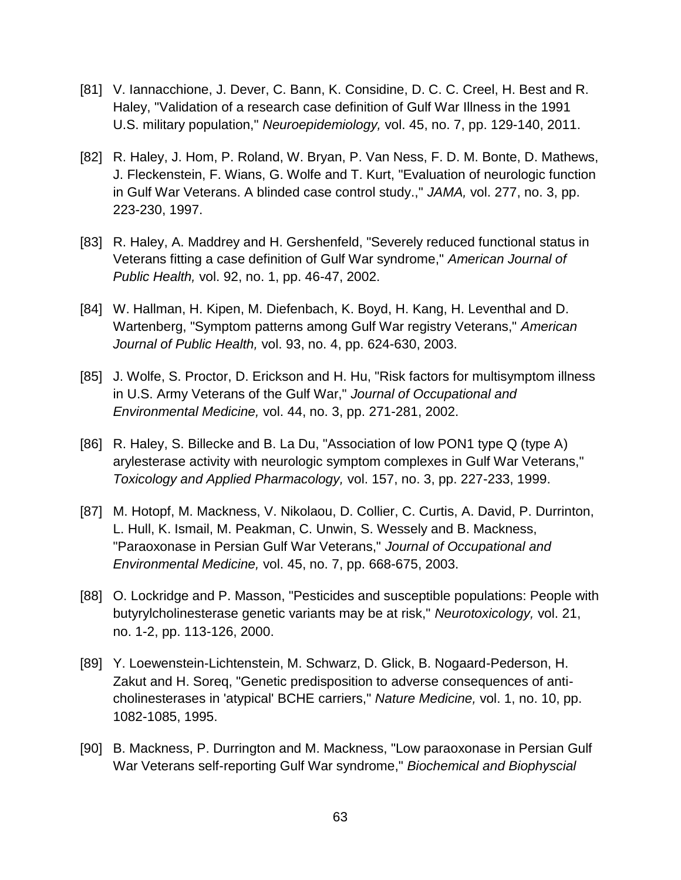[81] V. Iannacchione, J. Dever, C. Bann, K. Considine, D. C. C. Creel, H. Best and R. Haley, "Validation of a research case definition of Gulf War Illness in the 1991 U.S. military population," *Neuroepidemiology,* vol. 45, no. 7, pp. 129-140, 2011.

[82] R. Haley, J. Hom, P. Roland, W. Bryan, P. Van Ness, F. D. M. Bonte, D. Mathews, J. Fleckenstein, F. Wians, G. Wolfe and T. Kurt, "Evaluation of neurologic function in Gulf War Veterans. A blinded case control study.," *JAMA,* vol. 277, no. 3, pp. 223-230, 1997.

[83] R. Haley, A. Maddrey and H. Gershenfeld, "Severely reduced functional status in Veterans fitting a case definition of Gulf War syndrome," *American Journal of Public Health,* vol. 92, no. 1, pp. 46-47, 2002.

[84] W. Hallman, H. Kipen, M. Diefenbach, K. Boyd, H. Kang, H. Leventhal and D. Wartenberg, "Symptom patterns among Gulf War registry Veterans," *American Journal of Public Health,* vol. 93, no. 4, pp. 624-630, 2003.

[85] J. Wolfe, S. Proctor, D. Erickson and H. Hu, "Risk factors for multisymptom illness in U.S. Army Veterans of the Gulf War," *Journal of Occupational and Environmental Medicine,* vol. 44, no. 3, pp. 271-281, 2002.

[86] R. Haley, S. Billecke and B. La Du, "Association of low PON1 type Q (type A) arylesterase activity with neurologic symptom complexes in Gulf War Veterans," *Toxicology and Applied Pharmacology,* vol. 157, no. 3, pp. 227-233, 1999.

[87] M. Hotopf, M. Mackness, V. Nikolaou, D. Collier, C. Curtis, A. David, P. Durrinton, L. Hull, K. Ismail, M. Peakman, C. Unwin, S. Wessely and B. Mackness, "Paraoxonase in Persian Gulf War Veterans," *Journal of Occupational and Environmental Medicine,* vol. 45, no. 7, pp. 668-675, 2003.

[88] O. Lockridge and P. Masson, "Pesticides and susceptible populations: People with butyrylcholinesterase genetic variants may be at risk," *Neurotoxicology,* vol. 21, no. 1-2, pp. 113-126, 2000.

[89] Y. Loewenstein-Lichtenstein, M. Schwarz, D. Glick, B. Nogaard-Pederson, H. Zakut and H. Soreq, "Genetic predisposition to adverse consequences of anti-cholinesterases in 'atypical' BCHE carriers," *Nature Medicine,* vol. 1, no. 10, pp. 1082-1085, 1995.

[90] B. Mackness, P. Durrington and M. Mackness, "Low paraoxonase in Persian Gulf War Veterans self-reporting Gulf War syndrome," *Biochemical and Biophyscial*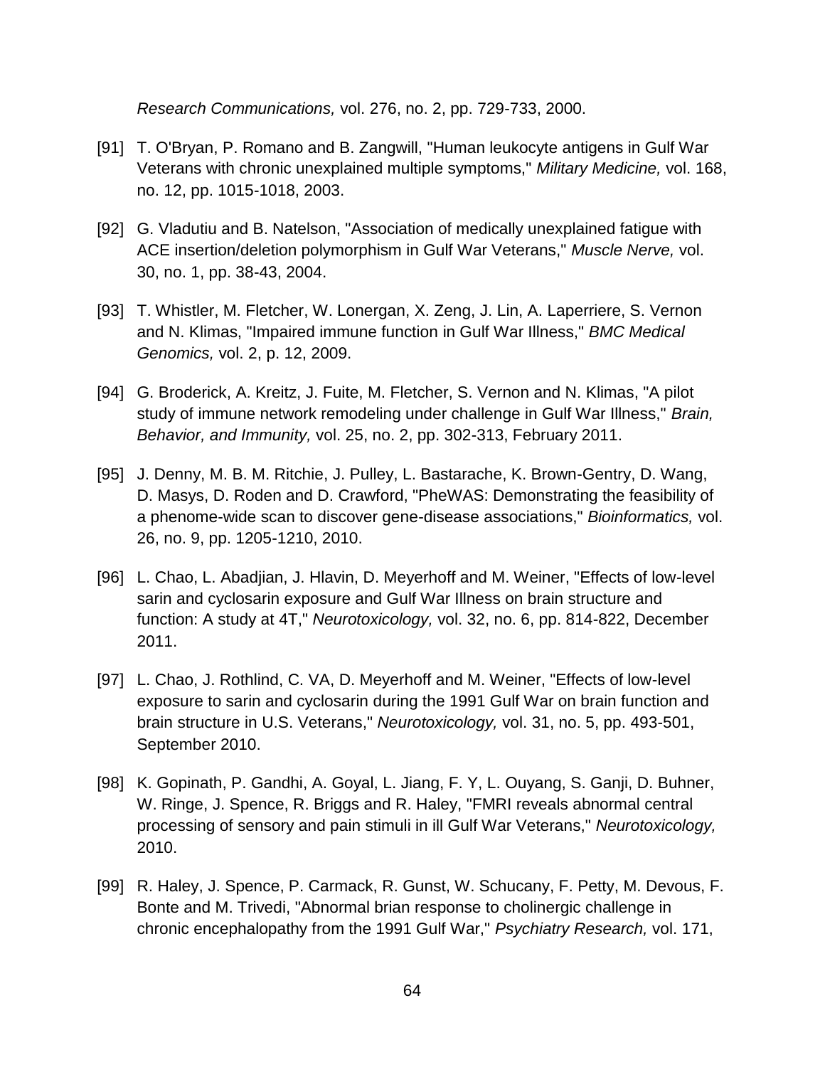*Research Communications,* vol. 276, no. 2, pp. 729-733, 2000.

[91] T. O'Bryan, P. Romano and B. Zangwill, "Human leukocyte antigens in Gulf War Veterans with chronic unexplained multiple symptoms," *Military Medicine,* vol. 168, no. 12, pp. 1015-1018, 2003.

[92] G. Vladutiu and B. Natelson, "Association of medically unexplained fatigue with ACE insertion/deletion polymorphism in Gulf War Veterans," *Muscle Nerve,* vol. 30, no. 1, pp. 38-43, 2004.

[93] T. Whistler, M. Fletcher, W. Lonergan, X. Zeng, J. Lin, A. Laperriere, S. Vernon and N. Klimas, "Impaired immune function in Gulf War Illness," *BMC Medical Genomics,* vol. 2, p. 12, 2009.

[94] G. Broderick, A. Kreitz, J. Fuite, M. Fletcher, S. Vernon and N. Klimas, "A pilot study of immune network remodeling under challenge in Gulf War Illness," *Brain, Behavior, and Immunity,* vol. 25, no. 2, pp. 302-313, February 2011.

[95] J. Denny, M. B. M. Ritchie, J. Pulley, L. Bastarache, K. Brown-Gentry, D. Wang, D. Masys, D. Roden and D. Crawford, "PheWAS: Demonstrating the feasibility of a phenome-wide scan to discover gene-disease associations," *Bioinformatics,* vol. 26, no. 9, pp. 1205-1210, 2010.

[96] L. Chao, L. Abadjian, J. Hlavin, D. Meyerhoff and M. Weiner, "Effects of low-level sarin and cyclosarin exposure and Gulf War Illness on brain structure and function: A study at 4T," *Neurotoxicology,* vol. 32, no. 6, pp. 814-822, December 2011.

[97] L. Chao, J. Rothlind, C. VA, D. Meyerhoff and M. Weiner, "Effects of low-level exposure to sarin and cyclosarin during the 1991 Gulf War on brain function and brain structure in U.S. Veterans," *Neurotoxicology,* vol. 31, no. 5, pp. 493-501, September 2010.

[98] K. Gopinath, P. Gandhi, A. Goyal, L. Jiang, F. Y, L. Ouyang, S. Ganji, D. Buhner, W. Ringe, J. Spence, R. Briggs and R. Haley, "FMRI reveals abnormal central processing of sensory and pain stimuli in ill Gulf War Veterans," *Neurotoxicology,* 2010.

[99] R. Haley, J. Spence, P. Carmack, R. Gunst, W. Schucany, F. Petty, M. Devous, F. Bonte and M. Trivedi, "Abnormal brian response to cholinergic challenge in chronic encephalopathy from the 1991 Gulf War," *Psychiatry Research,* vol. 171,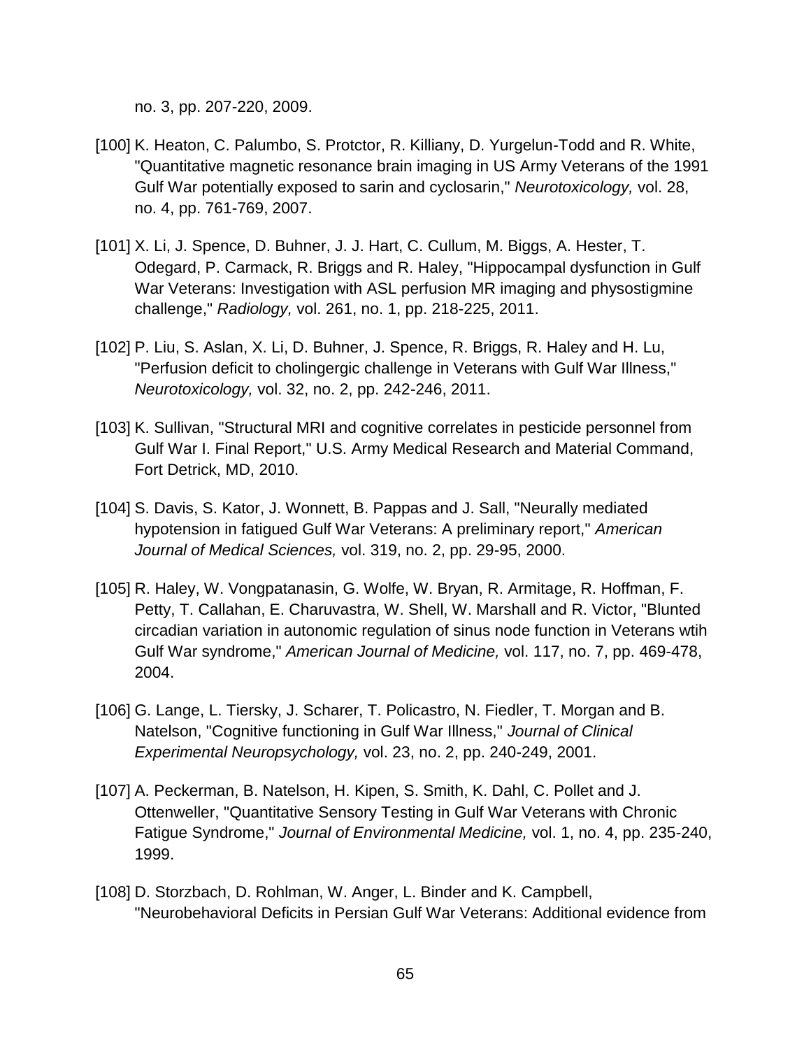no. 3, pp. 207-220, 2009.

[100] K. Heaton, C. Palumbo, S. Protctor, R. Killiany, D. Yurgelun-Todd and R. White, "Quantitative magnetic resonance brain imaging in US Army Veterans of the 1991 Gulf War potentially exposed to sarin and cyclosarin," *Neurotoxicology,* vol. 28, no. 4, pp. 761-769, 2007.

[101] X. Li, J. Spence, D. Buhner, J. J. Hart, C. Cullum, M. Biggs, A. Hester, T. Odegard, P. Carmack, R. Briggs and R. Haley, "Hippocampal dysfunction in Gulf War Veterans: Investigation with ASL perfusion MR imaging and physostigmine challenge," *Radiology,* vol. 261, no. 1, pp. 218-225, 2011.

[102] P. Liu, S. Aslan, X. Li, D. Buhner, J. Spence, R. Briggs, R. Haley and H. Lu, "Perfusion deficit to cholingergic challenge in Veterans with Gulf War Illness," *Neurotoxicology,* vol. 32, no. 2, pp. 242-246, 2011.

[103] K. Sullivan, "Structural MRI and cognitive correlates in pesticide personnel from Gulf War I. Final Report," U.S. Army Medical Research and Material Command, Fort Detrick, MD, 2010.

[104] S. Davis, S. Kator, J. Wonnett, B. Pappas and J. Sall, "Neurally mediated hypotension in fatigued Gulf War Veterans: A preliminary report," *American Journal of Medical Sciences,* vol. 319, no. 2, pp. 29-95, 2000.

[105] R. Haley, W. Vongpatanasin, G. Wolfe, W. Bryan, R. Armitage, R. Hoffman, F. Petty, T. Callahan, E. Charuvastra, W. Shell, W. Marshall and R. Victor, "Blunted circadian variation in autonomic regulation of sinus node function in Veterans wtih Gulf War syndrome," *American Journal of Medicine,* vol. 117, no. 7, pp. 469-478, 2004.

[106] G. Lange, L. Tiersky, J. Scharer, T. Policastro, N. Fiedler, T. Morgan and B. Natelson, "Cognitive functioning in Gulf War Illness," *Journal of Clinical Experimental Neuropsychology,* vol. 23, no. 2, pp. 240-249, 2001.

[107] A. Peckerman, B. Natelson, H. Kipen, S. Smith, K. Dahl, C. Pollet and J. Ottenweller, "Quantitative Sensory Testing in Gulf War Veterans with Chronic Fatigue Syndrome," *Journal of Environmental Medicine,* vol. 1, no. 4, pp. 235-240, 1999.

[108] D. Storzbach, D. Rohlman, W. Anger, L. Binder and K. Campbell, "Neurobehavioral Deficits in Persian Gulf War Veterans: Additional evidence from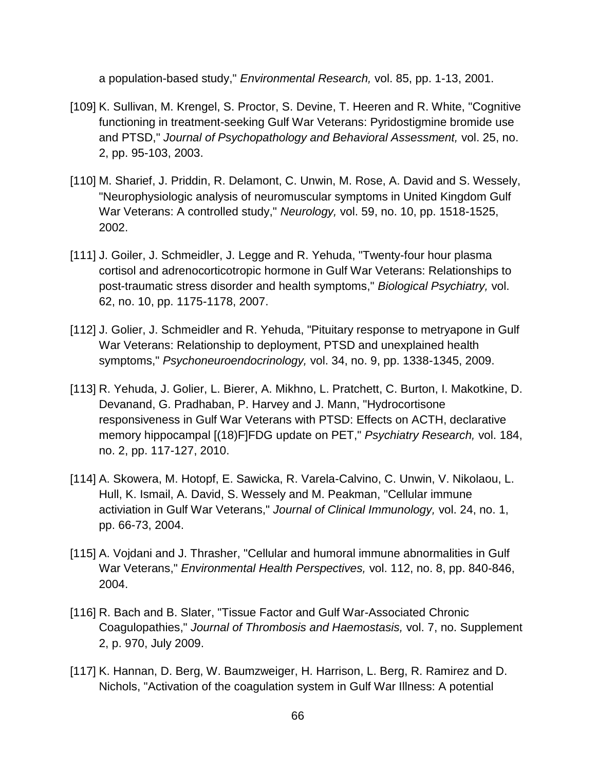a population-based study," *Environmental Research,* vol. 85, pp. 1-13, 2001.

[109] K. Sullivan, M. Krengel, S. Proctor, S. Devine, T. Heeren and R. White, "Cognitive functioning in treatment-seeking Gulf War Veterans: Pyridostigmine bromide use and PTSD," *Journal of Psychopathology and Behavioral Assessment,* vol. 25, no. 2, pp. 95-103, 2003.

[110] M. Sharief, J. Priddin, R. Delamont, C. Unwin, M. Rose, A. David and S. Wessely, "Neurophysiologic analysis of neuromuscular symptoms in United Kingdom Gulf War Veterans: A controlled study," *Neurology,* vol. 59, no. 10, pp. 1518-1525, 2002.

[111] J. Goiler, J. Schmeidler, J. Legge and R. Yehuda, "Twenty-four hour plasma cortisol and adrenocorticotropic hormone in Gulf War Veterans: Relationships to post-traumatic stress disorder and health symptoms," *Biological Psychiatry,* vol. 62, no. 10, pp. 1175-1178, 2007.

[112] J. Golier, J. Schmeidler and R. Yehuda, "Pituitary response to metryapone in Gulf War Veterans: Relationship to deployment, PTSD and unexplained health symptoms," *Psychoneuroendocrinology,* vol. 34, no. 9, pp. 1338-1345, 2009.

[113] R. Yehuda, J. Golier, L. Bierer, A. Mikhno, L. Pratchett, C. Burton, I. Makotkine, D. Devanand, G. Pradhaban, P. Harvey and J. Mann, "Hydrocortisone responsiveness in Gulf War Veterans with PTSD: Effects on ACTH, declarative memory hippocampal [(18)F]FDG update on PET," *Psychiatry Research,* vol. 184, no. 2, pp. 117-127, 2010.

[114] A. Skowera, M. Hotopf, E. Sawicka, R. Varela-Calvino, C. Unwin, V. Nikolaou, L. Hull, K. Ismail, A. David, S. Wessely and M. Peakman, "Cellular immune activiation in Gulf War Veterans," *Journal of Clinical Immunology,* vol. 24, no. 1, pp. 66-73, 2004.

[115] A. Vojdani and J. Thrasher, "Cellular and humoral immune abnormalities in Gulf War Veterans," *Environmental Health Perspectives,* vol. 112, no. 8, pp. 840-846, 2004.

[116] R. Bach and B. Slater, "Tissue Factor and Gulf War-Associated Chronic Coagulopathies," *Journal of Thrombosis and Haemostasis,* vol. 7, no. Supplement 2, p. 970, July 2009.

[117] K. Hannan, D. Berg, W. Baumzweiger, H. Harrison, L. Berg, R. Ramirez and D. Nichols, "Activation of the coagulation system in Gulf War Illness: A potential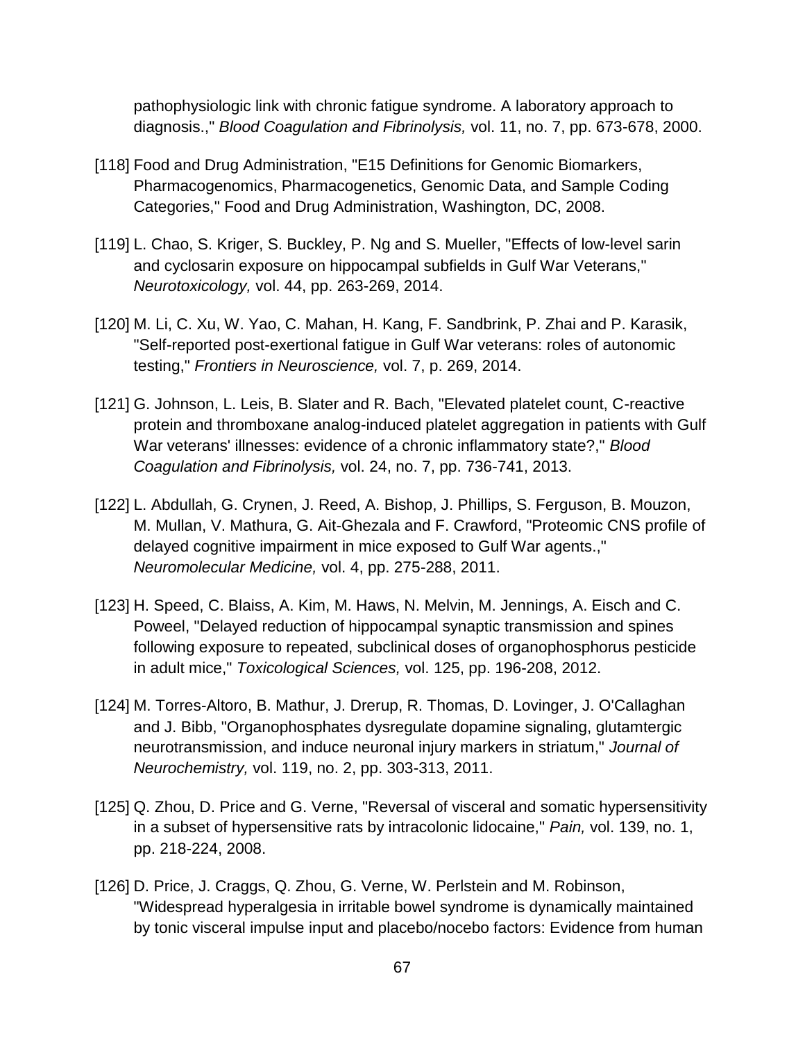pathophysiologic link with chronic fatigue syndrome. A laboratory approach to diagnosis.," *Blood Coagulation and Fibrinolysis,* vol. 11, no. 7, pp. 673-678, 2000.

[118] Food and Drug Administration, "E15 Definitions for Genomic Biomarkers, Pharmacogenomics, Pharmacogenetics, Genomic Data, and Sample Coding Categories," Food and Drug Administration, Washington, DC, 2008.

[119] L. Chao, S. Kriger, S. Buckley, P. Ng and S. Mueller, "Effects of low-level sarin and cyclosarin exposure on hippocampal subfields in Gulf War Veterans," *Neurotoxicology,* vol. 44, pp. 263-269, 2014.

[120] M. Li, C. Xu, W. Yao, C. Mahan, H. Kang, F. Sandbrink, P. Zhai and P. Karasik, "Self-reported post-exertional fatigue in Gulf War veterans: roles of autonomic testing," *Frontiers in Neuroscience,* vol. 7, p. 269, 2014.

[121] G. Johnson, L. Leis, B. Slater and R. Bach, "Elevated platelet count, C-reactive protein and thromboxane analog-induced platelet aggregation in patients with Gulf War veterans' illnesses: evidence of a chronic inflammatory state?," *Blood Coagulation and Fibrinolysis,* vol. 24, no. 7, pp. 736-741, 2013.

[122] L. Abdullah, G. Crynen, J. Reed, A. Bishop, J. Phillips, S. Ferguson, B. Mouzon, M. Mullan, V. Mathura, G. Ait-Ghezala and F. Crawford, "Proteomic CNS profile of delayed cognitive impairment in mice exposed to Gulf War agents.," *Neuromolecular Medicine,* vol. 4, pp. 275-288, 2011.

[123] H. Speed, C. Blaiss, A. Kim, M. Haws, N. Melvin, M. Jennings, A. Eisch and C. Poweel, "Delayed reduction of hippocampal synaptic transmission and spines following exposure to repeated, subclinical doses of organophosphorus pesticide in adult mice," *Toxicological Sciences,* vol. 125, pp. 196-208, 2012.

[124] M. Torres-Altoro, B. Mathur, J. Drerup, R. Thomas, D. Lovinger, J. O'Callaghan and J. Bibb, "Organophosphates dysregulate dopamine signaling, glutamtergic neurotransmission, and induce neuronal injury markers in striatum," *Journal of Neurochemistry,* vol. 119, no. 2, pp. 303-313, 2011.

[125] Q. Zhou, D. Price and G. Verne, "Reversal of visceral and somatic hypersensitivity in a subset of hypersensitive rats by intracolonic lidocaine," *Pain,* vol. 139, no. 1, pp. 218-224, 2008.

[126] D. Price, J. Craggs, Q. Zhou, G. Verne, W. Perlstein and M. Robinson, "Widespread hyperalgesia in irritable bowel syndrome is dynamically maintained by tonic visceral impulse input and placebo/nocebo factors: Evidence from human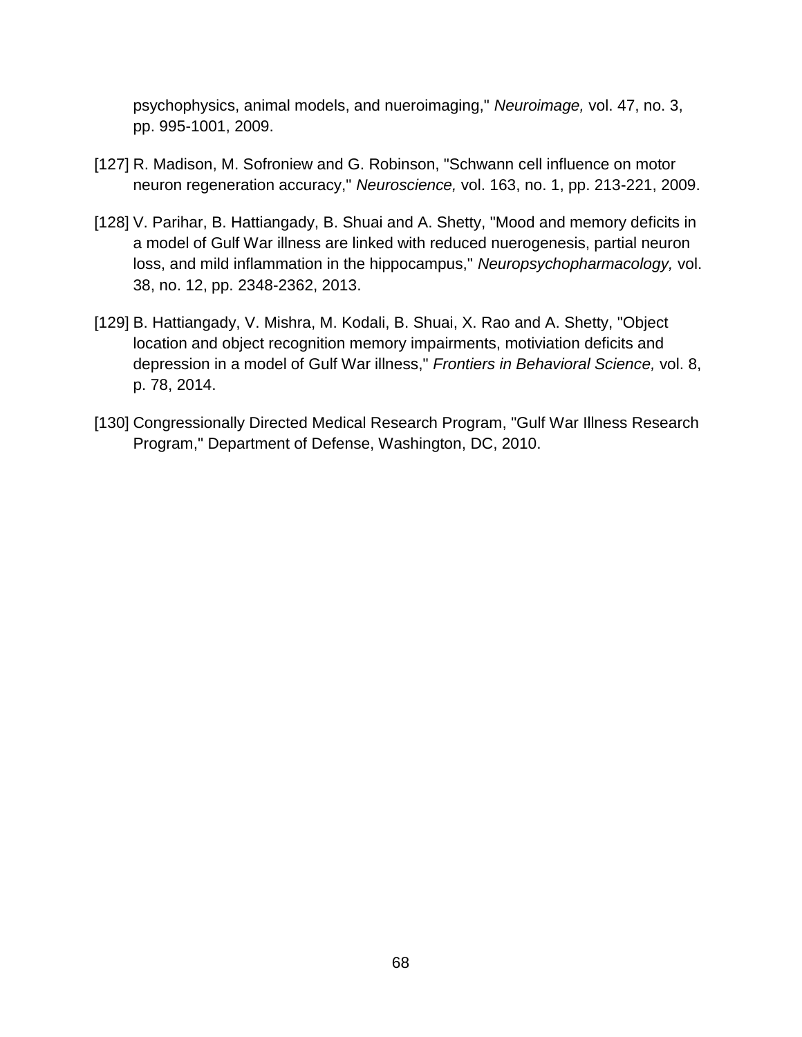psychophysics, animal models, and nueroimaging," *Neuroimage,* vol. 47, no. 3, pp. 995-1001, 2009.

[127] R. Madison, M. Sofroniew and G. Robinson, "Schwann cell influence on motor neuron regeneration accuracy," *Neuroscience,* vol. 163, no. 1, pp. 213-221, 2009.

[128] V. Parihar, B. Hattiangady, B. Shuai and A. Shetty, "Mood and memory deficits in a model of Gulf War illness are linked with reduced nuerogenesis, partial neuron loss, and mild inflammation in the hippocampus," *Neuropsychopharmacology,* vol. 38, no. 12, pp. 2348-2362, 2013.

[129] B. Hattiangady, V. Mishra, M. Kodali, B. Shuai, X. Rao and A. Shetty, "Object location and object recognition memory impairments, motiviation deficits and depression in a model of Gulf War illness," *Frontiers in Behavioral Science,* vol. 8, p. 78, 2014.

[130] Congressionally Directed Medical Research Program, "Gulf War Illness Research Program," Department of Defense, Washington, DC, 2010.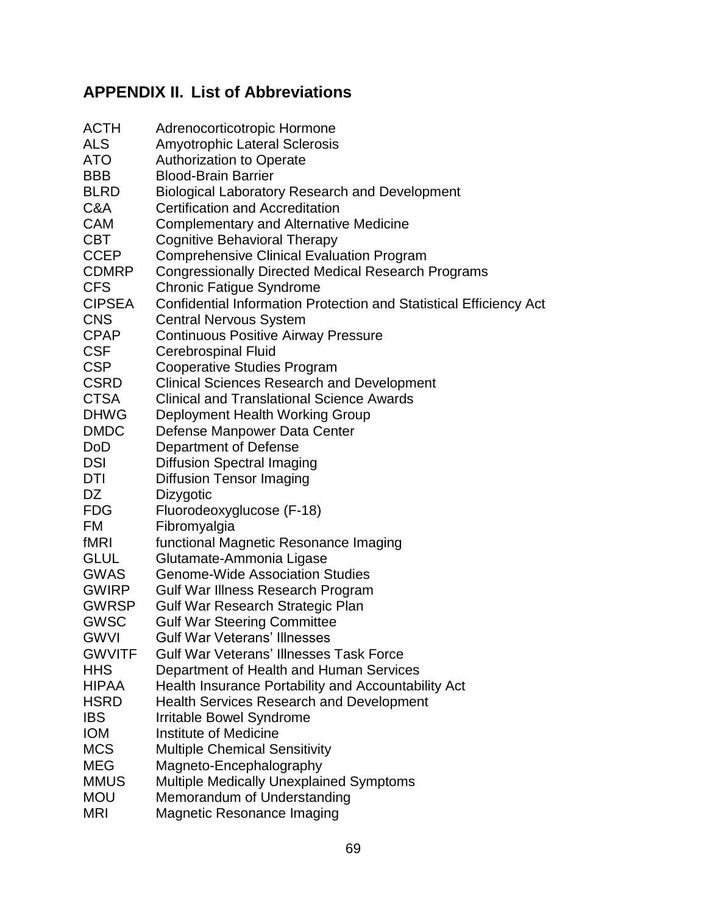## APPENDIX II. List of Abbreviations

| | |
|---|---|
| ACTH | Adrenocorticotropic Hormone |
| ALS | Amyotrophic Lateral Sclerosis |
| ATO | Authorization to Operate |
| BBB | Blood-Brain Barrier |
| BLRD | Biological Laboratory Research and Development |
| C&A | Certification and Accreditation |
| CAM | Complementary and Alternative Medicine |
| CBT | Cognitive Behavioral Therapy |
| CCEP | Comprehensive Clinical Evaluation Program |
| CDMRP | Congressionally Directed Medical Research Programs |
| CFS | Chronic Fatigue Syndrome |
| CIPSEA | Confidential Information Protection and Statistical Efficiency Act |
| CNS | Central Nervous System |
| CPAP | Continuous Positive Airway Pressure |
| CSF | Cerebrospinal Fluid |
| CSP | Cooperative Studies Program |
| CSRD | Clinical Sciences Research and Development |
| CTSA | Clinical and Translational Science Awards |
| DHWG | Deployment Health Working Group |
| DMDC | Defense Manpower Data Center |
| DoD | Department of Defense |
| DSI | Diffusion Spectral Imaging |
| DTI | Diffusion Tensor Imaging |
| DZ | Dizygotic |
| FDG | Fluorodeoxyglucose (F-18) |
| FM | Fibromyalgia |
| fMRI | functional Magnetic Resonance Imaging |
| GLUL | Glutamate-Ammonia Ligase |
| GWAS | Genome-Wide Association Studies |
| GWIRP | Gulf War Illness Research Program |
| GWRSP | Gulf War Research Strategic Plan |
| GWSC | Gulf War Steering Committee |
| GWVI | Gulf War Veterans' Illnesses |
| GWVITF | Gulf War Veterans' Illnesses Task Force |
| HHS | Department of Health and Human Services |
| HIPAA | Health Insurance Portability and Accountability Act |
| HSRD | Health Services Research and Development |
| IBS | Irritable Bowel Syndrome |
| IOM | Institute of Medicine |
| MCS | Multiple Chemical Sensitivity |
| MEG | Magneto-Encephalography |
| MMUS | Multiple Medically Unexplained Symptoms |
| MOU | Memorandum of Understanding |
| MRI | Magnetic Resonance Imaging |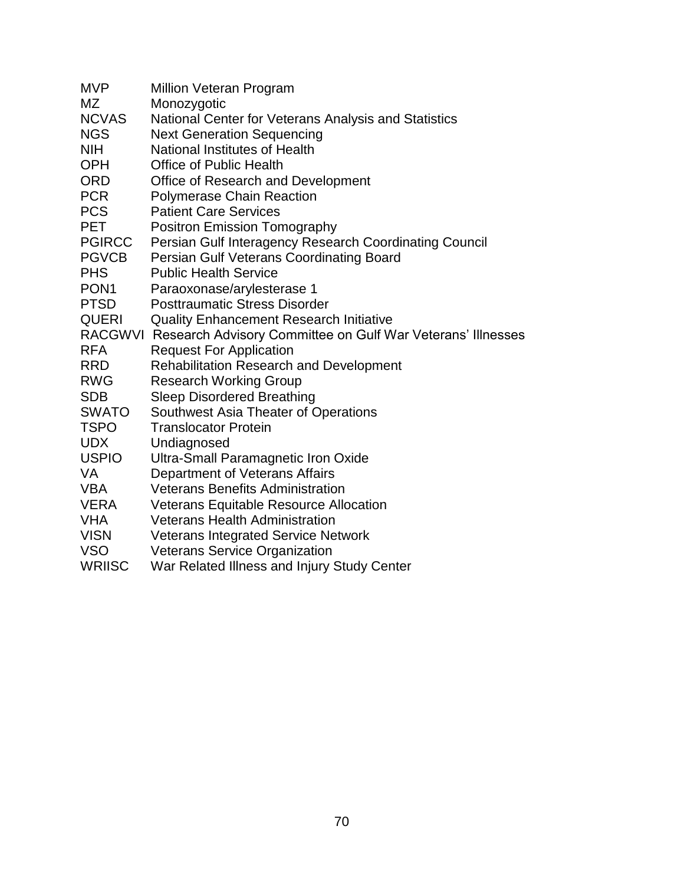| | |
|---|---|
| MVP | Million Veteran Program |
| MZ | Monozygotic |
| NCVAS | National Center for Veterans Analysis and Statistics |
| NGS | Next Generation Sequencing |
| NIH | National Institutes of Health |
| OPH | Office of Public Health |
| ORD | Office of Research and Development |
| PCR | Polymerase Chain Reaction |
| PCS | Patient Care Services |
| PET | Positron Emission Tomography |
| PGIRCC | Persian Gulf Interagency Research Coordinating Council |
| PGVCB | Persian Gulf Veterans Coordinating Board |
| PHS | Public Health Service |
| PON1 | Paraoxonase/arylesterase 1 |
| PTSD | Posttraumatic Stress Disorder |
| QUERI | Quality Enhancement Research Initiative |
| RACGWVI | Research Advisory Committee on Gulf War Veterans' Illnesses |
| RFA | Request For Application |
| RRD | Rehabilitation Research and Development |
| RWG | Research Working Group |
| SDB | Sleep Disordered Breathing |
| SWATO | Southwest Asia Theater of Operations |
| TSPO | Translocator Protein |
| UDX | Undiagnosed |
| USPIO | Ultra-Small Paramagnetic Iron Oxide |
| VA | Department of Veterans Affairs |
| VBA | Veterans Benefits Administration |
| VERA | Veterans Equitable Resource Allocation |
| VHA | Veterans Health Administration |
| VISN | Veterans Integrated Service Network |
| VSO | Veterans Service Organization |
| WRIISC | War Related Illness and Injury Study Center |